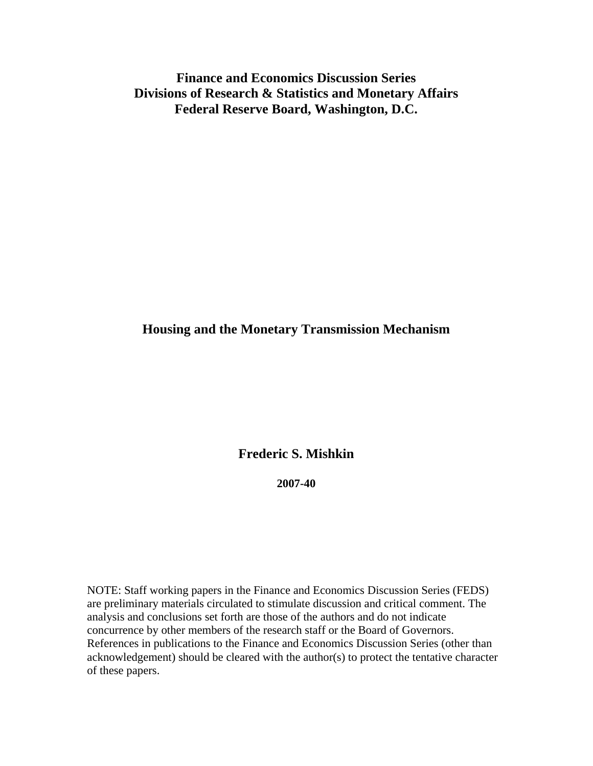**Finance and Economics Discussion Series**
**Divisions of Research & Statistics and Monetary Affairs**
**Federal Reserve Board, Washington, D.C.**

# Housing and the Monetary Transmission Mechanism

**Frederic S. Mishkin**

**2007-40**

NOTE: Staff working papers in the Finance and Economics Discussion Series (FEDS) are preliminary materials circulated to stimulate discussion and critical comment. The analysis and conclusions set forth are those of the authors and do not indicate concurrence by other members of the research staff or the Board of Governors. References in publications to the Finance and Economics Discussion Series (other than acknowledgement) should be cleared with the author(s) to protect the tentative character of these papers.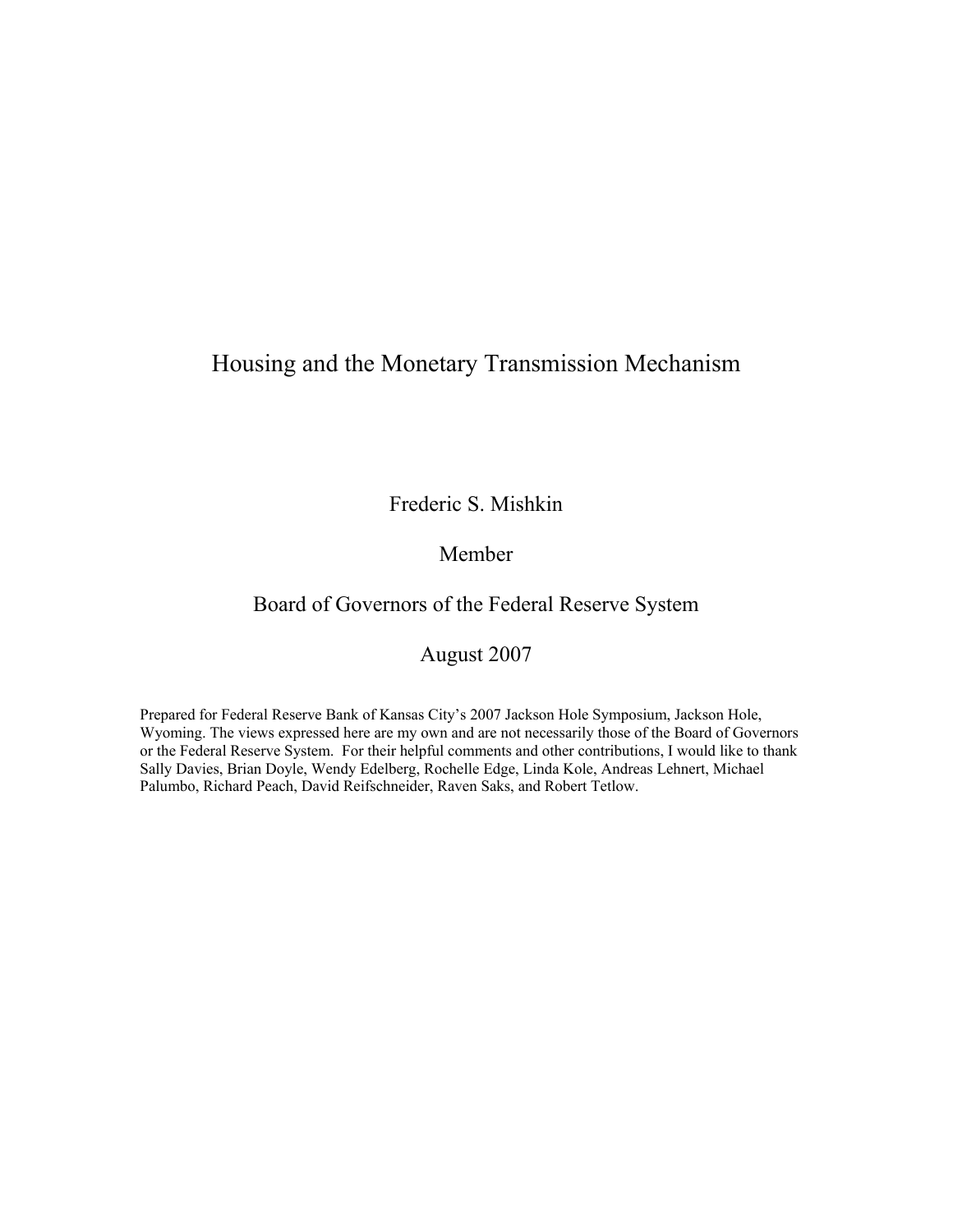# Housing and the Monetary Transmission Mechanism

Frederic S. Mishkin

Member

Board of Governors of the Federal Reserve System

August 2007

Prepared for Federal Reserve Bank of Kansas City's 2007 Jackson Hole Symposium, Jackson Hole, Wyoming. The views expressed here are my own and are not necessarily those of the Board of Governors or the Federal Reserve System. For their helpful comments and other contributions, I would like to thank Sally Davies, Brian Doyle, Wendy Edelberg, Rochelle Edge, Linda Kole, Andreas Lehnert, Michael Palumbo, Richard Peach, David Reifschneider, Raven Saks, and Robert Tetlow.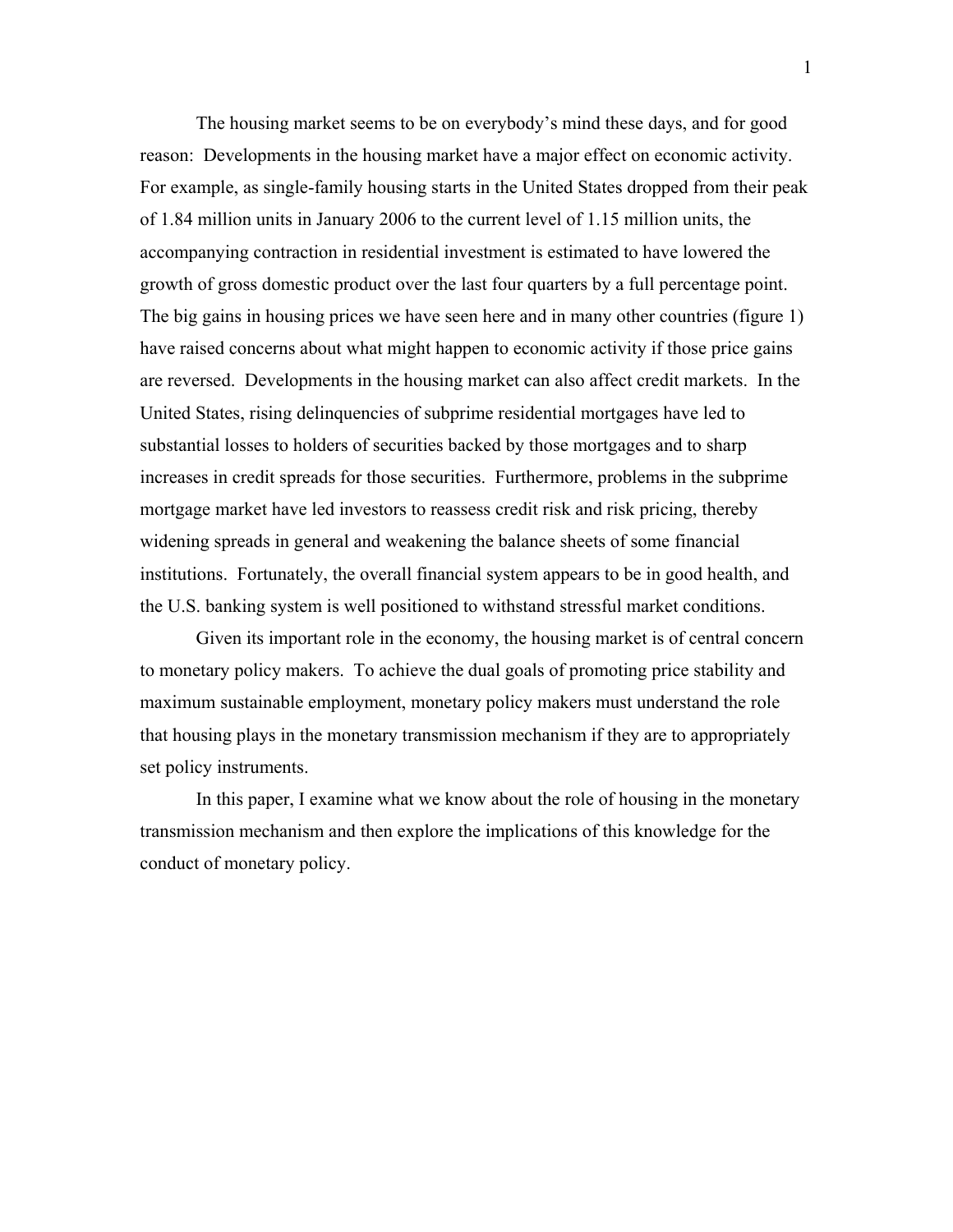The housing market seems to be on everybody's mind these days, and for good reason: Developments in the housing market have a major effect on economic activity. For example, as single-family housing starts in the United States dropped from their peak of 1.84 million units in January 2006 to the current level of 1.15 million units, the accompanying contraction in residential investment is estimated to have lowered the growth of gross domestic product over the last four quarters by a full percentage point. The big gains in housing prices we have seen here and in many other countries (figure 1) have raised concerns about what might happen to economic activity if those price gains are reversed. Developments in the housing market can also affect credit markets. In the United States, rising delinquencies of subprime residential mortgages have led to substantial losses to holders of securities backed by those mortgages and to sharp increases in credit spreads for those securities. Furthermore, problems in the subprime mortgage market have led investors to reassess credit risk and risk pricing, thereby widening spreads in general and weakening the balance sheets of some financial institutions. Fortunately, the overall financial system appears to be in good health, and the U.S. banking system is well positioned to withstand stressful market conditions.

Given its important role in the economy, the housing market is of central concern to monetary policy makers. To achieve the dual goals of promoting price stability and maximum sustainable employment, monetary policy makers must understand the role that housing plays in the monetary transmission mechanism if they are to appropriately set policy instruments.

In this paper, I examine what we know about the role of housing in the monetary transmission mechanism and then explore the implications of this knowledge for the conduct of monetary policy.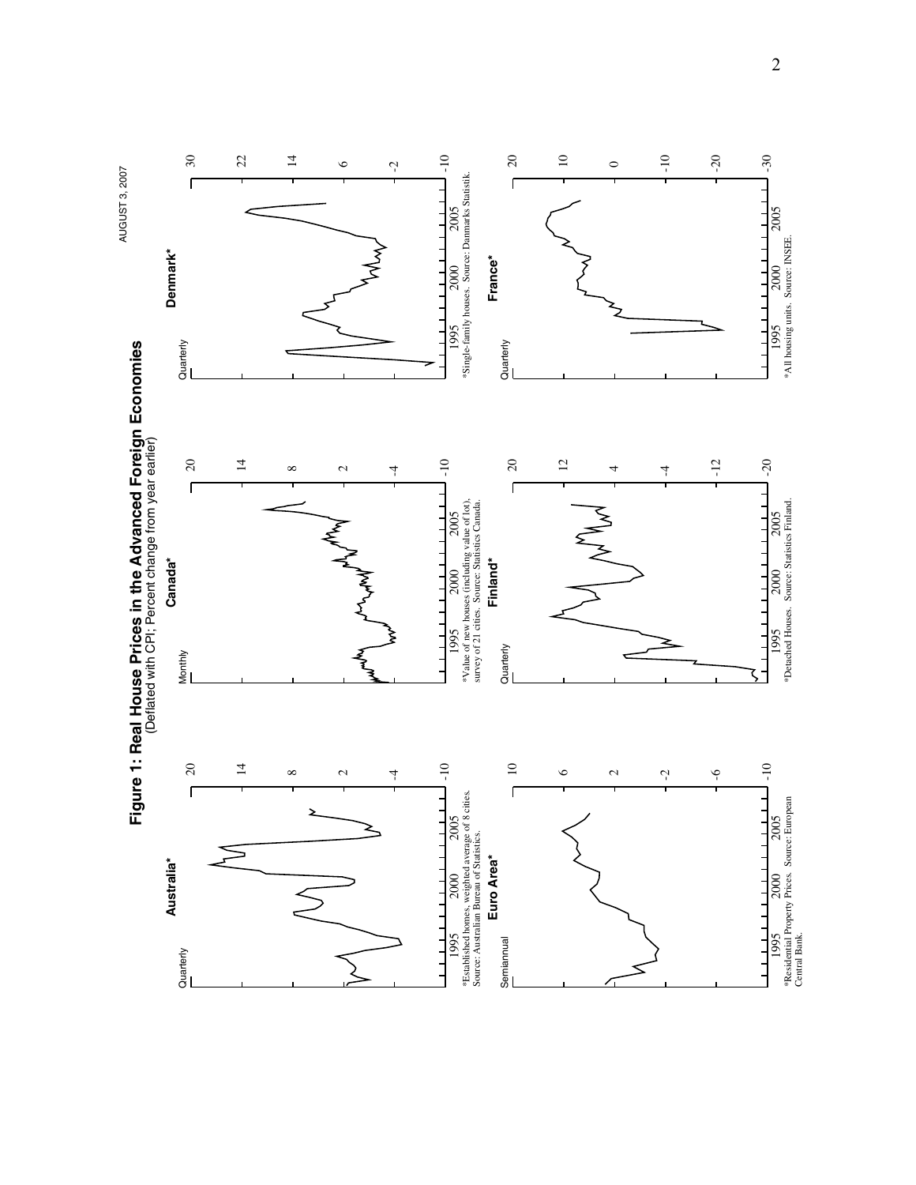# Figure 1: Real House Prices in the Advanced Foreign Economies

(Deflated with CPI; Percent change from year earlier)

**Australia***

Quarterly

*Established homes, weighted average of 8 cities. Source: Australian Bureau of Statistics.

**Canada***

Monthly

*Value of new houses (including value of lot), survey of 21 cities. Source: Statistics Canada.

**Denmark***

Quarterly

*Single-family houses. Source: Danmarks Statistik.

**Euro Area***

Semiannual

*Residential Property Prices. Source: European Central Bank.

**Finland***

Quarterly

*Detached Houses. Source: Statistics Finland.

**France***

Quarterly

*All housing units. Source: INSEE.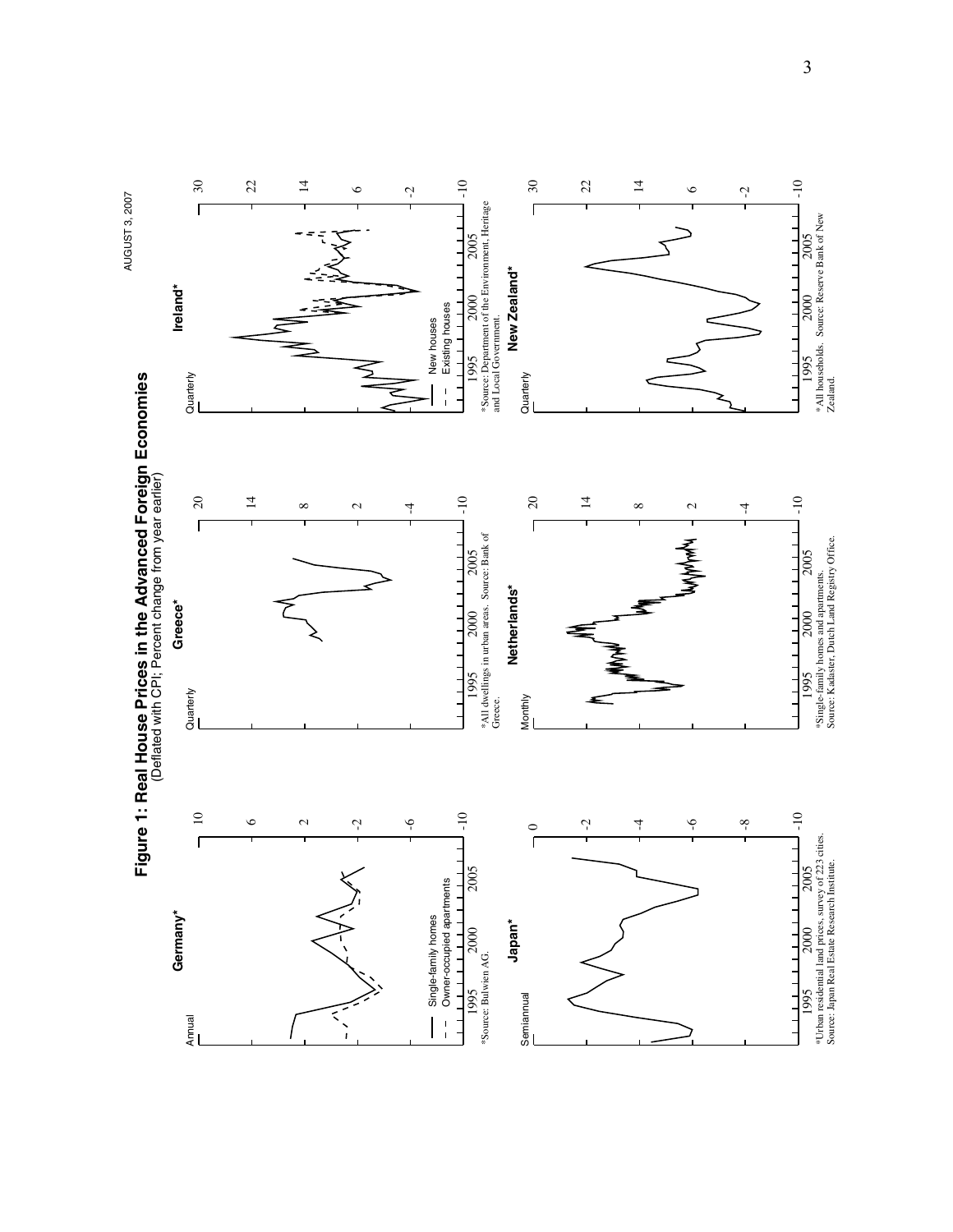# Figure 1: Real House Prices in the Advanced Foreign Economies

(Deflated with CPI; Percent change from year earlier)

**Germany***

Annual

Single-family homes
Owner-occupied apartments

*Source: Bulwien AG.

**Greece***

Quarterly

*All dwellings in urban areas. Source: Bank of Greece.

**Ireland***

Quarterly

New houses
Existing houses

*Source: Department of the Environment, Heritage and Local Government.

**Japan***

Semiannual

*Urban residential land prices, survey of 223 cities. Source: Japan Real Estate Research Institute.

**Netherlands***

Monthly

*Single-family homes and apartments. Source: Kadaster, Dutch Land Registry Office.

**New Zealand***

Quarterly

*All households. Source: Reserve Bank of New Zealand.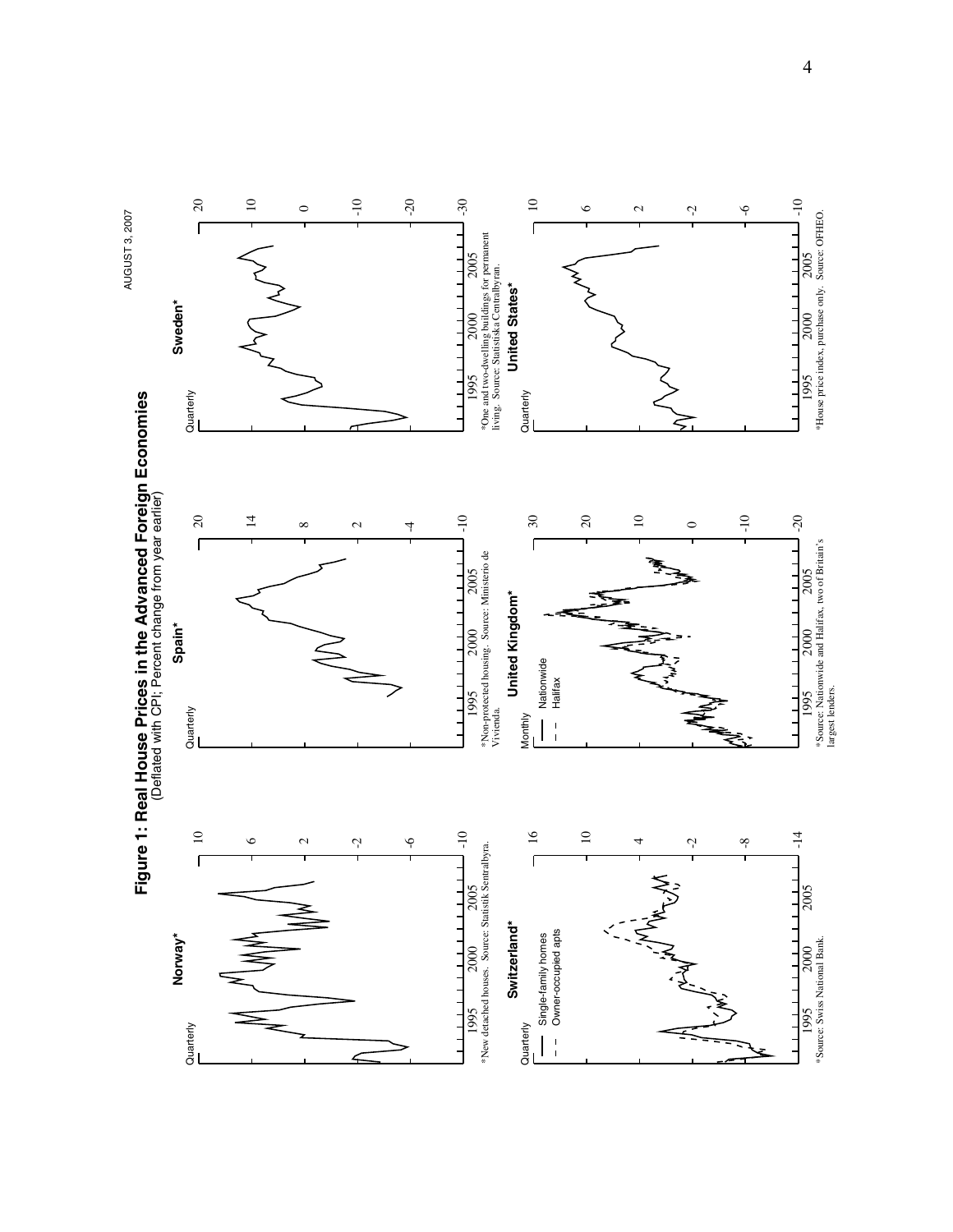# Figure 1: Real House Prices in the Advanced Foreign Economies

(Deflated with CPI; Percent change from year earlier)

**Norway***

Quarterly

*New detached houses. Source: Statistik Sentralbyra.

**Spain***

Quarterly

*Non-protected housing. Source: Ministerio de Vivienda.

**Sweden***

Quarterly

*One and two-dwelling buildings for permanent living. Source: Statistiska Centralbyran.

**Switzerland***

Quarterly

Single-family homes
Owner-occupied apts

*Source: Swiss National Bank.

**United Kingdom***

Monthly

Nationwide
Halifax

*Source: Nationwide and Halifax, two of Britain's largest lenders.

**United States***

Quarterly

*House price index, purchase only. Source: OFHEO.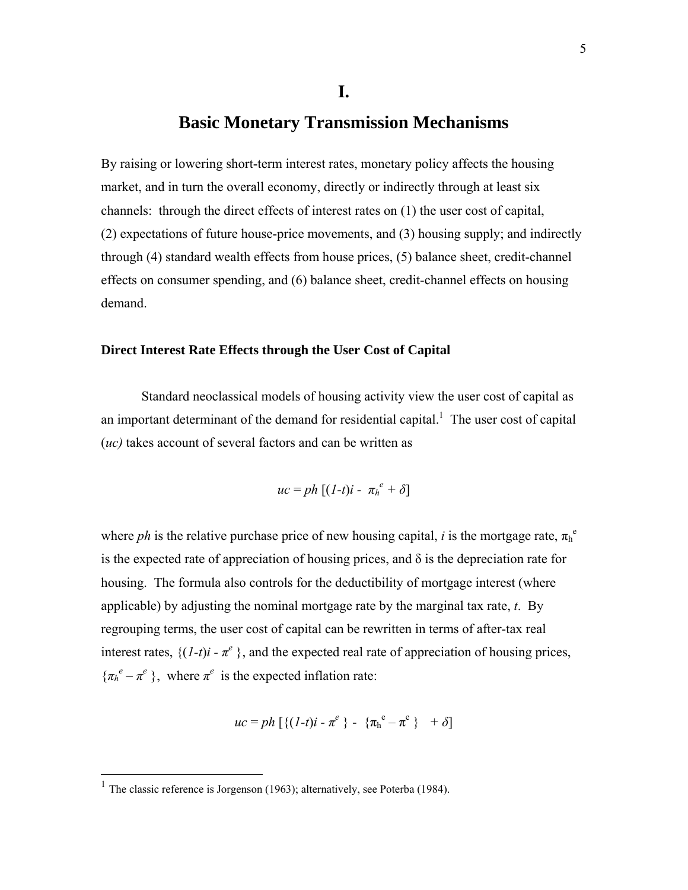# I.

# Basic Monetary Transmission Mechanisms

By raising or lowering short-term interest rates, monetary policy affects the housing market, and in turn the overall economy, directly or indirectly through at least six channels: through the direct effects of interest rates on (1) the user cost of capital, (2) expectations of future house-price movements, and (3) housing supply; and indirectly through (4) standard wealth effects from house prices, (5) balance sheet, credit-channel effects on consumer spending, and (6) balance sheet, credit-channel effects on housing demand.

### Direct Interest Rate Effects through the User Cost of Capital

Standard neoclassical models of housing activity view the user cost of capital as an important determinant of the demand for residential capital.[1] The user cost of capital (*uc)* takes account of several factors and can be written as

$$uc = ph\ [(1\text{-}t)i - \pi_h^e + \delta]$$

where *ph* is the relative purchase price of new housing capital, *i* is the mortgage rate, $\pi_h^e$ is the expected rate of appreciation of housing prices, and $\delta$ is the depreciation rate for housing. The formula also controls for the deductibility of mortgage interest (where applicable) by adjusting the nominal mortgage rate by the marginal tax rate, *t*. By regrouping terms, the user cost of capital can be rewritten in terms of after-tax real interest rates, $\{(1\text{-}t)i - \pi^e\}$, and the expected real rate of appreciation of housing prices, $\{\pi_h^e - \pi^e\}$, where $\pi^e$ is the expected inflation rate:

$$uc = ph\ [\{(1\text{-}t)i - \pi^e\} - \{\pi_h^e - \pi^e\} + \delta]$$

[1] The classic reference is Jorgenson (1963); alternatively, see Poterba (1984).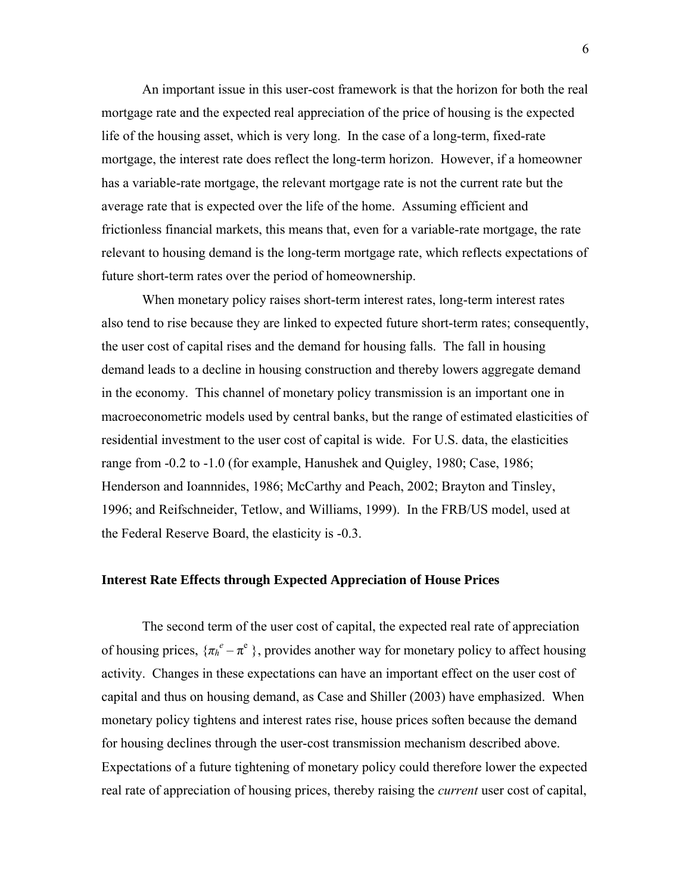An important issue in this user-cost framework is that the horizon for both the real mortgage rate and the expected real appreciation of the price of housing is the expected life of the housing asset, which is very long. In the case of a long-term, fixed-rate mortgage, the interest rate does reflect the long-term horizon. However, if a homeowner has a variable-rate mortgage, the relevant mortgage rate is not the current rate but the average rate that is expected over the life of the home. Assuming efficient and frictionless financial markets, this means that, even for a variable-rate mortgage, the rate relevant to housing demand is the long-term mortgage rate, which reflects expectations of future short-term rates over the period of homeownership.

When monetary policy raises short-term interest rates, long-term interest rates also tend to rise because they are linked to expected future short-term rates; consequently, the user cost of capital rises and the demand for housing falls. The fall in housing demand leads to a decline in housing construction and thereby lowers aggregate demand in the economy. This channel of monetary policy transmission is an important one in macroeconometric models used by central banks, but the range of estimated elasticities of residential investment to the user cost of capital is wide. For U.S. data, the elasticities range from -0.2 to -1.0 (for example, Hanushek and Quigley, 1980; Case, 1986; Henderson and Ioannnides, 1986; McCarthy and Peach, 2002; Brayton and Tinsley, 1996; and Reifschneider, Tetlow, and Williams, 1999). In the FRB/US model, used at the Federal Reserve Board, the elasticity is -0.3.

### Interest Rate Effects through Expected Appreciation of House Prices

The second term of the user cost of capital, the expected real rate of appreciation of housing prices, $\{\pi_h^e - \pi^e\}$, provides another way for monetary policy to affect housing activity. Changes in these expectations can have an important effect on the user cost of capital and thus on housing demand, as Case and Shiller (2003) have emphasized. When monetary policy tightens and interest rates rise, house prices soften because the demand for housing declines through the user-cost transmission mechanism described above. Expectations of a future tightening of monetary policy could therefore lower the expected real rate of appreciation of housing prices, thereby raising the *current* user cost of capital,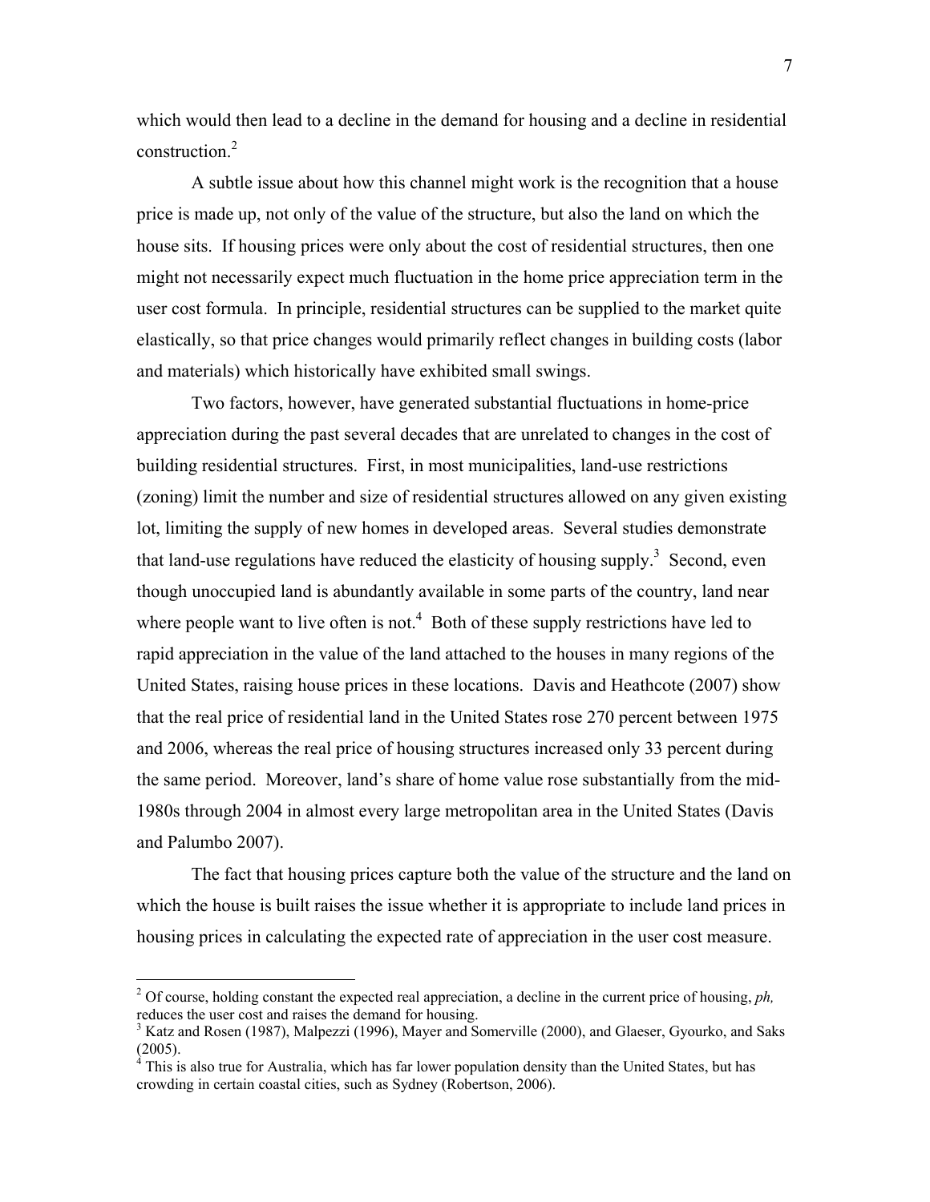which would then lead to a decline in the demand for housing and a decline in residential construction.[2]

A subtle issue about how this channel might work is the recognition that a house price is made up, not only of the value of the structure, but also the land on which the house sits. If housing prices were only about the cost of residential structures, then one might not necessarily expect much fluctuation in the home price appreciation term in the user cost formula. In principle, residential structures can be supplied to the market quite elastically, so that price changes would primarily reflect changes in building costs (labor and materials) which historically have exhibited small swings.

Two factors, however, have generated substantial fluctuations in home-price appreciation during the past several decades that are unrelated to changes in the cost of building residential structures. First, in most municipalities, land-use restrictions (zoning) limit the number and size of residential structures allowed on any given existing lot, limiting the supply of new homes in developed areas. Several studies demonstrate that land-use regulations have reduced the elasticity of housing supply.[3] Second, even though unoccupied land is abundantly available in some parts of the country, land near where people want to live often is not.[4] Both of these supply restrictions have led to rapid appreciation in the value of the land attached to the houses in many regions of the United States, raising house prices in these locations. Davis and Heathcote (2007) show that the real price of residential land in the United States rose 270 percent between 1975 and 2006, whereas the real price of housing structures increased only 33 percent during the same period. Moreover, land's share of home value rose substantially from the mid-1980s through 2004 in almost every large metropolitan area in the United States (Davis and Palumbo 2007).

The fact that housing prices capture both the value of the structure and the land on which the house is built raises the issue whether it is appropriate to include land prices in housing prices in calculating the expected rate of appreciation in the user cost measure.

---

[2] Of course, holding constant the expected real appreciation, a decline in the current price of housing, *ph,* reduces the user cost and raises the demand for housing.

[3] Katz and Rosen (1987), Malpezzi (1996), Mayer and Somerville (2000), and Glaeser, Gyourko, and Saks (2005).

[4] This is also true for Australia, which has far lower population density than the United States, but has crowding in certain coastal cities, such as Sydney (Robertson, 2006).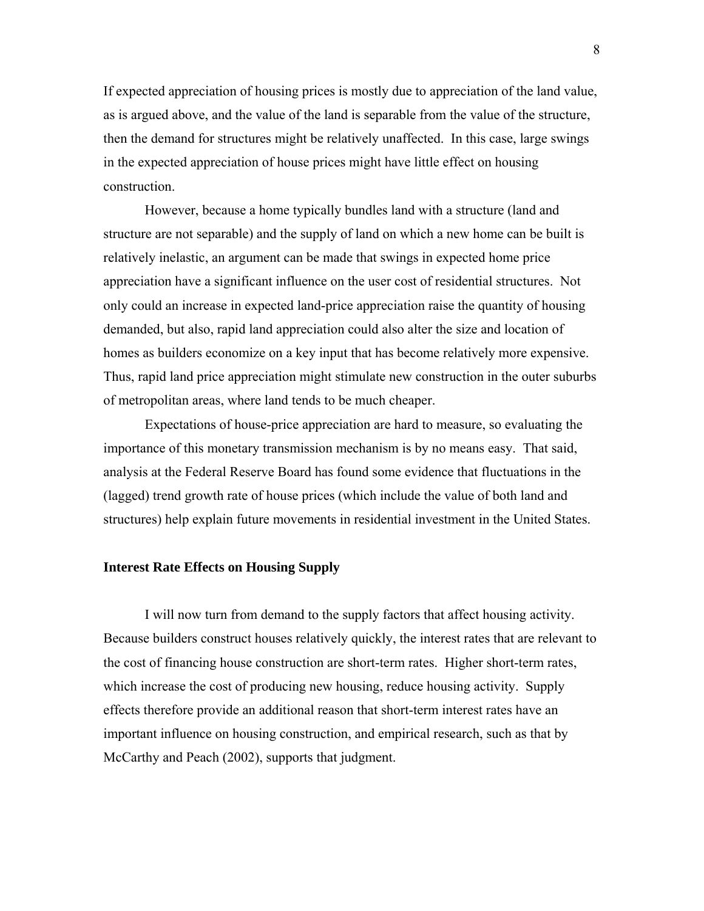If expected appreciation of housing prices is mostly due to appreciation of the land value, as is argued above, and the value of the land is separable from the value of the structure, then the demand for structures might be relatively unaffected. In this case, large swings in the expected appreciation of house prices might have little effect on housing construction.

However, because a home typically bundles land with a structure (land and structure are not separable) and the supply of land on which a new home can be built is relatively inelastic, an argument can be made that swings in expected home price appreciation have a significant influence on the user cost of residential structures. Not only could an increase in expected land-price appreciation raise the quantity of housing demanded, but also, rapid land appreciation could also alter the size and location of homes as builders economize on a key input that has become relatively more expensive. Thus, rapid land price appreciation might stimulate new construction in the outer suburbs of metropolitan areas, where land tends to be much cheaper.

Expectations of house-price appreciation are hard to measure, so evaluating the importance of this monetary transmission mechanism is by no means easy. That said, analysis at the Federal Reserve Board has found some evidence that fluctuations in the (lagged) trend growth rate of house prices (which include the value of both land and structures) help explain future movements in residential investment in the United States.

**Interest Rate Effects on Housing Supply**

I will now turn from demand to the supply factors that affect housing activity. Because builders construct houses relatively quickly, the interest rates that are relevant to the cost of financing house construction are short-term rates. Higher short-term rates, which increase the cost of producing new housing, reduce housing activity. Supply effects therefore provide an additional reason that short-term interest rates have an important influence on housing construction, and empirical research, such as that by McCarthy and Peach (2002), supports that judgment.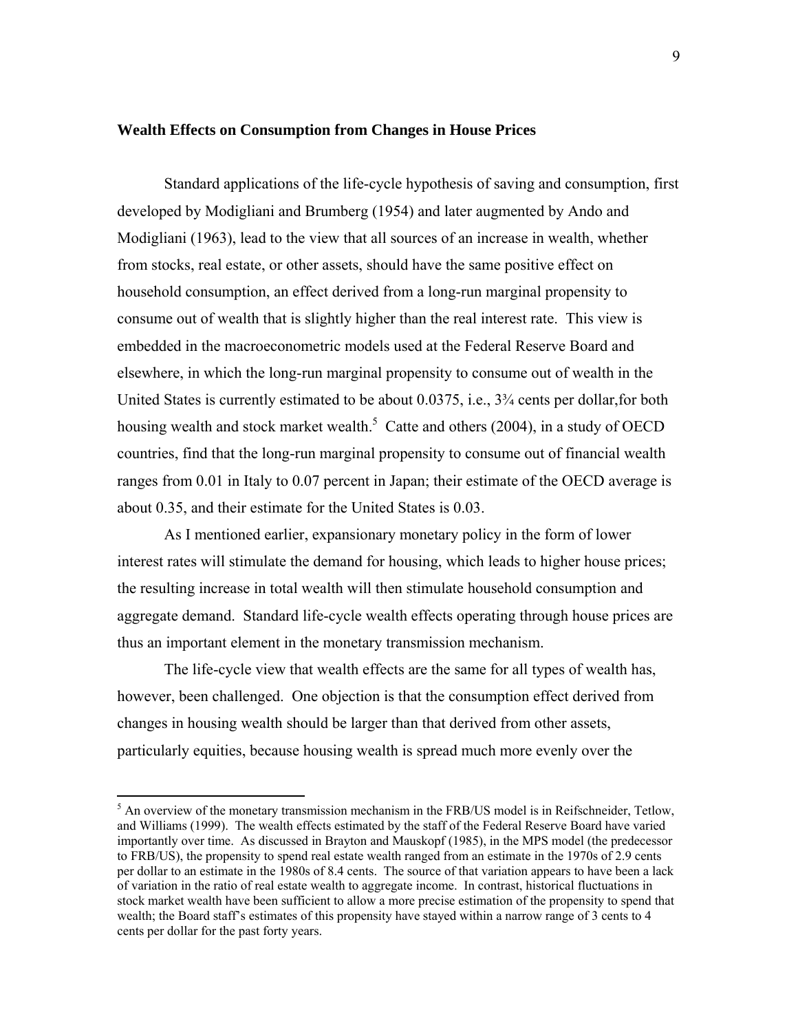**Wealth Effects on Consumption from Changes in House Prices**

Standard applications of the life-cycle hypothesis of saving and consumption, first developed by Modigliani and Brumberg (1954) and later augmented by Ando and Modigliani (1963), lead to the view that all sources of an increase in wealth, whether from stocks, real estate, or other assets, should have the same positive effect on household consumption, an effect derived from a long-run marginal propensity to consume out of wealth that is slightly higher than the real interest rate. This view is embedded in the macroeconometric models used at the Federal Reserve Board and elsewhere, in which the long-run marginal propensity to consume out of wealth in the United States is currently estimated to be about 0.0375, i.e., 3¾ cents per dollar,for both housing wealth and stock market wealth.[5] Catte and others (2004), in a study of OECD countries, find that the long-run marginal propensity to consume out of financial wealth ranges from 0.01 in Italy to 0.07 percent in Japan; their estimate of the OECD average is about 0.35, and their estimate for the United States is 0.03.

As I mentioned earlier, expansionary monetary policy in the form of lower interest rates will stimulate the demand for housing, which leads to higher house prices; the resulting increase in total wealth will then stimulate household consumption and aggregate demand. Standard life-cycle wealth effects operating through house prices are thus an important element in the monetary transmission mechanism.

The life-cycle view that wealth effects are the same for all types of wealth has, however, been challenged. One objection is that the consumption effect derived from changes in housing wealth should be larger than that derived from other assets, particularly equities, because housing wealth is spread much more evenly over the

[5] An overview of the monetary transmission mechanism in the FRB/US model is in Reifschneider, Tetlow, and Williams (1999). The wealth effects estimated by the staff of the Federal Reserve Board have varied importantly over time. As discussed in Brayton and Mauskopf (1985), in the MPS model (the predecessor to FRB/US), the propensity to spend real estate wealth ranged from an estimate in the 1970s of 2.9 cents per dollar to an estimate in the 1980s of 8.4 cents. The source of that variation appears to have been a lack of variation in the ratio of real estate wealth to aggregate income. In contrast, historical fluctuations in stock market wealth have been sufficient to allow a more precise estimation of the propensity to spend that wealth; the Board staff's estimates of this propensity have stayed within a narrow range of 3 cents to 4 cents per dollar for the past forty years.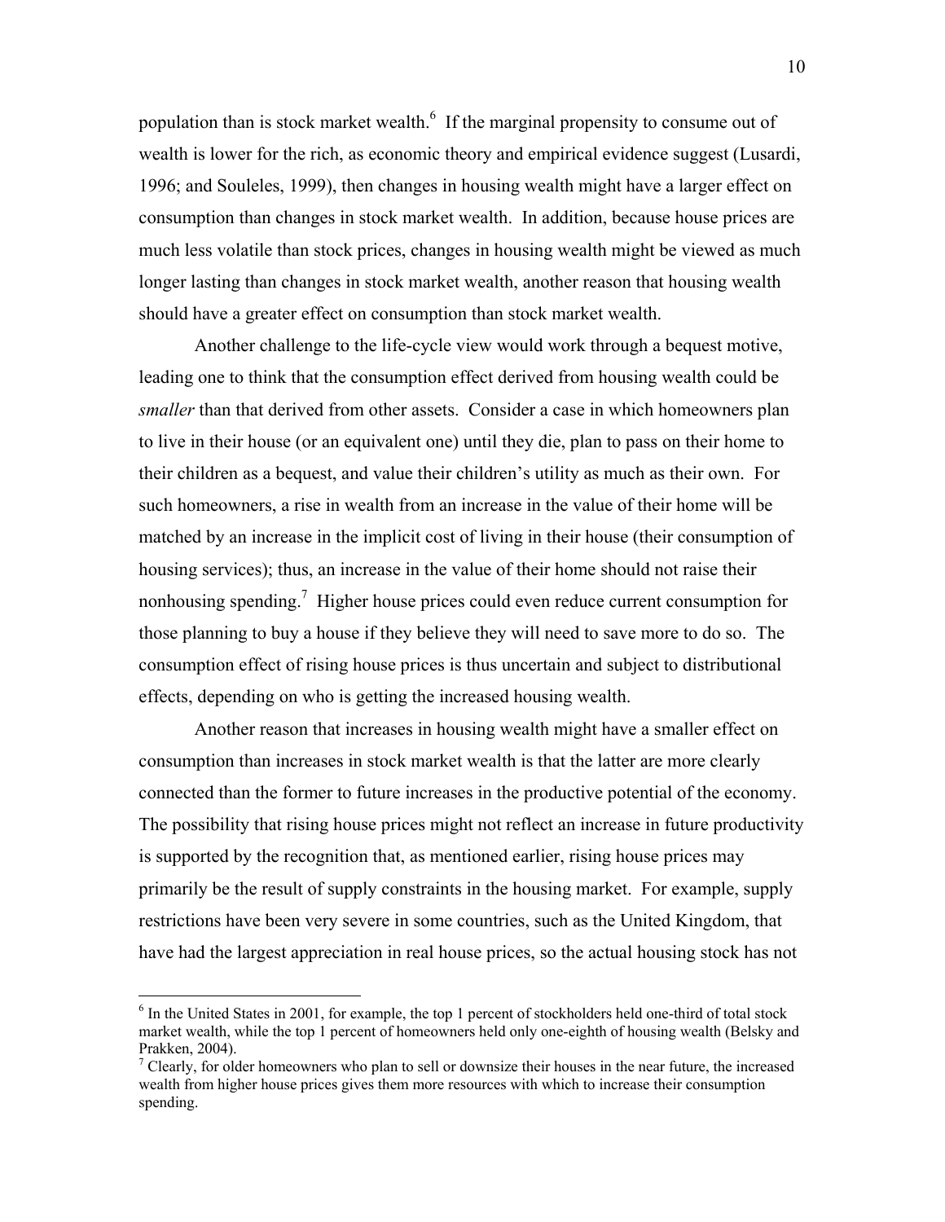population than is stock market wealth.[6] If the marginal propensity to consume out of wealth is lower for the rich, as economic theory and empirical evidence suggest (Lusardi, 1996; and Souleles, 1999), then changes in housing wealth might have a larger effect on consumption than changes in stock market wealth. In addition, because house prices are much less volatile than stock prices, changes in housing wealth might be viewed as much longer lasting than changes in stock market wealth, another reason that housing wealth should have a greater effect on consumption than stock market wealth.

Another challenge to the life-cycle view would work through a bequest motive, leading one to think that the consumption effect derived from housing wealth could be *smaller* than that derived from other assets. Consider a case in which homeowners plan to live in their house (or an equivalent one) until they die, plan to pass on their home to their children as a bequest, and value their children's utility as much as their own. For such homeowners, a rise in wealth from an increase in the value of their home will be matched by an increase in the implicit cost of living in their house (their consumption of housing services); thus, an increase in the value of their home should not raise their nonhousing spending.[7] Higher house prices could even reduce current consumption for those planning to buy a house if they believe they will need to save more to do so. The consumption effect of rising house prices is thus uncertain and subject to distributional effects, depending on who is getting the increased housing wealth.

Another reason that increases in housing wealth might have a smaller effect on consumption than increases in stock market wealth is that the latter are more clearly connected than the former to future increases in the productive potential of the economy. The possibility that rising house prices might not reflect an increase in future productivity is supported by the recognition that, as mentioned earlier, rising house prices may primarily be the result of supply constraints in the housing market. For example, supply restrictions have been very severe in some countries, such as the United Kingdom, that have had the largest appreciation in real house prices, so the actual housing stock has not

---

[6] In the United States in 2001, for example, the top 1 percent of stockholders held one-third of total stock market wealth, while the top 1 percent of homeowners held only one-eighth of housing wealth (Belsky and Prakken, 2004).

[7] Clearly, for older homeowners who plan to sell or downsize their houses in the near future, the increased wealth from higher house prices gives them more resources with which to increase their consumption spending.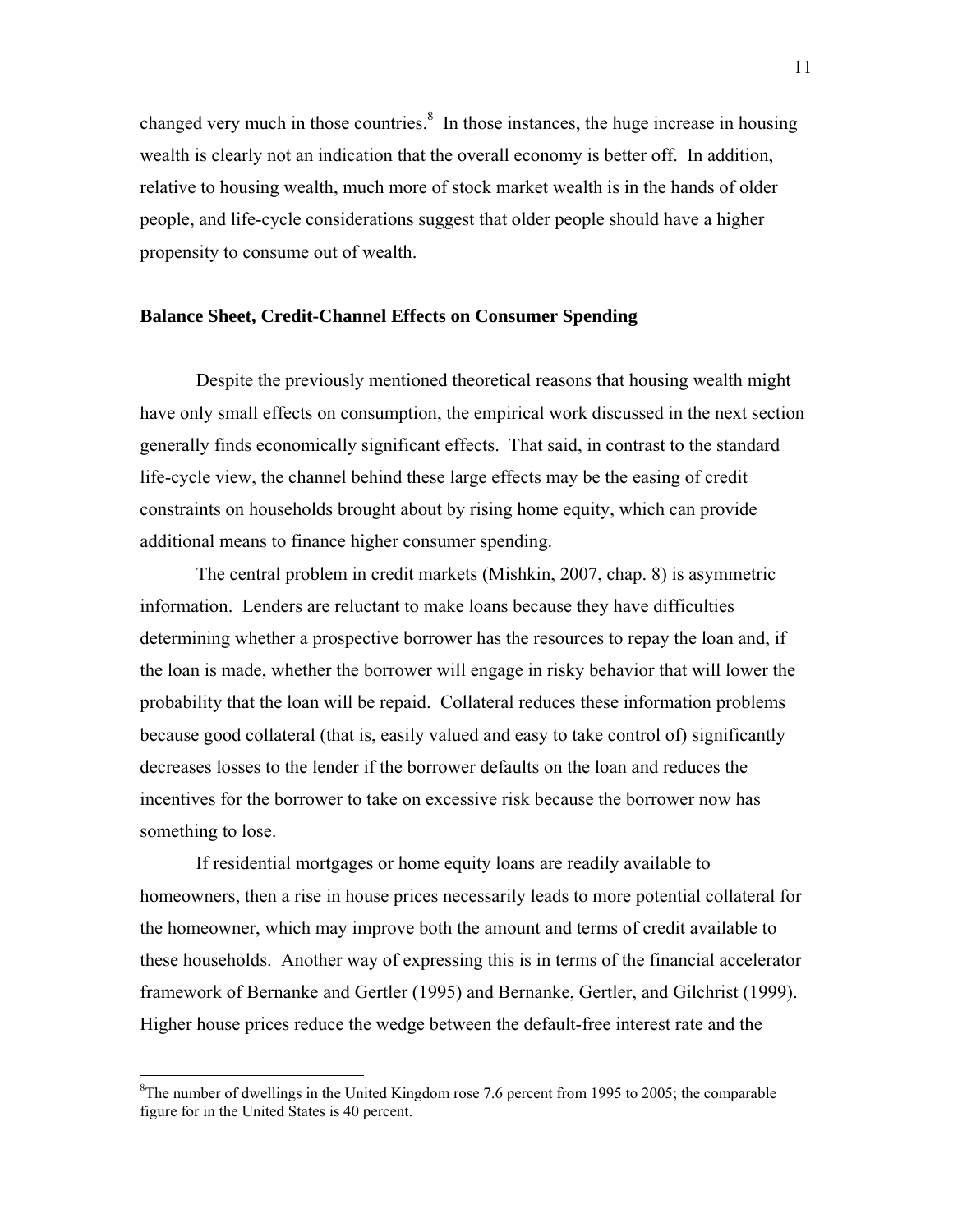changed very much in those countries.[8] In those instances, the huge increase in housing wealth is clearly not an indication that the overall economy is better off. In addition, relative to housing wealth, much more of stock market wealth is in the hands of older people, and life-cycle considerations suggest that older people should have a higher propensity to consume out of wealth.

### Balance Sheet, Credit-Channel Effects on Consumer Spending

Despite the previously mentioned theoretical reasons that housing wealth might have only small effects on consumption, the empirical work discussed in the next section generally finds economically significant effects. That said, in contrast to the standard life-cycle view, the channel behind these large effects may be the easing of credit constraints on households brought about by rising home equity, which can provide additional means to finance higher consumer spending.

The central problem in credit markets (Mishkin, 2007, chap. 8) is asymmetric information. Lenders are reluctant to make loans because they have difficulties determining whether a prospective borrower has the resources to repay the loan and, if the loan is made, whether the borrower will engage in risky behavior that will lower the probability that the loan will be repaid. Collateral reduces these information problems because good collateral (that is, easily valued and easy to take control of) significantly decreases losses to the lender if the borrower defaults on the loan and reduces the incentives for the borrower to take on excessive risk because the borrower now has something to lose.

If residential mortgages or home equity loans are readily available to homeowners, then a rise in house prices necessarily leads to more potential collateral for the homeowner, which may improve both the amount and terms of credit available to these households. Another way of expressing this is in terms of the financial accelerator framework of Bernanke and Gertler (1995) and Bernanke, Gertler, and Gilchrist (1999). Higher house prices reduce the wedge between the default-free interest rate and the

[8] The number of dwellings in the United Kingdom rose 7.6 percent from 1995 to 2005; the comparable figure for in the United States is 40 percent.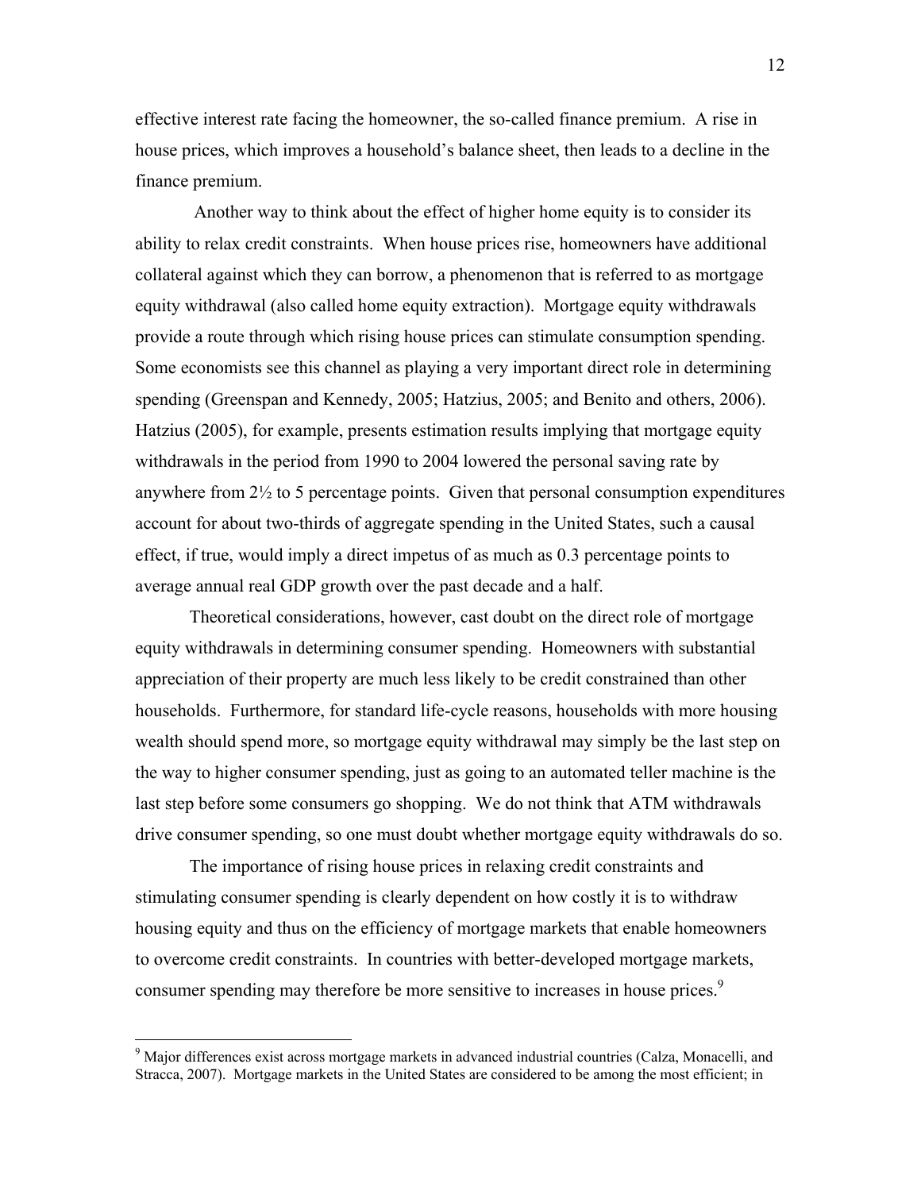effective interest rate facing the homeowner, the so-called finance premium. A rise in house prices, which improves a household's balance sheet, then leads to a decline in the finance premium.

Another way to think about the effect of higher home equity is to consider its ability to relax credit constraints. When house prices rise, homeowners have additional collateral against which they can borrow, a phenomenon that is referred to as mortgage equity withdrawal (also called home equity extraction). Mortgage equity withdrawals provide a route through which rising house prices can stimulate consumption spending. Some economists see this channel as playing a very important direct role in determining spending (Greenspan and Kennedy, 2005; Hatzius, 2005; and Benito and others, 2006). Hatzius (2005), for example, presents estimation results implying that mortgage equity withdrawals in the period from 1990 to 2004 lowered the personal saving rate by anywhere from 2½ to 5 percentage points. Given that personal consumption expenditures account for about two-thirds of aggregate spending in the United States, such a causal effect, if true, would imply a direct impetus of as much as 0.3 percentage points to average annual real GDP growth over the past decade and a half.

Theoretical considerations, however, cast doubt on the direct role of mortgage equity withdrawals in determining consumer spending. Homeowners with substantial appreciation of their property are much less likely to be credit constrained than other households. Furthermore, for standard life-cycle reasons, households with more housing wealth should spend more, so mortgage equity withdrawal may simply be the last step on the way to higher consumer spending, just as going to an automated teller machine is the last step before some consumers go shopping. We do not think that ATM withdrawals drive consumer spending, so one must doubt whether mortgage equity withdrawals do so.

The importance of rising house prices in relaxing credit constraints and stimulating consumer spending is clearly dependent on how costly it is to withdraw housing equity and thus on the efficiency of mortgage markets that enable homeowners to overcome credit constraints. In countries with better-developed mortgage markets, consumer spending may therefore be more sensitive to increases in house prices.[9]

---

[9] Major differences exist across mortgage markets in advanced industrial countries (Calza, Monacelli, and Stracca, 2007). Mortgage markets in the United States are considered to be among the most efficient; in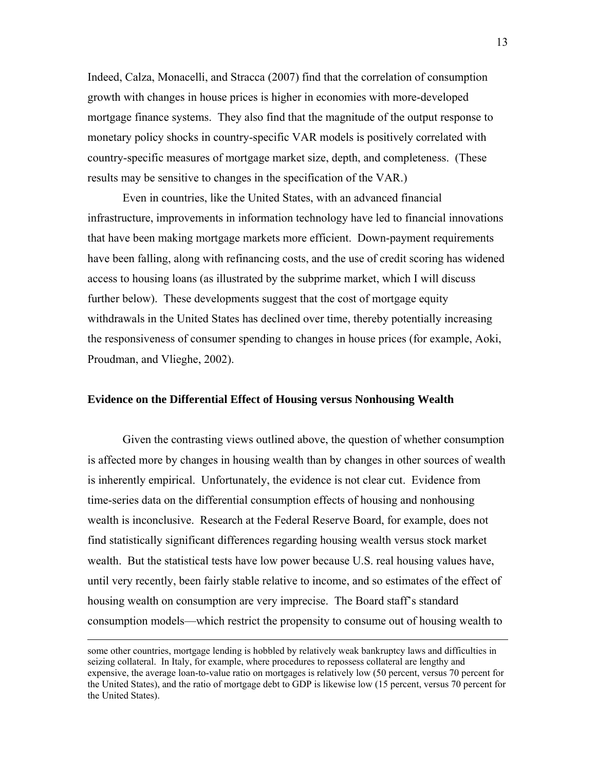Indeed, Calza, Monacelli, and Stracca (2007) find that the correlation of consumption growth with changes in house prices is higher in economies with more-developed mortgage finance systems. They also find that the magnitude of the output response to monetary policy shocks in country-specific VAR models is positively correlated with country-specific measures of mortgage market size, depth, and completeness. (These results may be sensitive to changes in the specification of the VAR.)

Even in countries, like the United States, with an advanced financial infrastructure, improvements in information technology have led to financial innovations that have been making mortgage markets more efficient. Down-payment requirements have been falling, along with refinancing costs, and the use of credit scoring has widened access to housing loans (as illustrated by the subprime market, which I will discuss further below). These developments suggest that the cost of mortgage equity withdrawals in the United States has declined over time, thereby potentially increasing the responsiveness of consumer spending to changes in house prices (for example, Aoki, Proudman, and Vlieghe, 2002).

### Evidence on the Differential Effect of Housing versus Nonhousing Wealth

Given the contrasting views outlined above, the question of whether consumption is affected more by changes in housing wealth than by changes in other sources of wealth is inherently empirical. Unfortunately, the evidence is not clear cut. Evidence from time-series data on the differential consumption effects of housing and nonhousing wealth is inconclusive. Research at the Federal Reserve Board, for example, does not find statistically significant differences regarding housing wealth versus stock market wealth. But the statistical tests have low power because U.S. real housing values have, until very recently, been fairly stable relative to income, and so estimates of the effect of housing wealth on consumption are very imprecise. The Board staff's standard consumption models—which restrict the propensity to consume out of housing wealth to

---

some other countries, mortgage lending is hobbled by relatively weak bankruptcy laws and difficulties in seizing collateral. In Italy, for example, where procedures to repossess collateral are lengthy and expensive, the average loan-to-value ratio on mortgages is relatively low (50 percent, versus 70 percent for the United States), and the ratio of mortgage debt to GDP is likewise low (15 percent, versus 70 percent for the United States).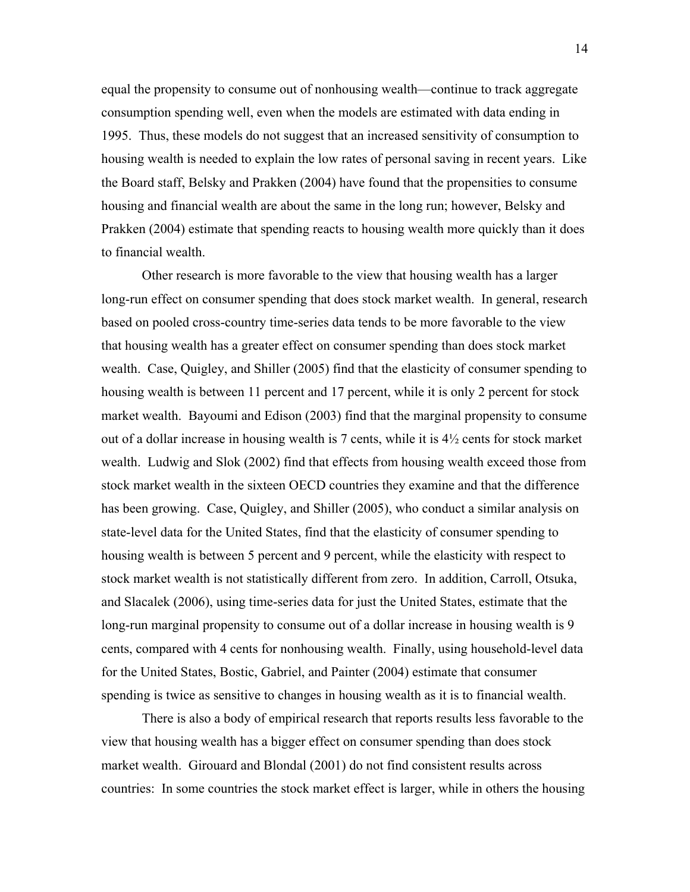equal the propensity to consume out of nonhousing wealth—continue to track aggregate consumption spending well, even when the models are estimated with data ending in 1995. Thus, these models do not suggest that an increased sensitivity of consumption to housing wealth is needed to explain the low rates of personal saving in recent years. Like the Board staff, Belsky and Prakken (2004) have found that the propensities to consume housing and financial wealth are about the same in the long run; however, Belsky and Prakken (2004) estimate that spending reacts to housing wealth more quickly than it does to financial wealth.

Other research is more favorable to the view that housing wealth has a larger long-run effect on consumer spending that does stock market wealth. In general, research based on pooled cross-country time-series data tends to be more favorable to the view that housing wealth has a greater effect on consumer spending than does stock market wealth. Case, Quigley, and Shiller (2005) find that the elasticity of consumer spending to housing wealth is between 11 percent and 17 percent, while it is only 2 percent for stock market wealth. Bayoumi and Edison (2003) find that the marginal propensity to consume out of a dollar increase in housing wealth is 7 cents, while it is 4½ cents for stock market wealth. Ludwig and Slok (2002) find that effects from housing wealth exceed those from stock market wealth in the sixteen OECD countries they examine and that the difference has been growing. Case, Quigley, and Shiller (2005), who conduct a similar analysis on state-level data for the United States, find that the elasticity of consumer spending to housing wealth is between 5 percent and 9 percent, while the elasticity with respect to stock market wealth is not statistically different from zero. In addition, Carroll, Otsuka, and Slacalek (2006), using time-series data for just the United States, estimate that the long-run marginal propensity to consume out of a dollar increase in housing wealth is 9 cents, compared with 4 cents for nonhousing wealth. Finally, using household-level data for the United States, Bostic, Gabriel, and Painter (2004) estimate that consumer spending is twice as sensitive to changes in housing wealth as it is to financial wealth.

There is also a body of empirical research that reports results less favorable to the view that housing wealth has a bigger effect on consumer spending than does stock market wealth. Girouard and Blondal (2001) do not find consistent results across countries: In some countries the stock market effect is larger, while in others the housing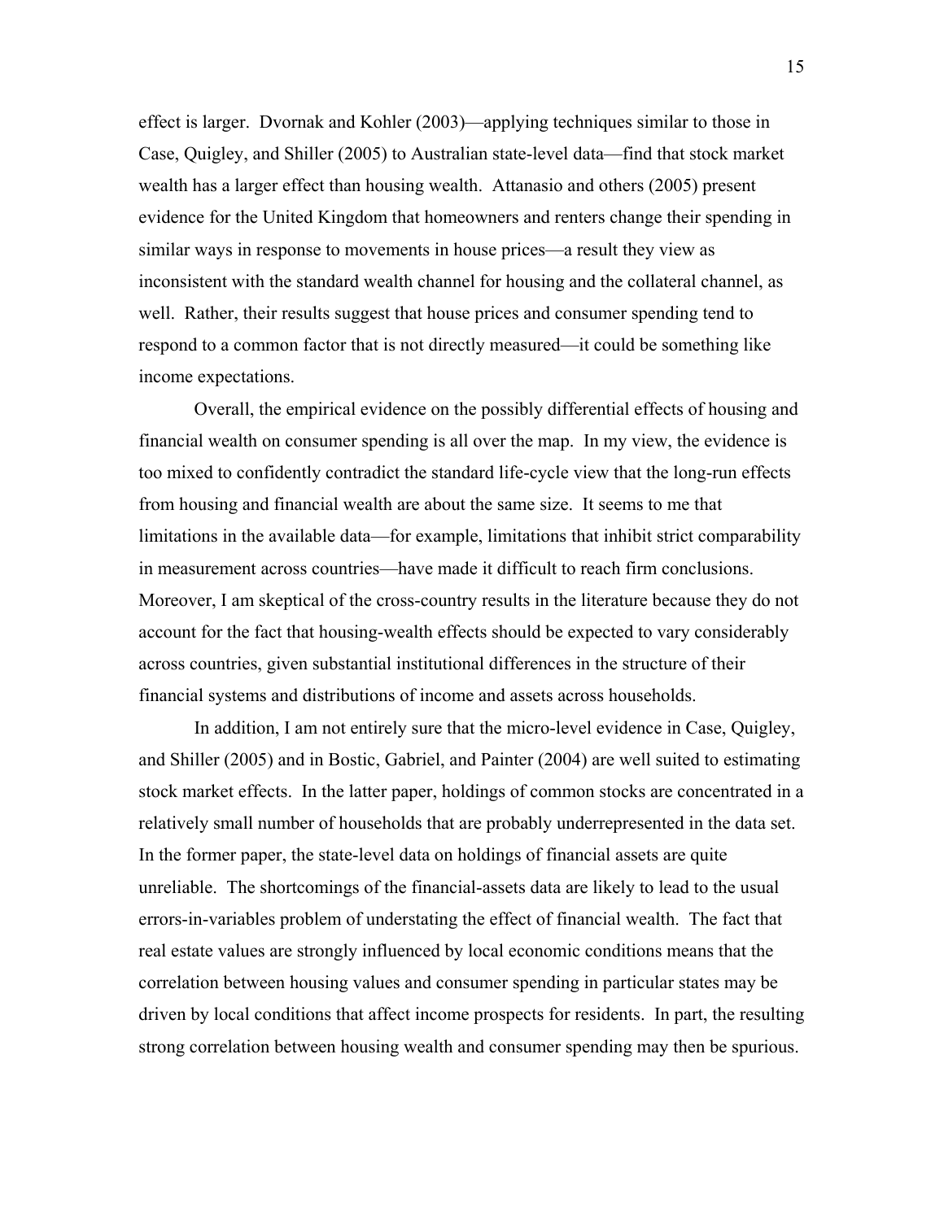effect is larger. Dvornak and Kohler (2003)—applying techniques similar to those in Case, Quigley, and Shiller (2005) to Australian state-level data—find that stock market wealth has a larger effect than housing wealth. Attanasio and others (2005) present evidence for the United Kingdom that homeowners and renters change their spending in similar ways in response to movements in house prices—a result they view as inconsistent with the standard wealth channel for housing and the collateral channel, as well. Rather, their results suggest that house prices and consumer spending tend to respond to a common factor that is not directly measured—it could be something like income expectations.

Overall, the empirical evidence on the possibly differential effects of housing and financial wealth on consumer spending is all over the map. In my view, the evidence is too mixed to confidently contradict the standard life-cycle view that the long-run effects from housing and financial wealth are about the same size. It seems to me that limitations in the available data—for example, limitations that inhibit strict comparability in measurement across countries—have made it difficult to reach firm conclusions. Moreover, I am skeptical of the cross-country results in the literature because they do not account for the fact that housing-wealth effects should be expected to vary considerably across countries, given substantial institutional differences in the structure of their financial systems and distributions of income and assets across households.

In addition, I am not entirely sure that the micro-level evidence in Case, Quigley, and Shiller (2005) and in Bostic, Gabriel, and Painter (2004) are well suited to estimating stock market effects. In the latter paper, holdings of common stocks are concentrated in a relatively small number of households that are probably underrepresented in the data set. In the former paper, the state-level data on holdings of financial assets are quite unreliable. The shortcomings of the financial-assets data are likely to lead to the usual errors-in-variables problem of understating the effect of financial wealth. The fact that real estate values are strongly influenced by local economic conditions means that the correlation between housing values and consumer spending in particular states may be driven by local conditions that affect income prospects for residents. In part, the resulting strong correlation between housing wealth and consumer spending may then be spurious.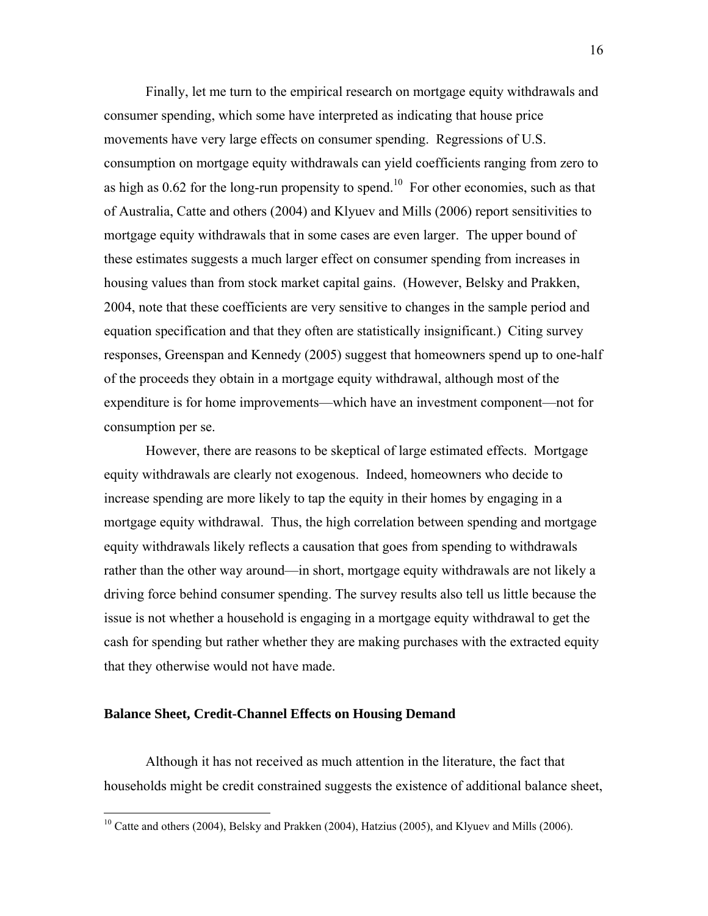Finally, let me turn to the empirical research on mortgage equity withdrawals and consumer spending, which some have interpreted as indicating that house price movements have very large effects on consumer spending. Regressions of U.S. consumption on mortgage equity withdrawals can yield coefficients ranging from zero to as high as 0.62 for the long-run propensity to spend.[10] For other economies, such as that of Australia, Catte and others (2004) and Klyuev and Mills (2006) report sensitivities to mortgage equity withdrawals that in some cases are even larger. The upper bound of these estimates suggests a much larger effect on consumer spending from increases in housing values than from stock market capital gains. (However, Belsky and Prakken, 2004, note that these coefficients are very sensitive to changes in the sample period and equation specification and that they often are statistically insignificant.) Citing survey responses, Greenspan and Kennedy (2005) suggest that homeowners spend up to one-half of the proceeds they obtain in a mortgage equity withdrawal, although most of the expenditure is for home improvements—which have an investment component—not for consumption per se.

However, there are reasons to be skeptical of large estimated effects. Mortgage equity withdrawals are clearly not exogenous. Indeed, homeowners who decide to increase spending are more likely to tap the equity in their homes by engaging in a mortgage equity withdrawal. Thus, the high correlation between spending and mortgage equity withdrawals likely reflects a causation that goes from spending to withdrawals rather than the other way around—in short, mortgage equity withdrawals are not likely a driving force behind consumer spending. The survey results also tell us little because the issue is not whether a household is engaging in a mortgage equity withdrawal to get the cash for spending but rather whether they are making purchases with the extracted equity that they otherwise would not have made.

### Balance Sheet, Credit-Channel Effects on Housing Demand

Although it has not received as much attention in the literature, the fact that households might be credit constrained suggests the existence of additional balance sheet,

[10] Catte and others (2004), Belsky and Prakken (2004), Hatzius (2005), and Klyuev and Mills (2006).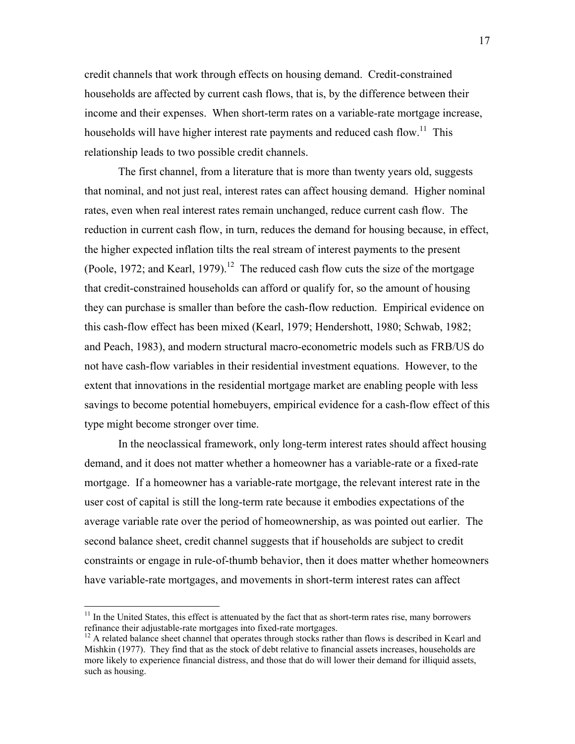credit channels that work through effects on housing demand. Credit-constrained households are affected by current cash flows, that is, by the difference between their income and their expenses. When short-term rates on a variable-rate mortgage increase, households will have higher interest rate payments and reduced cash flow.[11] This relationship leads to two possible credit channels.

The first channel, from a literature that is more than twenty years old, suggests that nominal, and not just real, interest rates can affect housing demand. Higher nominal rates, even when real interest rates remain unchanged, reduce current cash flow. The reduction in current cash flow, in turn, reduces the demand for housing because, in effect, the higher expected inflation tilts the real stream of interest payments to the present (Poole, 1972; and Kearl, 1979).[12] The reduced cash flow cuts the size of the mortgage that credit-constrained households can afford or qualify for, so the amount of housing they can purchase is smaller than before the cash-flow reduction. Empirical evidence on this cash-flow effect has been mixed (Kearl, 1979; Hendershott, 1980; Schwab, 1982; and Peach, 1983), and modern structural macro-econometric models such as FRB/US do not have cash-flow variables in their residential investment equations. However, to the extent that innovations in the residential mortgage market are enabling people with less savings to become potential homebuyers, empirical evidence for a cash-flow effect of this type might become stronger over time.

In the neoclassical framework, only long-term interest rates should affect housing demand, and it does not matter whether a homeowner has a variable-rate or a fixed-rate mortgage. If a homeowner has a variable-rate mortgage, the relevant interest rate in the user cost of capital is still the long-term rate because it embodies expectations of the average variable rate over the period of homeownership, as was pointed out earlier. The second balance sheet, credit channel suggests that if households are subject to credit constraints or engage in rule-of-thumb behavior, then it does matter whether homeowners have variable-rate mortgages, and movements in short-term interest rates can affect

---

[11] In the United States, this effect is attenuated by the fact that as short-term rates rise, many borrowers refinance their adjustable-rate mortgages into fixed-rate mortgages.

[12] A related balance sheet channel that operates through stocks rather than flows is described in Kearl and Mishkin (1977). They find that as the stock of debt relative to financial assets increases, households are more likely to experience financial distress, and those that do will lower their demand for illiquid assets, such as housing.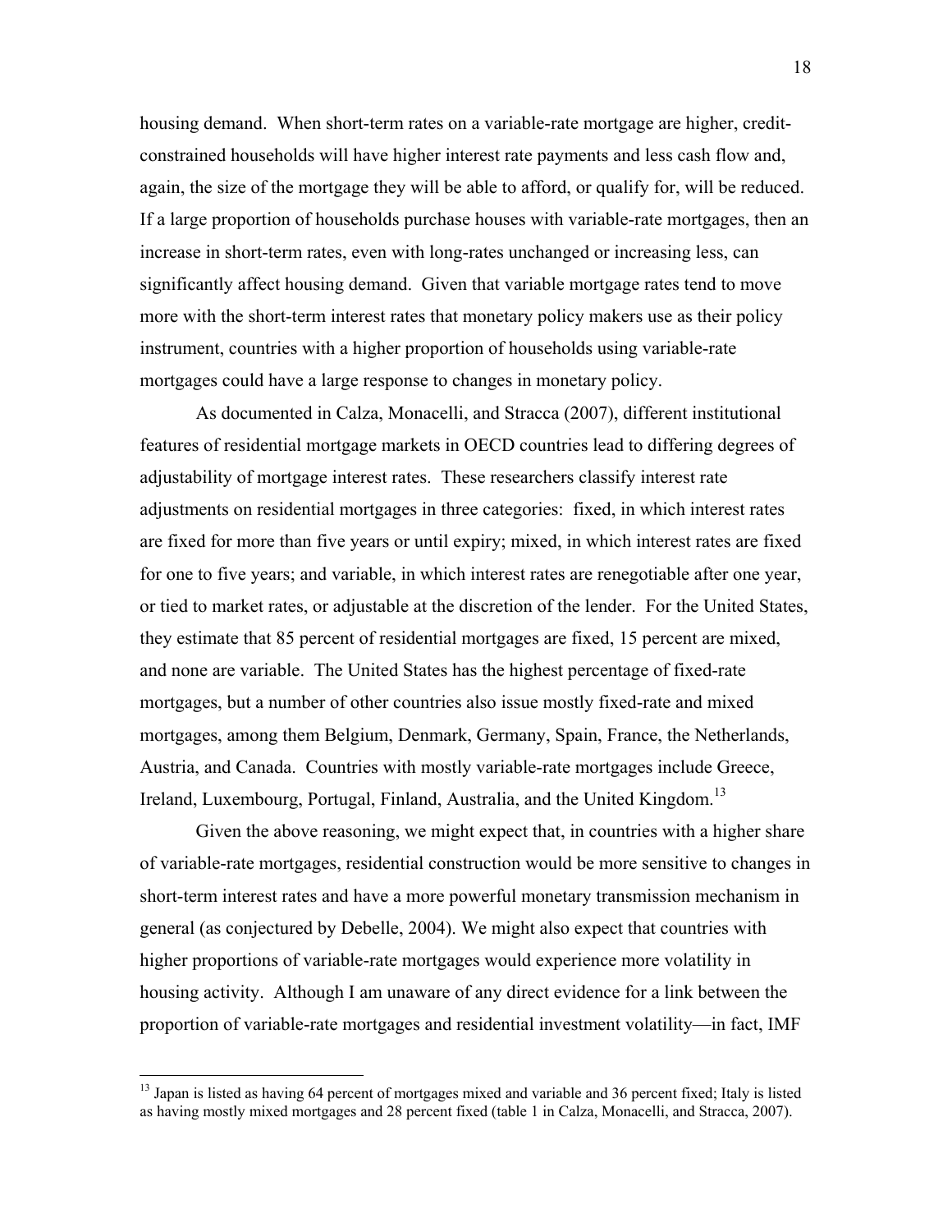housing demand. When short-term rates on a variable-rate mortgage are higher, credit-constrained households will have higher interest rate payments and less cash flow and, again, the size of the mortgage they will be able to afford, or qualify for, will be reduced. If a large proportion of households purchase houses with variable-rate mortgages, then an increase in short-term rates, even with long-rates unchanged or increasing less, can significantly affect housing demand. Given that variable mortgage rates tend to move more with the short-term interest rates that monetary policy makers use as their policy instrument, countries with a higher proportion of households using variable-rate mortgages could have a large response to changes in monetary policy.

As documented in Calza, Monacelli, and Stracca (2007), different institutional features of residential mortgage markets in OECD countries lead to differing degrees of adjustability of mortgage interest rates. These researchers classify interest rate adjustments on residential mortgages in three categories: fixed, in which interest rates are fixed for more than five years or until expiry; mixed, in which interest rates are fixed for one to five years; and variable, in which interest rates are renegotiable after one year, or tied to market rates, or adjustable at the discretion of the lender. For the United States, they estimate that 85 percent of residential mortgages are fixed, 15 percent are mixed, and none are variable. The United States has the highest percentage of fixed-rate mortgages, but a number of other countries also issue mostly fixed-rate and mixed mortgages, among them Belgium, Denmark, Germany, Spain, France, the Netherlands, Austria, and Canada. Countries with mostly variable-rate mortgages include Greece, Ireland, Luxembourg, Portugal, Finland, Australia, and the United Kingdom.[13]

Given the above reasoning, we might expect that, in countries with a higher share of variable-rate mortgages, residential construction would be more sensitive to changes in short-term interest rates and have a more powerful monetary transmission mechanism in general (as conjectured by Debelle, 2004). We might also expect that countries with higher proportions of variable-rate mortgages would experience more volatility in housing activity. Although I am unaware of any direct evidence for a link between the proportion of variable-rate mortgages and residential investment volatility—in fact, IMF

[13] Japan is listed as having 64 percent of mortgages mixed and variable and 36 percent fixed; Italy is listed as having mostly mixed mortgages and 28 percent fixed (table 1 in Calza, Monacelli, and Stracca, 2007).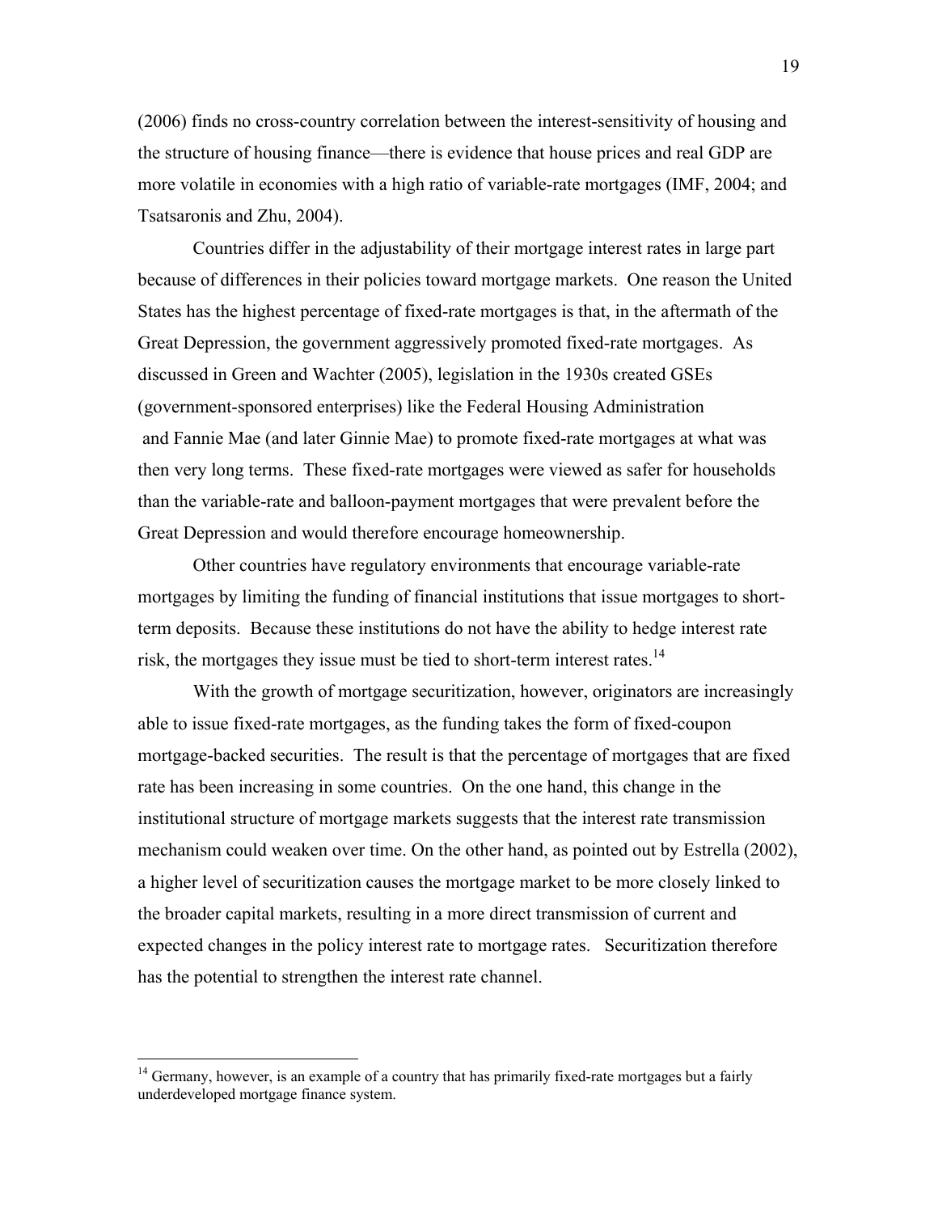(2006) finds no cross-country correlation between the interest-sensitivity of housing and the structure of housing finance—there is evidence that house prices and real GDP are more volatile in economies with a high ratio of variable-rate mortgages (IMF, 2004; and Tsatsaronis and Zhu, 2004).

Countries differ in the adjustability of their mortgage interest rates in large part because of differences in their policies toward mortgage markets. One reason the United States has the highest percentage of fixed-rate mortgages is that, in the aftermath of the Great Depression, the government aggressively promoted fixed-rate mortgages. As discussed in Green and Wachter (2005), legislation in the 1930s created GSEs (government-sponsored enterprises) like the Federal Housing Administration and Fannie Mae (and later Ginnie Mae) to promote fixed-rate mortgages at what was then very long terms. These fixed-rate mortgages were viewed as safer for households than the variable-rate and balloon-payment mortgages that were prevalent before the Great Depression and would therefore encourage homeownership.

Other countries have regulatory environments that encourage variable-rate mortgages by limiting the funding of financial institutions that issue mortgages to short-term deposits. Because these institutions do not have the ability to hedge interest rate risk, the mortgages they issue must be tied to short-term interest rates.[14]

With the growth of mortgage securitization, however, originators are increasingly able to issue fixed-rate mortgages, as the funding takes the form of fixed-coupon mortgage-backed securities. The result is that the percentage of mortgages that are fixed rate has been increasing in some countries. On the one hand, this change in the institutional structure of mortgage markets suggests that the interest rate transmission mechanism could weaken over time. On the other hand, as pointed out by Estrella (2002), a higher level of securitization causes the mortgage market to be more closely linked to the broader capital markets, resulting in a more direct transmission of current and expected changes in the policy interest rate to mortgage rates. Securitization therefore has the potential to strengthen the interest rate channel.

[14] Germany, however, is an example of a country that has primarily fixed-rate mortgages but a fairly underdeveloped mortgage finance system.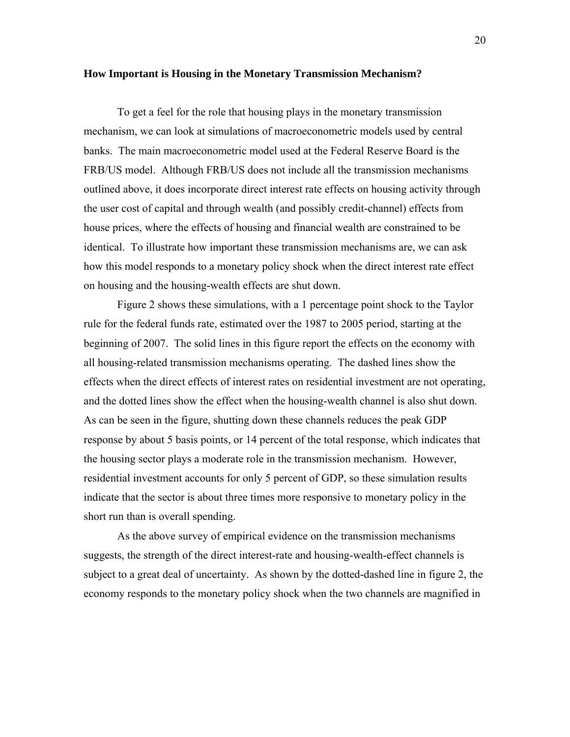**How Important is Housing in the Monetary Transmission Mechanism?**

To get a feel for the role that housing plays in the monetary transmission mechanism, we can look at simulations of macroeconometric models used by central banks. The main macroeconometric model used at the Federal Reserve Board is the FRB/US model. Although FRB/US does not include all the transmission mechanisms outlined above, it does incorporate direct interest rate effects on housing activity through the user cost of capital and through wealth (and possibly credit-channel) effects from house prices, where the effects of housing and financial wealth are constrained to be identical. To illustrate how important these transmission mechanisms are, we can ask how this model responds to a monetary policy shock when the direct interest rate effect on housing and the housing-wealth effects are shut down.

Figure 2 shows these simulations, with a 1 percentage point shock to the Taylor rule for the federal funds rate, estimated over the 1987 to 2005 period, starting at the beginning of 2007. The solid lines in this figure report the effects on the economy with all housing-related transmission mechanisms operating. The dashed lines show the effects when the direct effects of interest rates on residential investment are not operating, and the dotted lines show the effect when the housing-wealth channel is also shut down. As can be seen in the figure, shutting down these channels reduces the peak GDP response by about 5 basis points, or 14 percent of the total response, which indicates that the housing sector plays a moderate role in the transmission mechanism. However, residential investment accounts for only 5 percent of GDP, so these simulation results indicate that the sector is about three times more responsive to monetary policy in the short run than is overall spending.

As the above survey of empirical evidence on the transmission mechanisms suggests, the strength of the direct interest-rate and housing-wealth-effect channels is subject to a great deal of uncertainty. As shown by the dotted-dashed line in figure 2, the economy responds to the monetary policy shock when the two channels are magnified in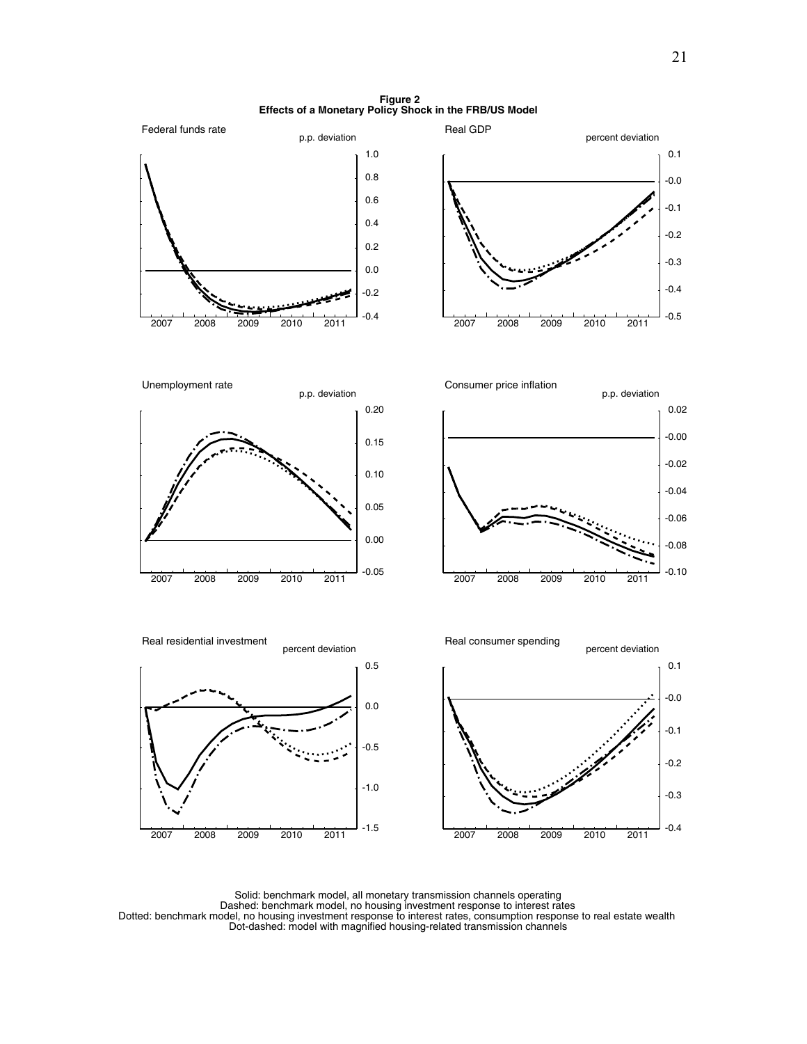**Figure 2**
**Effects of a Monetary Policy Shock in the FRB/US Model**

Federal funds rate — p.p. deviation

Real GDP — percent deviation

Unemployment rate — p.p. deviation

Consumer price inflation — p.p. deviation

Real residential investment — percent deviation

Real consumer spending — percent deviation

Solid: benchmark model, all monetary transmission channels operating
Dashed: benchmark model, no housing investment response to interest rates
Dotted: benchmark model, no housing investment response to interest rates, consumption response to real estate wealth
Dot-dashed: model with magnified housing-related transmission channels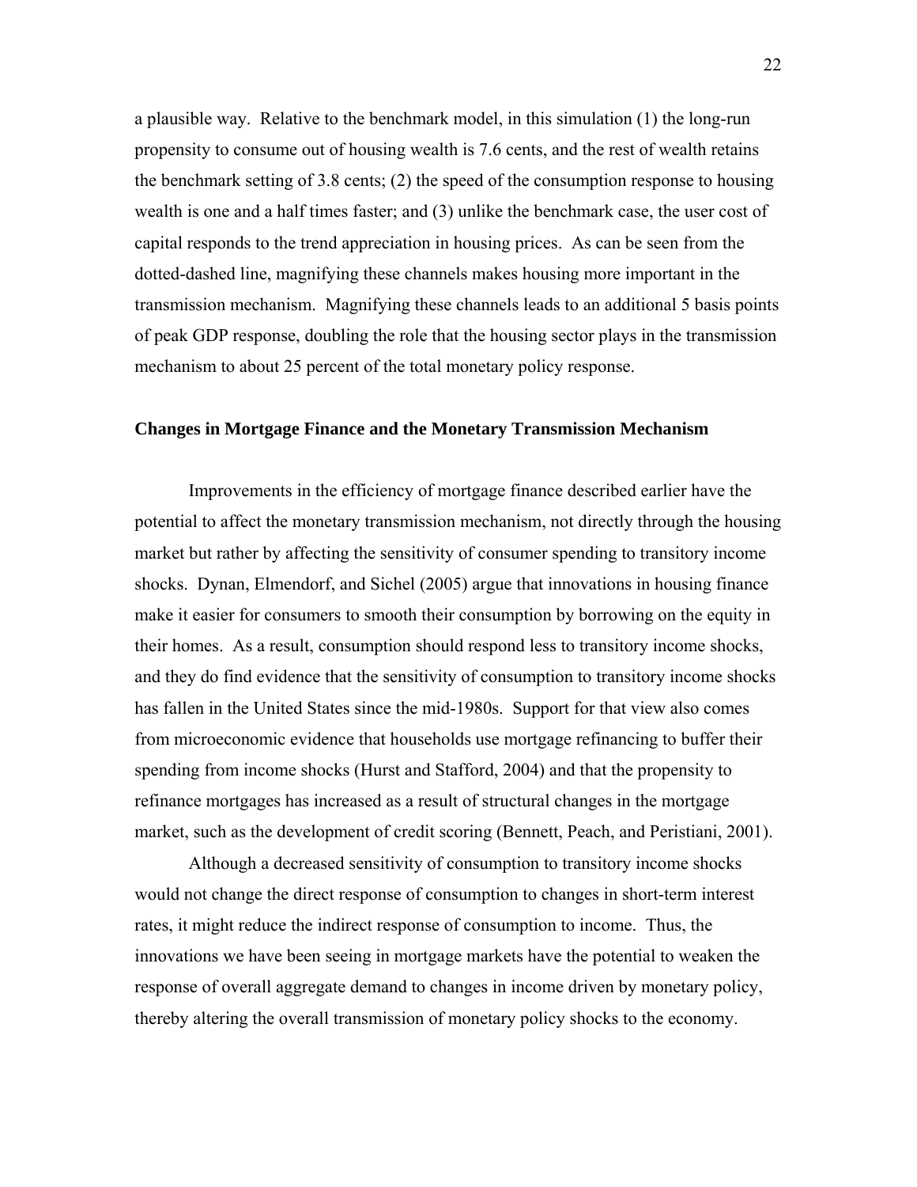a plausible way. Relative to the benchmark model, in this simulation (1) the long-run propensity to consume out of housing wealth is 7.6 cents, and the rest of wealth retains the benchmark setting of 3.8 cents; (2) the speed of the consumption response to housing wealth is one and a half times faster; and (3) unlike the benchmark case, the user cost of capital responds to the trend appreciation in housing prices. As can be seen from the dotted-dashed line, magnifying these channels makes housing more important in the transmission mechanism. Magnifying these channels leads to an additional 5 basis points of peak GDP response, doubling the role that the housing sector plays in the transmission mechanism to about 25 percent of the total monetary policy response.

**Changes in Mortgage Finance and the Monetary Transmission Mechanism**

Improvements in the efficiency of mortgage finance described earlier have the potential to affect the monetary transmission mechanism, not directly through the housing market but rather by affecting the sensitivity of consumer spending to transitory income shocks. Dynan, Elmendorf, and Sichel (2005) argue that innovations in housing finance make it easier for consumers to smooth their consumption by borrowing on the equity in their homes. As a result, consumption should respond less to transitory income shocks, and they do find evidence that the sensitivity of consumption to transitory income shocks has fallen in the United States since the mid-1980s. Support for that view also comes from microeconomic evidence that households use mortgage refinancing to buffer their spending from income shocks (Hurst and Stafford, 2004) and that the propensity to refinance mortgages has increased as a result of structural changes in the mortgage market, such as the development of credit scoring (Bennett, Peach, and Peristiani, 2001).

Although a decreased sensitivity of consumption to transitory income shocks would not change the direct response of consumption to changes in short-term interest rates, it might reduce the indirect response of consumption to income. Thus, the innovations we have been seeing in mortgage markets have the potential to weaken the response of overall aggregate demand to changes in income driven by monetary policy, thereby altering the overall transmission of monetary policy shocks to the economy.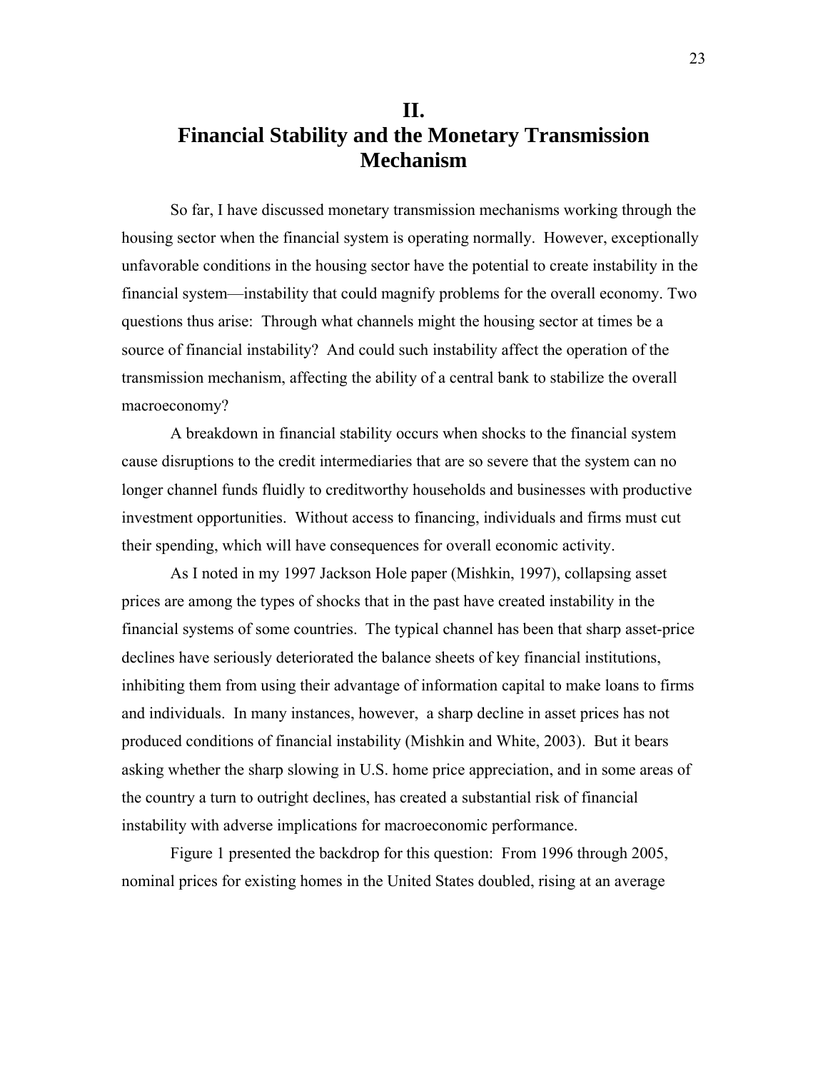# II. Financial Stability and the Monetary Transmission Mechanism

So far, I have discussed monetary transmission mechanisms working through the housing sector when the financial system is operating normally. However, exceptionally unfavorable conditions in the housing sector have the potential to create instability in the financial system—instability that could magnify problems for the overall economy. Two questions thus arise: Through what channels might the housing sector at times be a source of financial instability? And could such instability affect the operation of the transmission mechanism, affecting the ability of a central bank to stabilize the overall macroeconomy?

A breakdown in financial stability occurs when shocks to the financial system cause disruptions to the credit intermediaries that are so severe that the system can no longer channel funds fluidly to creditworthy households and businesses with productive investment opportunities. Without access to financing, individuals and firms must cut their spending, which will have consequences for overall economic activity.

As I noted in my 1997 Jackson Hole paper (Mishkin, 1997), collapsing asset prices are among the types of shocks that in the past have created instability in the financial systems of some countries. The typical channel has been that sharp asset-price declines have seriously deteriorated the balance sheets of key financial institutions, inhibiting them from using their advantage of information capital to make loans to firms and individuals. In many instances, however, a sharp decline in asset prices has not produced conditions of financial instability (Mishkin and White, 2003). But it bears asking whether the sharp slowing in U.S. home price appreciation, and in some areas of the country a turn to outright declines, has created a substantial risk of financial instability with adverse implications for macroeconomic performance.

Figure 1 presented the backdrop for this question: From 1996 through 2005, nominal prices for existing homes in the United States doubled, rising at an average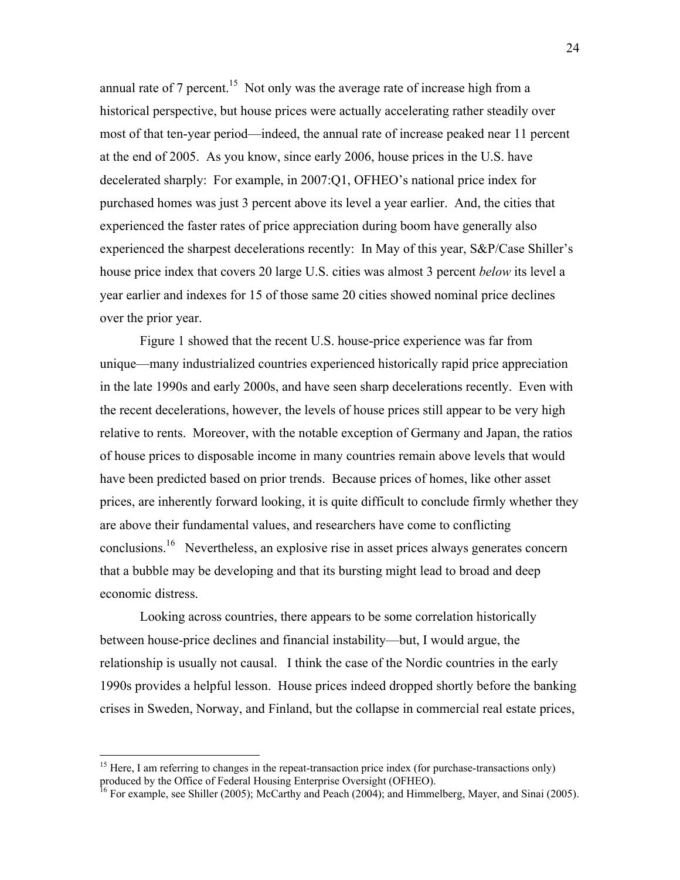annual rate of 7 percent.[15] Not only was the average rate of increase high from a historical perspective, but house prices were actually accelerating rather steadily over most of that ten-year period—indeed, the annual rate of increase peaked near 11 percent at the end of 2005. As you know, since early 2006, house prices in the U.S. have decelerated sharply: For example, in 2007:Q1, OFHEO's national price index for purchased homes was just 3 percent above its level a year earlier. And, the cities that experienced the faster rates of price appreciation during boom have generally also experienced the sharpest decelerations recently: In May of this year, S&P/Case Shiller's house price index that covers 20 large U.S. cities was almost 3 percent *below* its level a year earlier and indexes for 15 of those same 20 cities showed nominal price declines over the prior year.

Figure 1 showed that the recent U.S. house-price experience was far from unique—many industrialized countries experienced historically rapid price appreciation in the late 1990s and early 2000s, and have seen sharp decelerations recently. Even with the recent decelerations, however, the levels of house prices still appear to be very high relative to rents. Moreover, with the notable exception of Germany and Japan, the ratios of house prices to disposable income in many countries remain above levels that would have been predicted based on prior trends. Because prices of homes, like other asset prices, are inherently forward looking, it is quite difficult to conclude firmly whether they are above their fundamental values, and researchers have come to conflicting conclusions.[16] Nevertheless, an explosive rise in asset prices always generates concern that a bubble may be developing and that its bursting might lead to broad and deep economic distress.

Looking across countries, there appears to be some correlation historically between house-price declines and financial instability—but, I would argue, the relationship is usually not causal. I think the case of the Nordic countries in the early 1990s provides a helpful lesson. House prices indeed dropped shortly before the banking crises in Sweden, Norway, and Finland, but the collapse in commercial real estate prices,

---

[15] Here, I am referring to changes in the repeat-transaction price index (for purchase-transactions only) produced by the Office of Federal Housing Enterprise Oversight (OFHEO).

[16] For example, see Shiller (2005); McCarthy and Peach (2004); and Himmelberg, Mayer, and Sinai (2005).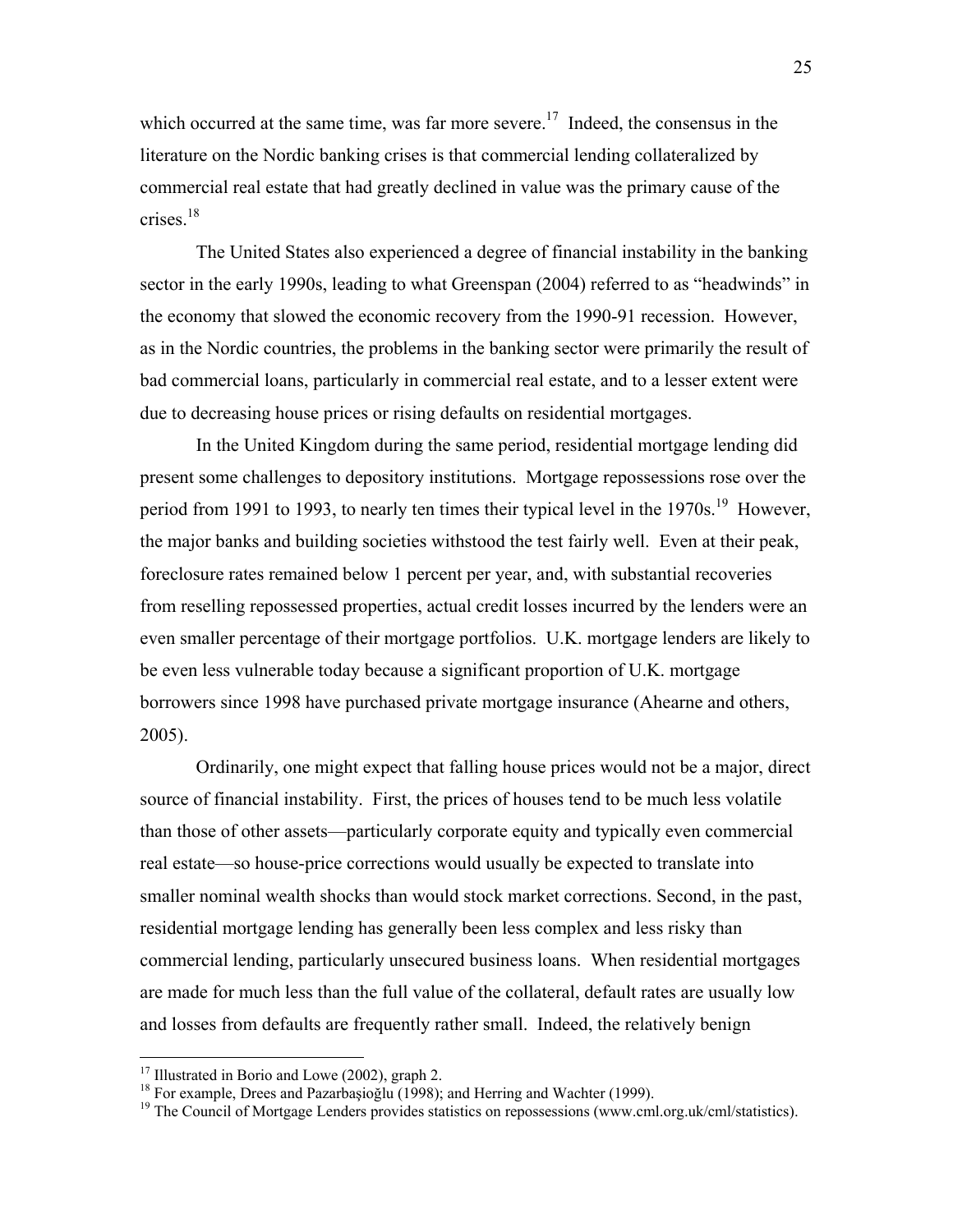which occurred at the same time, was far more severe.[17] Indeed, the consensus in the literature on the Nordic banking crises is that commercial lending collateralized by commercial real estate that had greatly declined in value was the primary cause of the crises.[18]

The United States also experienced a degree of financial instability in the banking sector in the early 1990s, leading to what Greenspan (2004) referred to as "headwinds" in the economy that slowed the economic recovery from the 1990-91 recession. However, as in the Nordic countries, the problems in the banking sector were primarily the result of bad commercial loans, particularly in commercial real estate, and to a lesser extent were due to decreasing house prices or rising defaults on residential mortgages.

In the United Kingdom during the same period, residential mortgage lending did present some challenges to depository institutions. Mortgage repossessions rose over the period from 1991 to 1993, to nearly ten times their typical level in the 1970s.[19] However, the major banks and building societies withstood the test fairly well. Even at their peak, foreclosure rates remained below 1 percent per year, and, with substantial recoveries from reselling repossessed properties, actual credit losses incurred by the lenders were an even smaller percentage of their mortgage portfolios. U.K. mortgage lenders are likely to be even less vulnerable today because a significant proportion of U.K. mortgage borrowers since 1998 have purchased private mortgage insurance (Ahearne and others, 2005).

Ordinarily, one might expect that falling house prices would not be a major, direct source of financial instability. First, the prices of houses tend to be much less volatile than those of other assets—particularly corporate equity and typically even commercial real estate—so house-price corrections would usually be expected to translate into smaller nominal wealth shocks than would stock market corrections. Second, in the past, residential mortgage lending has generally been less complex and less risky than commercial lending, particularly unsecured business loans. When residential mortgages are made for much less than the full value of the collateral, default rates are usually low and losses from defaults are frequently rather small. Indeed, the relatively benign

[17] Illustrated in Borio and Lowe (2002), graph 2.

[18] For example, Drees and Pazarbaşioğlu (1998); and Herring and Wachter (1999).

[19] The Council of Mortgage Lenders provides statistics on repossessions (www.cml.org.uk/cml/statistics).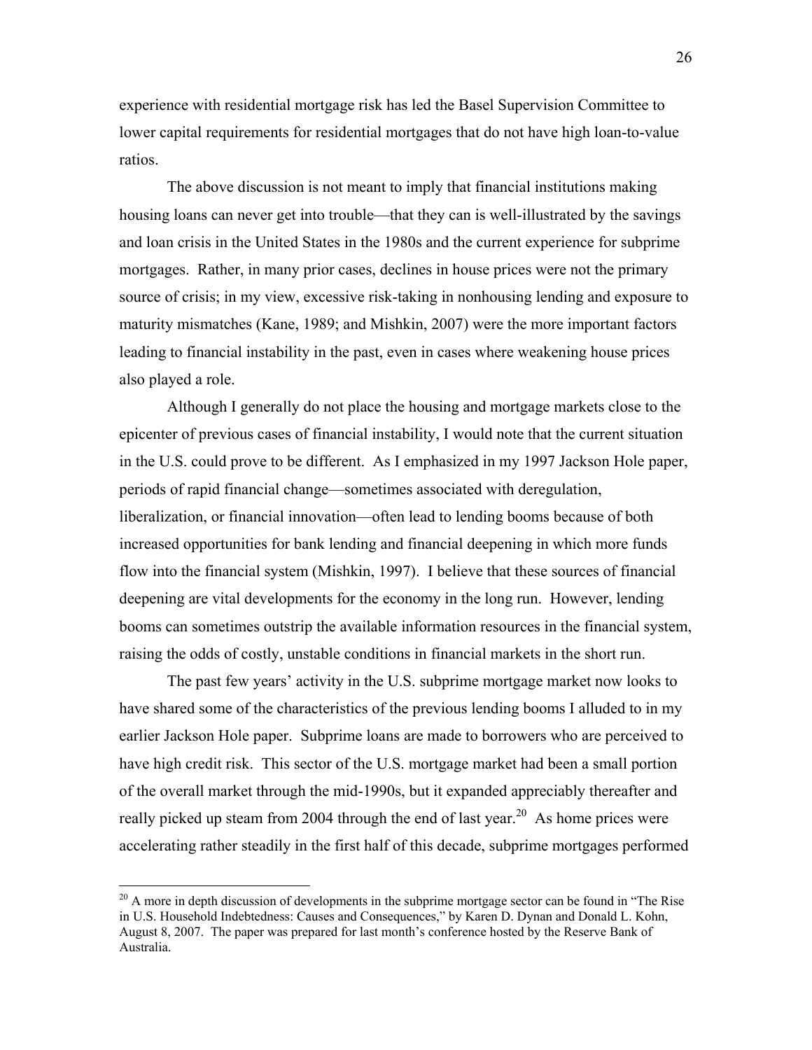experience with residential mortgage risk has led the Basel Supervision Committee to lower capital requirements for residential mortgages that do not have high loan-to-value ratios.

The above discussion is not meant to imply that financial institutions making housing loans can never get into trouble—that they can is well-illustrated by the savings and loan crisis in the United States in the 1980s and the current experience for subprime mortgages. Rather, in many prior cases, declines in house prices were not the primary source of crisis; in my view, excessive risk-taking in nonhousing lending and exposure to maturity mismatches (Kane, 1989; and Mishkin, 2007) were the more important factors leading to financial instability in the past, even in cases where weakening house prices also played a role.

Although I generally do not place the housing and mortgage markets close to the epicenter of previous cases of financial instability, I would note that the current situation in the U.S. could prove to be different. As I emphasized in my 1997 Jackson Hole paper, periods of rapid financial change—sometimes associated with deregulation, liberalization, or financial innovation—often lead to lending booms because of both increased opportunities for bank lending and financial deepening in which more funds flow into the financial system (Mishkin, 1997). I believe that these sources of financial deepening are vital developments for the economy in the long run. However, lending booms can sometimes outstrip the available information resources in the financial system, raising the odds of costly, unstable conditions in financial markets in the short run.

The past few years' activity in the U.S. subprime mortgage market now looks to have shared some of the characteristics of the previous lending booms I alluded to in my earlier Jackson Hole paper. Subprime loans are made to borrowers who are perceived to have high credit risk. This sector of the U.S. mortgage market had been a small portion of the overall market through the mid-1990s, but it expanded appreciably thereafter and really picked up steam from 2004 through the end of last year.[20] As home prices were accelerating rather steadily in the first half of this decade, subprime mortgages performed

[20] A more in depth discussion of developments in the subprime mortgage sector can be found in "The Rise in U.S. Household Indebtedness: Causes and Consequences," by Karen D. Dynan and Donald L. Kohn, August 8, 2007. The paper was prepared for last month's conference hosted by the Reserve Bank of Australia.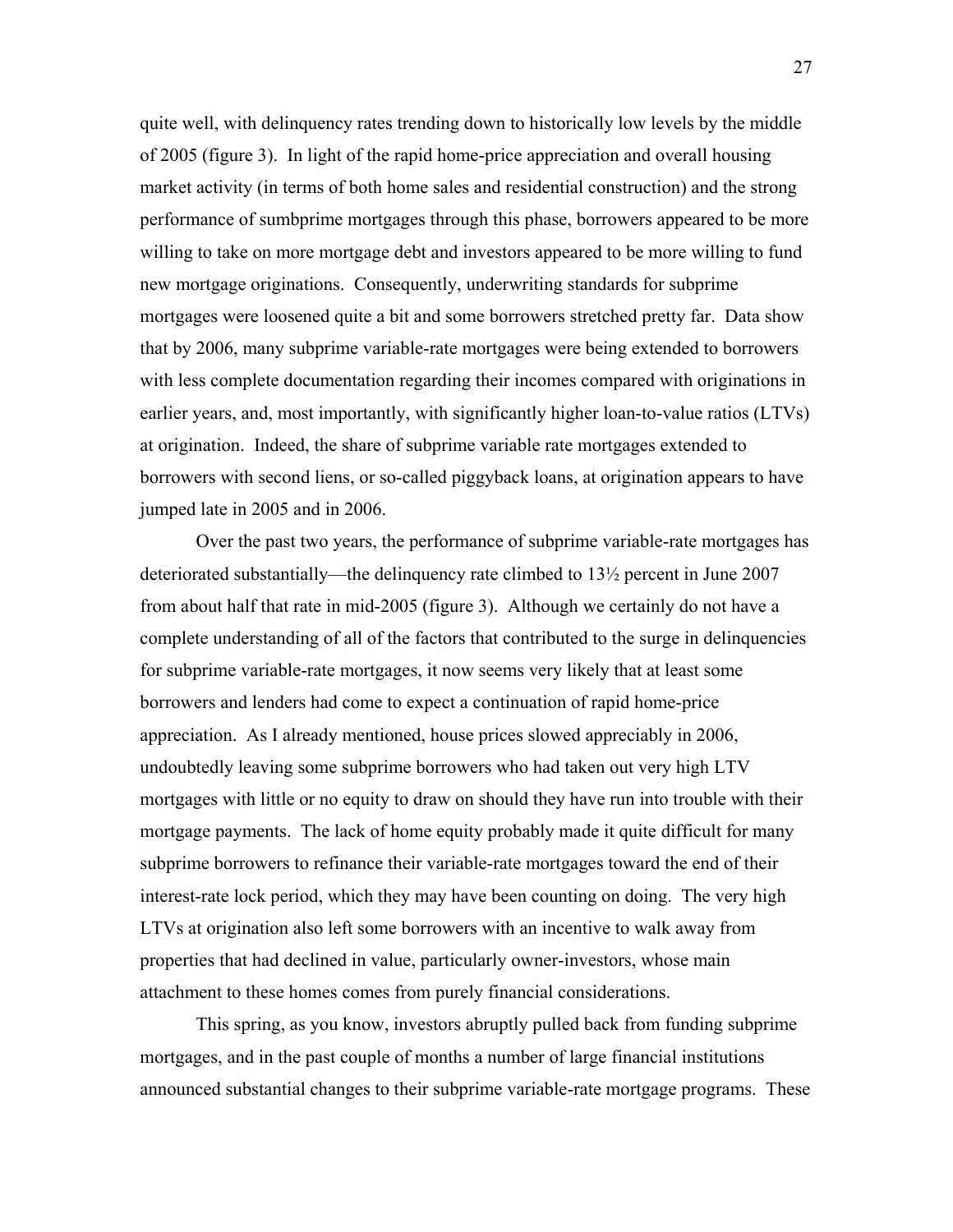quite well, with delinquency rates trending down to historically low levels by the middle of 2005 (figure 3). In light of the rapid home-price appreciation and overall housing market activity (in terms of both home sales and residential construction) and the strong performance of sumbprime mortgages through this phase, borrowers appeared to be more willing to take on more mortgage debt and investors appeared to be more willing to fund new mortgage originations. Consequently, underwriting standards for subprime mortgages were loosened quite a bit and some borrowers stretched pretty far. Data show that by 2006, many subprime variable-rate mortgages were being extended to borrowers with less complete documentation regarding their incomes compared with originations in earlier years, and, most importantly, with significantly higher loan-to-value ratios (LTVs) at origination. Indeed, the share of subprime variable rate mortgages extended to borrowers with second liens, or so-called piggyback loans, at origination appears to have jumped late in 2005 and in 2006.

Over the past two years, the performance of subprime variable-rate mortgages has deteriorated substantially—the delinquency rate climbed to 13½ percent in June 2007 from about half that rate in mid-2005 (figure 3). Although we certainly do not have a complete understanding of all of the factors that contributed to the surge in delinquencies for subprime variable-rate mortgages, it now seems very likely that at least some borrowers and lenders had come to expect a continuation of rapid home-price appreciation. As I already mentioned, house prices slowed appreciably in 2006, undoubtedly leaving some subprime borrowers who had taken out very high LTV mortgages with little or no equity to draw on should they have run into trouble with their mortgage payments. The lack of home equity probably made it quite difficult for many subprime borrowers to refinance their variable-rate mortgages toward the end of their interest-rate lock period, which they may have been counting on doing. The very high LTVs at origination also left some borrowers with an incentive to walk away from properties that had declined in value, particularly owner-investors, whose main attachment to these homes comes from purely financial considerations.

This spring, as you know, investors abruptly pulled back from funding subprime mortgages, and in the past couple of months a number of large financial institutions announced substantial changes to their subprime variable-rate mortgage programs. These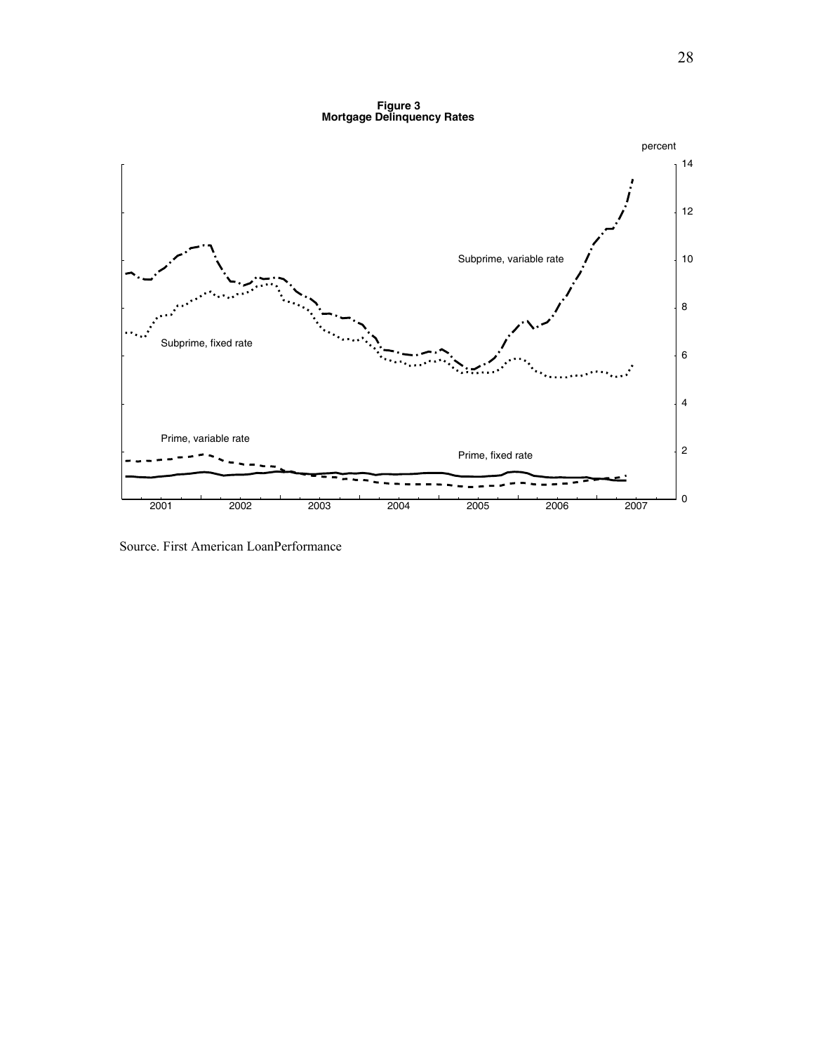**Figure 3**
**Mortgage Delinquency Rates**

Source. First American LoanPerformance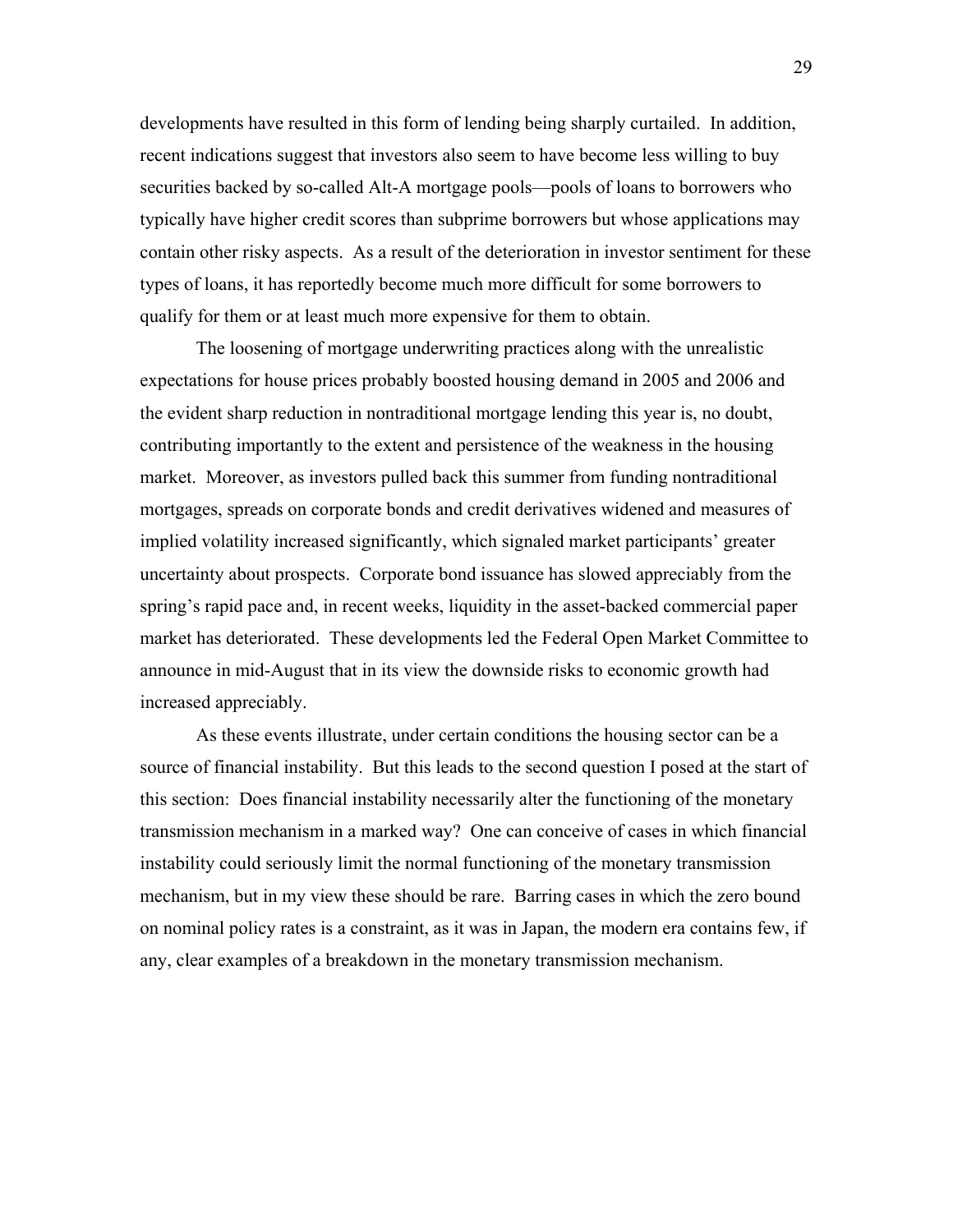developments have resulted in this form of lending being sharply curtailed. In addition, recent indications suggest that investors also seem to have become less willing to buy securities backed by so-called Alt-A mortgage pools—pools of loans to borrowers who typically have higher credit scores than subprime borrowers but whose applications may contain other risky aspects. As a result of the deterioration in investor sentiment for these types of loans, it has reportedly become much more difficult for some borrowers to qualify for them or at least much more expensive for them to obtain.

The loosening of mortgage underwriting practices along with the unrealistic expectations for house prices probably boosted housing demand in 2005 and 2006 and the evident sharp reduction in nontraditional mortgage lending this year is, no doubt, contributing importantly to the extent and persistence of the weakness in the housing market. Moreover, as investors pulled back this summer from funding nontraditional mortgages, spreads on corporate bonds and credit derivatives widened and measures of implied volatility increased significantly, which signaled market participants' greater uncertainty about prospects. Corporate bond issuance has slowed appreciably from the spring's rapid pace and, in recent weeks, liquidity in the asset-backed commercial paper market has deteriorated. These developments led the Federal Open Market Committee to announce in mid-August that in its view the downside risks to economic growth had increased appreciably.

As these events illustrate, under certain conditions the housing sector can be a source of financial instability. But this leads to the second question I posed at the start of this section: Does financial instability necessarily alter the functioning of the monetary transmission mechanism in a marked way? One can conceive of cases in which financial instability could seriously limit the normal functioning of the monetary transmission mechanism, but in my view these should be rare. Barring cases in which the zero bound on nominal policy rates is a constraint, as it was in Japan, the modern era contains few, if any, clear examples of a breakdown in the monetary transmission mechanism.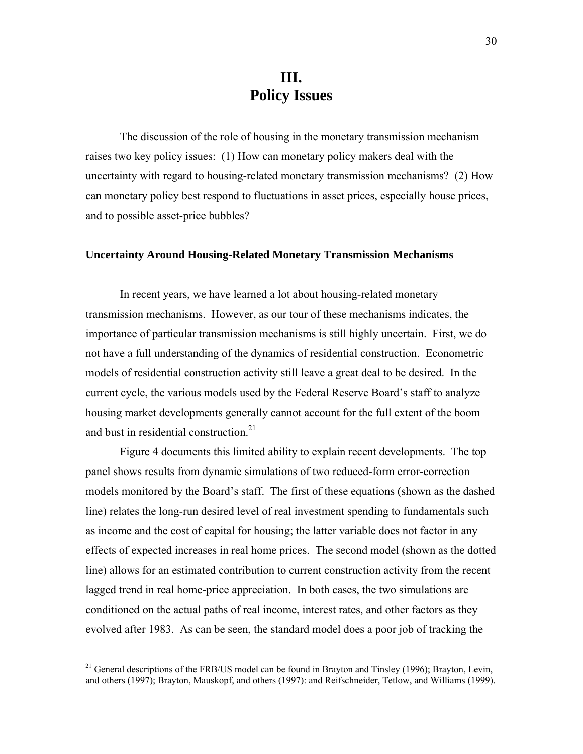# III. Policy Issues

The discussion of the role of housing in the monetary transmission mechanism raises two key policy issues: (1) How can monetary policy makers deal with the uncertainty with regard to housing-related monetary transmission mechanisms? (2) How can monetary policy best respond to fluctuations in asset prices, especially house prices, and to possible asset-price bubbles?

### Uncertainty Around Housing-Related Monetary Transmission Mechanisms

In recent years, we have learned a lot about housing-related monetary transmission mechanisms. However, as our tour of these mechanisms indicates, the importance of particular transmission mechanisms is still highly uncertain. First, we do not have a full understanding of the dynamics of residential construction. Econometric models of residential construction activity still leave a great deal to be desired. In the current cycle, the various models used by the Federal Reserve Board's staff to analyze housing market developments generally cannot account for the full extent of the boom and bust in residential construction.[21]

Figure 4 documents this limited ability to explain recent developments. The top panel shows results from dynamic simulations of two reduced-form error-correction models monitored by the Board's staff. The first of these equations (shown as the dashed line) relates the long-run desired level of real investment spending to fundamentals such as income and the cost of capital for housing; the latter variable does not factor in any effects of expected increases in real home prices. The second model (shown as the dotted line) allows for an estimated contribution to current construction activity from the recent lagged trend in real home-price appreciation. In both cases, the two simulations are conditioned on the actual paths of real income, interest rates, and other factors as they evolved after 1983. As can be seen, the standard model does a poor job of tracking the

[21] General descriptions of the FRB/US model can be found in Brayton and Tinsley (1996); Brayton, Levin, and others (1997); Brayton, Mauskopf, and others (1997): and Reifschneider, Tetlow, and Williams (1999).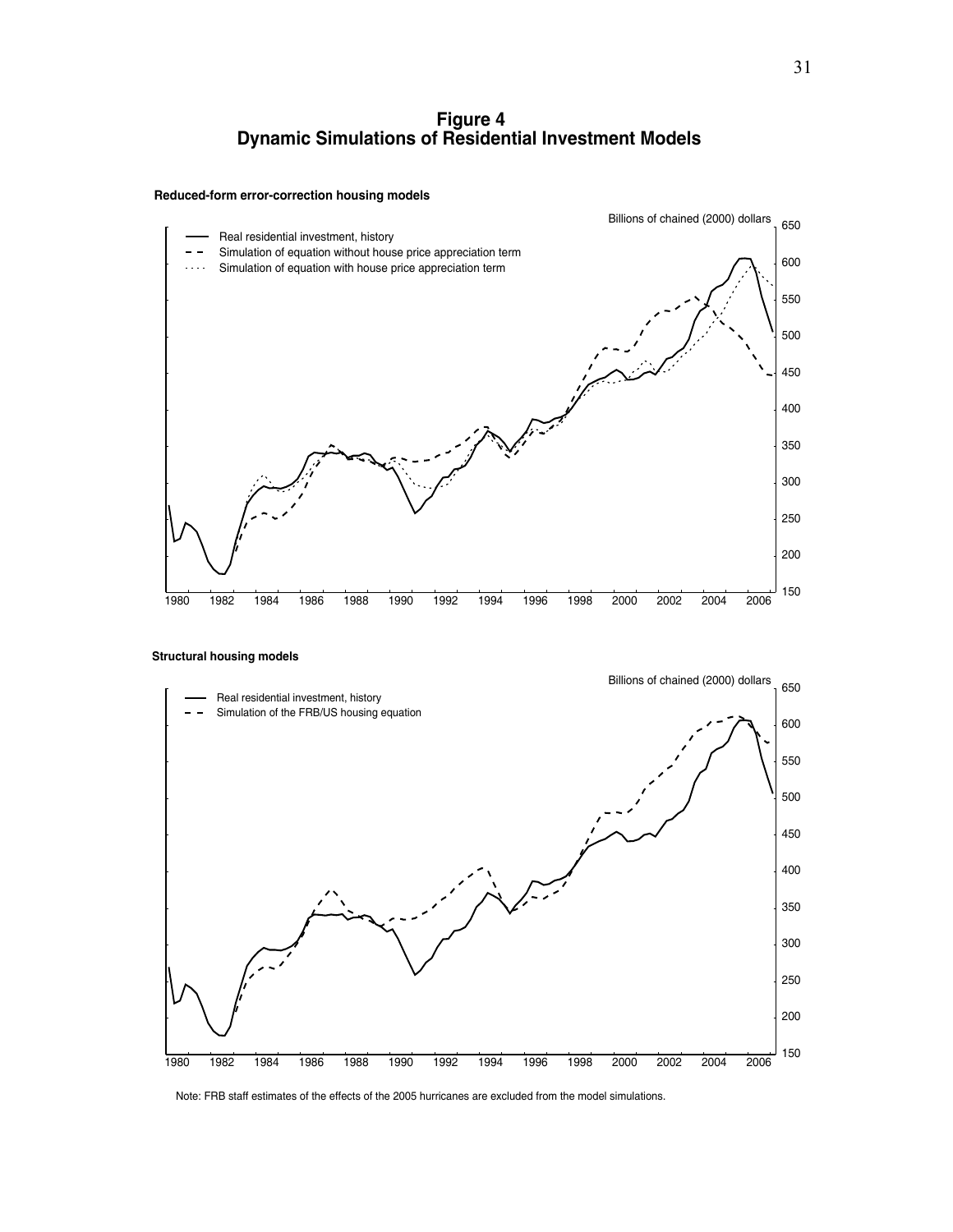# Figure 4
## Dynamic Simulations of Residential Investment Models

**Reduced-form error-correction housing models**

Billions of chained (2000) dollars

- Real residential investment, history
- Simulation of equation without house price appreciation term
- Simulation of equation with house price appreciation term

**Structural housing models**

Billions of chained (2000) dollars

- Real residential investment, history
- Simulation of the FRB/US housing equation

Note: FRB staff estimates of the effects of the 2005 hurricanes are excluded from the model simulations.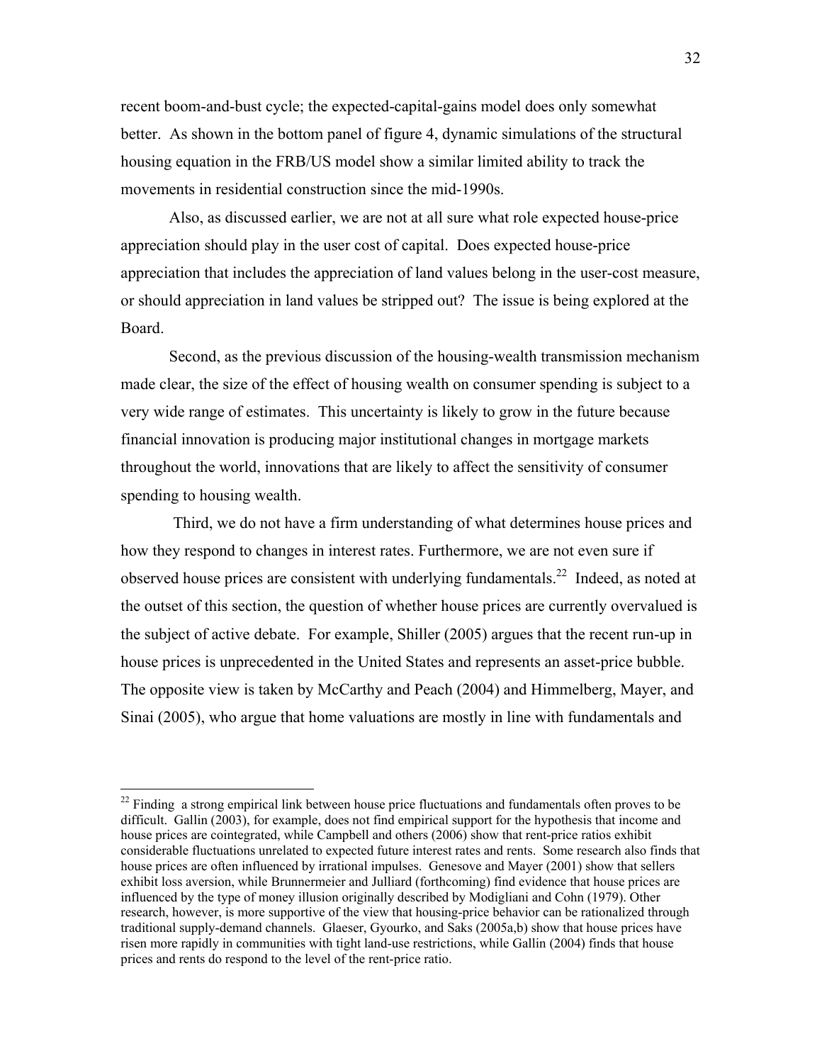recent boom-and-bust cycle; the expected-capital-gains model does only somewhat better. As shown in the bottom panel of figure 4, dynamic simulations of the structural housing equation in the FRB/US model show a similar limited ability to track the movements in residential construction since the mid-1990s.

Also, as discussed earlier, we are not at all sure what role expected house-price appreciation should play in the user cost of capital. Does expected house-price appreciation that includes the appreciation of land values belong in the user-cost measure, or should appreciation in land values be stripped out? The issue is being explored at the Board.

Second, as the previous discussion of the housing-wealth transmission mechanism made clear, the size of the effect of housing wealth on consumer spending is subject to a very wide range of estimates. This uncertainty is likely to grow in the future because financial innovation is producing major institutional changes in mortgage markets throughout the world, innovations that are likely to affect the sensitivity of consumer spending to housing wealth.

Third, we do not have a firm understanding of what determines house prices and how they respond to changes in interest rates. Furthermore, we are not even sure if observed house prices are consistent with underlying fundamentals.[22] Indeed, as noted at the outset of this section, the question of whether house prices are currently overvalued is the subject of active debate. For example, Shiller (2005) argues that the recent run-up in house prices is unprecedented in the United States and represents an asset-price bubble. The opposite view is taken by McCarthy and Peach (2004) and Himmelberg, Mayer, and Sinai (2005), who argue that home valuations are mostly in line with fundamentals and

[22] Finding a strong empirical link between house price fluctuations and fundamentals often proves to be difficult. Gallin (2003), for example, does not find empirical support for the hypothesis that income and house prices are cointegrated, while Campbell and others (2006) show that rent-price ratios exhibit considerable fluctuations unrelated to expected future interest rates and rents. Some research also finds that house prices are often influenced by irrational impulses. Genesove and Mayer (2001) show that sellers exhibit loss aversion, while Brunnermeier and Julliard (forthcoming) find evidence that house prices are influenced by the type of money illusion originally described by Modigliani and Cohn (1979). Other research, however, is more supportive of the view that housing-price behavior can be rationalized through traditional supply-demand channels. Glaeser, Gyourko, and Saks (2005a,b) show that house prices have risen more rapidly in communities with tight land-use restrictions, while Gallin (2004) finds that house prices and rents do respond to the level of the rent-price ratio.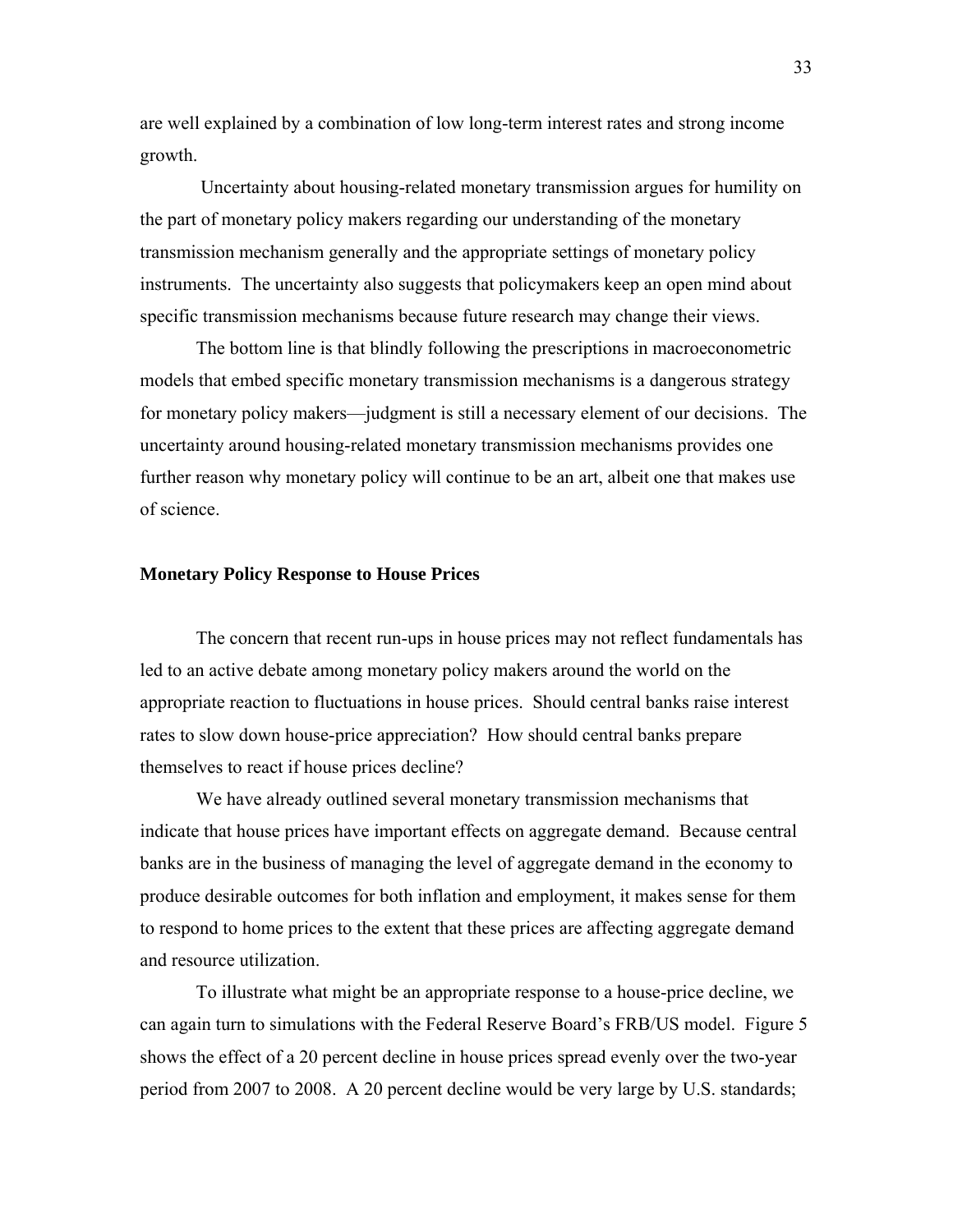are well explained by a combination of low long-term interest rates and strong income growth.

Uncertainty about housing-related monetary transmission argues for humility on the part of monetary policy makers regarding our understanding of the monetary transmission mechanism generally and the appropriate settings of monetary policy instruments. The uncertainty also suggests that policymakers keep an open mind about specific transmission mechanisms because future research may change their views.

The bottom line is that blindly following the prescriptions in macroeconometric models that embed specific monetary transmission mechanisms is a dangerous strategy for monetary policy makers—judgment is still a necessary element of our decisions. The uncertainty around housing-related monetary transmission mechanisms provides one further reason why monetary policy will continue to be an art, albeit one that makes use of science.

**Monetary Policy Response to House Prices**

The concern that recent run-ups in house prices may not reflect fundamentals has led to an active debate among monetary policy makers around the world on the appropriate reaction to fluctuations in house prices. Should central banks raise interest rates to slow down house-price appreciation? How should central banks prepare themselves to react if house prices decline?

We have already outlined several monetary transmission mechanisms that indicate that house prices have important effects on aggregate demand. Because central banks are in the business of managing the level of aggregate demand in the economy to produce desirable outcomes for both inflation and employment, it makes sense for them to respond to home prices to the extent that these prices are affecting aggregate demand and resource utilization.

To illustrate what might be an appropriate response to a house-price decline, we can again turn to simulations with the Federal Reserve Board's FRB/US model. Figure 5 shows the effect of a 20 percent decline in house prices spread evenly over the two-year period from 2007 to 2008. A 20 percent decline would be very large by U.S. standards;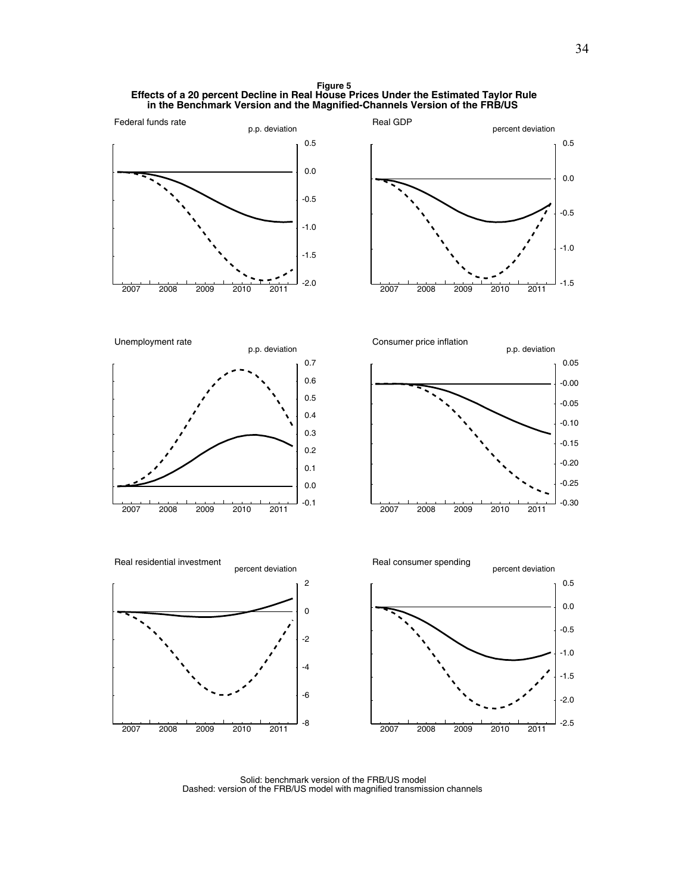**Figure 5**
**Effects of a 20 percent Decline in Real House Prices Under the Estimated Taylor Rule in the Benchmark Version and the Magnified-Channels Version of the FRB/US**

Federal funds rate — p.p. deviation

Real GDP — percent deviation

Unemployment rate — p.p. deviation

Consumer price inflation — p.p. deviation

Real residential investment — percent deviation

Real consumer spending — percent deviation

Solid: benchmark version of the FRB/US model
Dashed: version of the FRB/US model with magnified transmission channels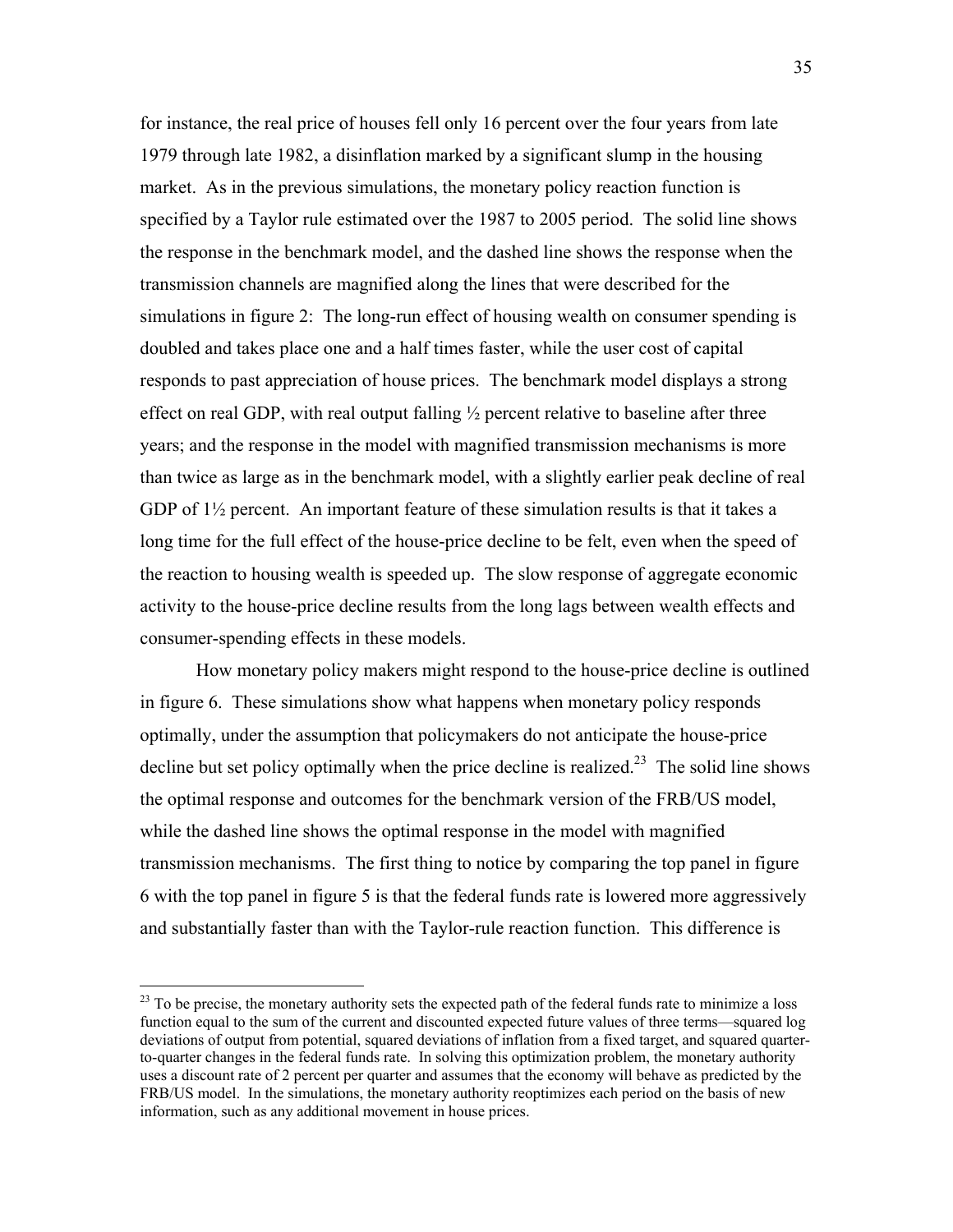for instance, the real price of houses fell only 16 percent over the four years from late 1979 through late 1982, a disinflation marked by a significant slump in the housing market. As in the previous simulations, the monetary policy reaction function is specified by a Taylor rule estimated over the 1987 to 2005 period. The solid line shows the response in the benchmark model, and the dashed line shows the response when the transmission channels are magnified along the lines that were described for the simulations in figure 2: The long-run effect of housing wealth on consumer spending is doubled and takes place one and a half times faster, while the user cost of capital responds to past appreciation of house prices. The benchmark model displays a strong effect on real GDP, with real output falling ½ percent relative to baseline after three years; and the response in the model with magnified transmission mechanisms is more than twice as large as in the benchmark model, with a slightly earlier peak decline of real GDP of 1½ percent. An important feature of these simulation results is that it takes a long time for the full effect of the house-price decline to be felt, even when the speed of the reaction to housing wealth is speeded up. The slow response of aggregate economic activity to the house-price decline results from the long lags between wealth effects and consumer-spending effects in these models.

How monetary policy makers might respond to the house-price decline is outlined in figure 6. These simulations show what happens when monetary policy responds optimally, under the assumption that policymakers do not anticipate the house-price decline but set policy optimally when the price decline is realized.[23] The solid line shows the optimal response and outcomes for the benchmark version of the FRB/US model, while the dashed line shows the optimal response in the model with magnified transmission mechanisms. The first thing to notice by comparing the top panel in figure 6 with the top panel in figure 5 is that the federal funds rate is lowered more aggressively and substantially faster than with the Taylor-rule reaction function. This difference is

[23] To be precise, the monetary authority sets the expected path of the federal funds rate to minimize a loss function equal to the sum of the current and discounted expected future values of three terms—squared log deviations of output from potential, squared deviations of inflation from a fixed target, and squared quarter-to-quarter changes in the federal funds rate. In solving this optimization problem, the monetary authority uses a discount rate of 2 percent per quarter and assumes that the economy will behave as predicted by the FRB/US model. In the simulations, the monetary authority reoptimizes each period on the basis of new information, such as any additional movement in house prices.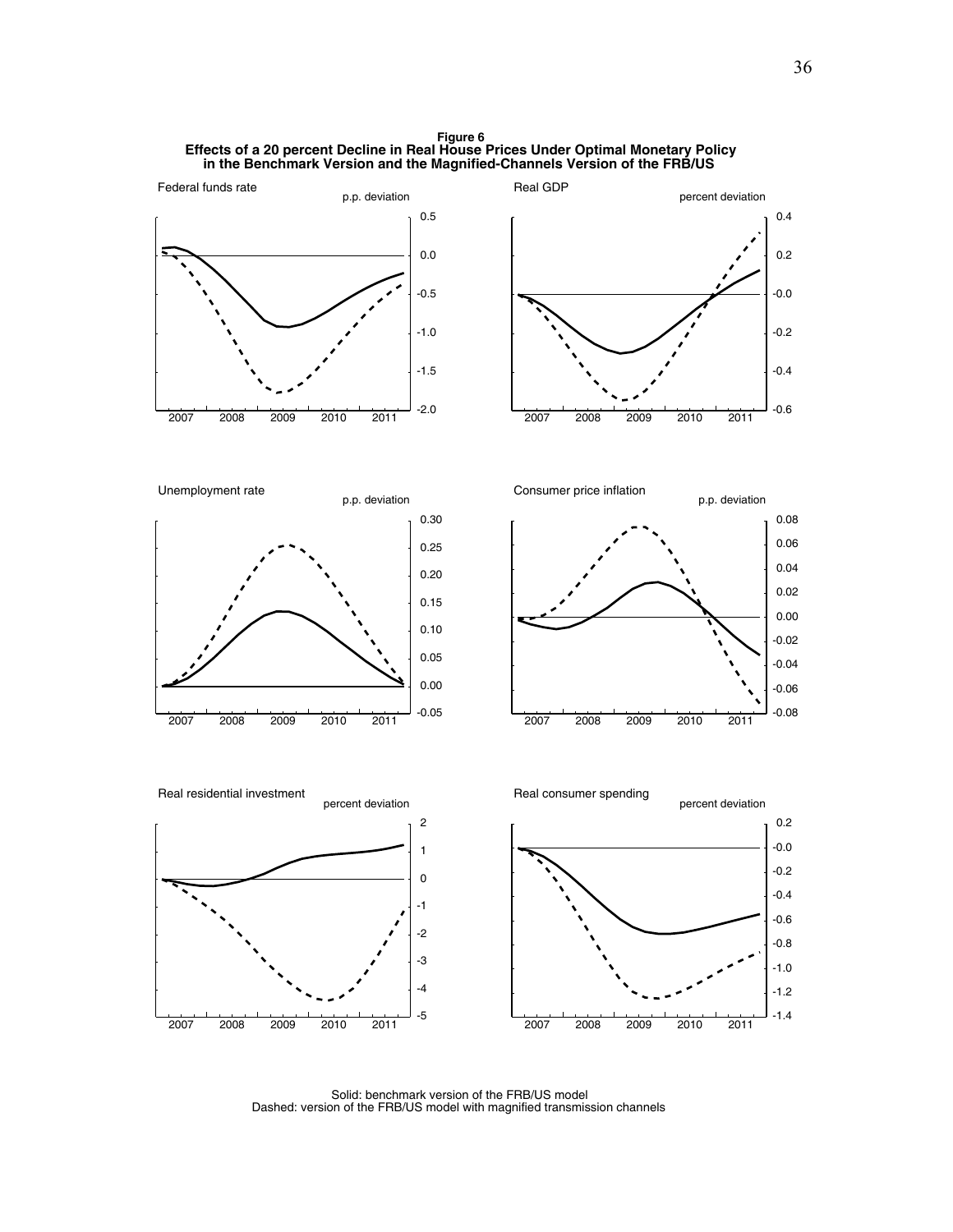**Figure 6**
**Effects of a 20 percent Decline in Real House Prices Under Optimal Monetary Policy in the Benchmark Version and the Magnified-Channels Version of the FRB/US**

Federal funds rate — p.p. deviation

Real GDP — percent deviation

Unemployment rate — p.p. deviation

Consumer price inflation — p.p. deviation

Real residential investment — percent deviation

Real consumer spending — percent deviation

Solid: benchmark version of the FRB/US model
Dashed: version of the FRB/US model with magnified transmission channels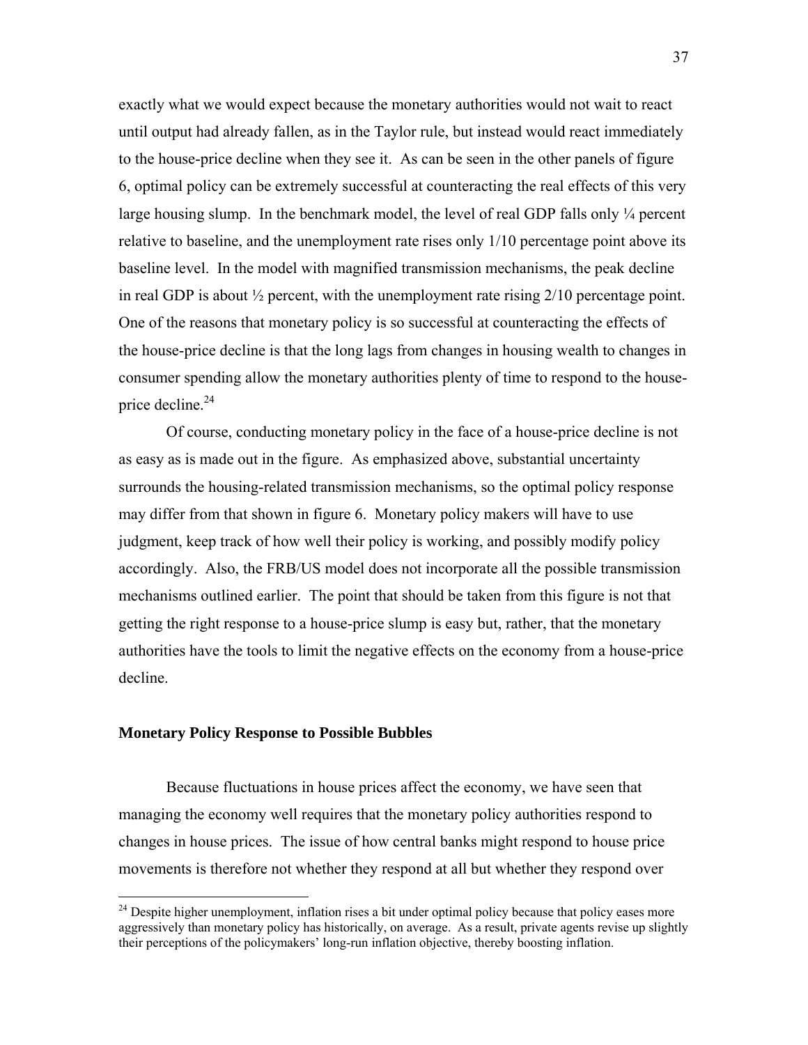exactly what we would expect because the monetary authorities would not wait to react until output had already fallen, as in the Taylor rule, but instead would react immediately to the house-price decline when they see it. As can be seen in the other panels of figure 6, optimal policy can be extremely successful at counteracting the real effects of this very large housing slump. In the benchmark model, the level of real GDP falls only ¼ percent relative to baseline, and the unemployment rate rises only 1/10 percentage point above its baseline level. In the model with magnified transmission mechanisms, the peak decline in real GDP is about ½ percent, with the unemployment rate rising 2/10 percentage point. One of the reasons that monetary policy is so successful at counteracting the effects of the house-price decline is that the long lags from changes in housing wealth to changes in consumer spending allow the monetary authorities plenty of time to respond to the house-price decline.[24]

Of course, conducting monetary policy in the face of a house-price decline is not as easy as is made out in the figure. As emphasized above, substantial uncertainty surrounds the housing-related transmission mechanisms, so the optimal policy response may differ from that shown in figure 6. Monetary policy makers will have to use judgment, keep track of how well their policy is working, and possibly modify policy accordingly. Also, the FRB/US model does not incorporate all the possible transmission mechanisms outlined earlier. The point that should be taken from this figure is not that getting the right response to a house-price slump is easy but, rather, that the monetary authorities have the tools to limit the negative effects on the economy from a house-price decline.

**Monetary Policy Response to Possible Bubbles**

Because fluctuations in house prices affect the economy, we have seen that managing the economy well requires that the monetary policy authorities respond to changes in house prices. The issue of how central banks might respond to house price movements is therefore not whether they respond at all but whether they respond over

[24] Despite higher unemployment, inflation rises a bit under optimal policy because that policy eases more aggressively than monetary policy has historically, on average. As a result, private agents revise up slightly their perceptions of the policymakers' long-run inflation objective, thereby boosting inflation.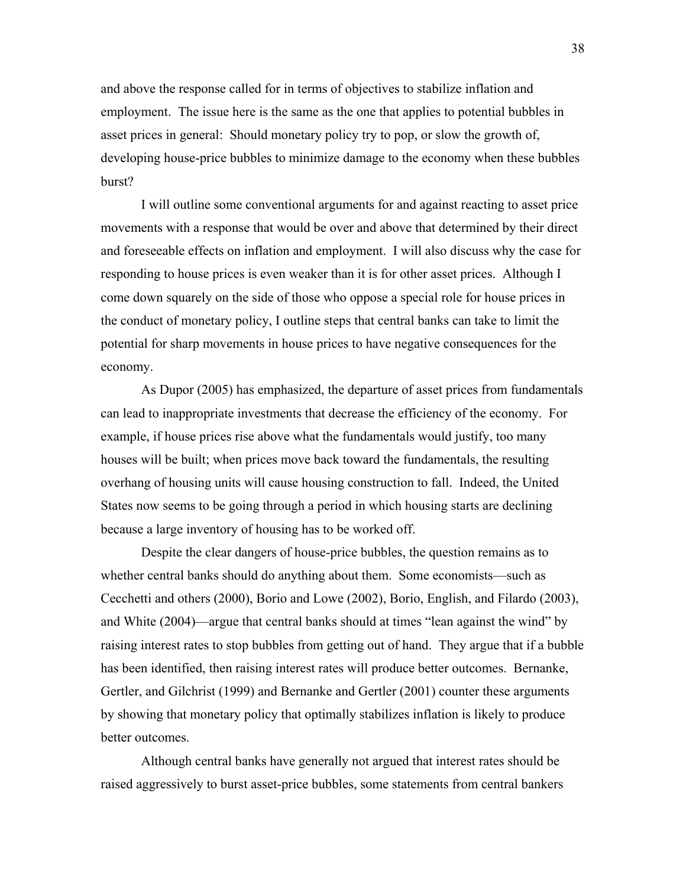and above the response called for in terms of objectives to stabilize inflation and employment. The issue here is the same as the one that applies to potential bubbles in asset prices in general: Should monetary policy try to pop, or slow the growth of, developing house-price bubbles to minimize damage to the economy when these bubbles burst?

I will outline some conventional arguments for and against reacting to asset price movements with a response that would be over and above that determined by their direct and foreseeable effects on inflation and employment. I will also discuss why the case for responding to house prices is even weaker than it is for other asset prices. Although I come down squarely on the side of those who oppose a special role for house prices in the conduct of monetary policy, I outline steps that central banks can take to limit the potential for sharp movements in house prices to have negative consequences for the economy.

As Dupor (2005) has emphasized, the departure of asset prices from fundamentals can lead to inappropriate investments that decrease the efficiency of the economy. For example, if house prices rise above what the fundamentals would justify, too many houses will be built; when prices move back toward the fundamentals, the resulting overhang of housing units will cause housing construction to fall. Indeed, the United States now seems to be going through a period in which housing starts are declining because a large inventory of housing has to be worked off.

Despite the clear dangers of house-price bubbles, the question remains as to whether central banks should do anything about them. Some economists—such as Cecchetti and others (2000), Borio and Lowe (2002), Borio, English, and Filardo (2003), and White (2004)—argue that central banks should at times "lean against the wind" by raising interest rates to stop bubbles from getting out of hand. They argue that if a bubble has been identified, then raising interest rates will produce better outcomes. Bernanke, Gertler, and Gilchrist (1999) and Bernanke and Gertler (2001) counter these arguments by showing that monetary policy that optimally stabilizes inflation is likely to produce better outcomes.

Although central banks have generally not argued that interest rates should be raised aggressively to burst asset-price bubbles, some statements from central bankers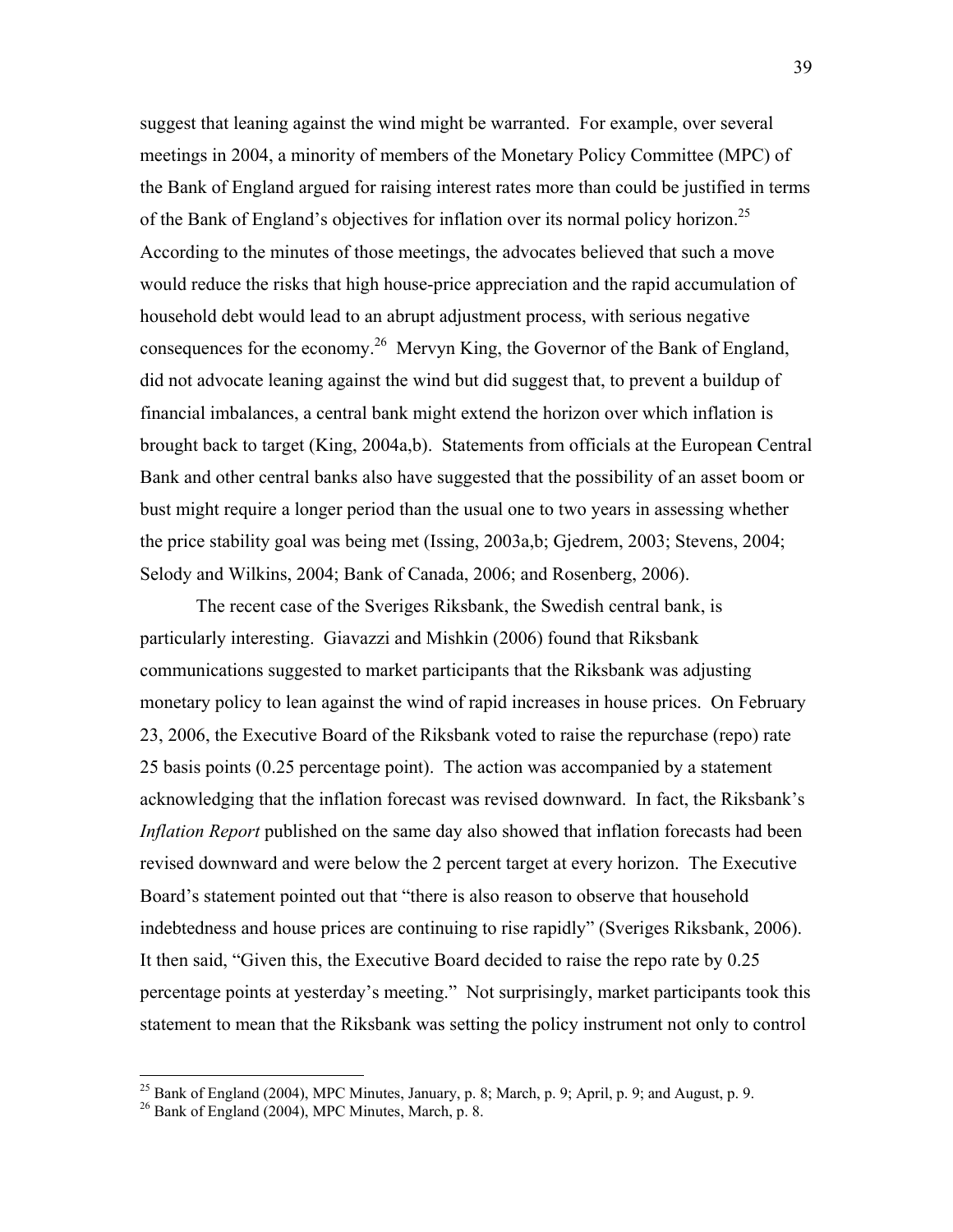suggest that leaning against the wind might be warranted. For example, over several meetings in 2004, a minority of members of the Monetary Policy Committee (MPC) of the Bank of England argued for raising interest rates more than could be justified in terms of the Bank of England's objectives for inflation over its normal policy horizon.[25] According to the minutes of those meetings, the advocates believed that such a move would reduce the risks that high house-price appreciation and the rapid accumulation of household debt would lead to an abrupt adjustment process, with serious negative consequences for the economy.[26] Mervyn King, the Governor of the Bank of England, did not advocate leaning against the wind but did suggest that, to prevent a buildup of financial imbalances, a central bank might extend the horizon over which inflation is brought back to target (King, 2004a,b). Statements from officials at the European Central Bank and other central banks also have suggested that the possibility of an asset boom or bust might require a longer period than the usual one to two years in assessing whether the price stability goal was being met (Issing, 2003a,b; Gjedrem, 2003; Stevens, 2004; Selody and Wilkins, 2004; Bank of Canada, 2006; and Rosenberg, 2006).

The recent case of the Sveriges Riksbank, the Swedish central bank, is particularly interesting. Giavazzi and Mishkin (2006) found that Riksbank communications suggested to market participants that the Riksbank was adjusting monetary policy to lean against the wind of rapid increases in house prices. On February 23, 2006, the Executive Board of the Riksbank voted to raise the repurchase (repo) rate 25 basis points (0.25 percentage point). The action was accompanied by a statement acknowledging that the inflation forecast was revised downward. In fact, the Riksbank's *Inflation Report* published on the same day also showed that inflation forecasts had been revised downward and were below the 2 percent target at every horizon. The Executive Board's statement pointed out that "there is also reason to observe that household indebtedness and house prices are continuing to rise rapidly" (Sveriges Riksbank, 2006). It then said, "Given this, the Executive Board decided to raise the repo rate by 0.25 percentage points at yesterday's meeting." Not surprisingly, market participants took this statement to mean that the Riksbank was setting the policy instrument not only to control

---

[25] Bank of England (2004), MPC Minutes, January, p. 8; March, p. 9; April, p. 9; and August, p. 9.

[26] Bank of England (2004), MPC Minutes, March, p. 8.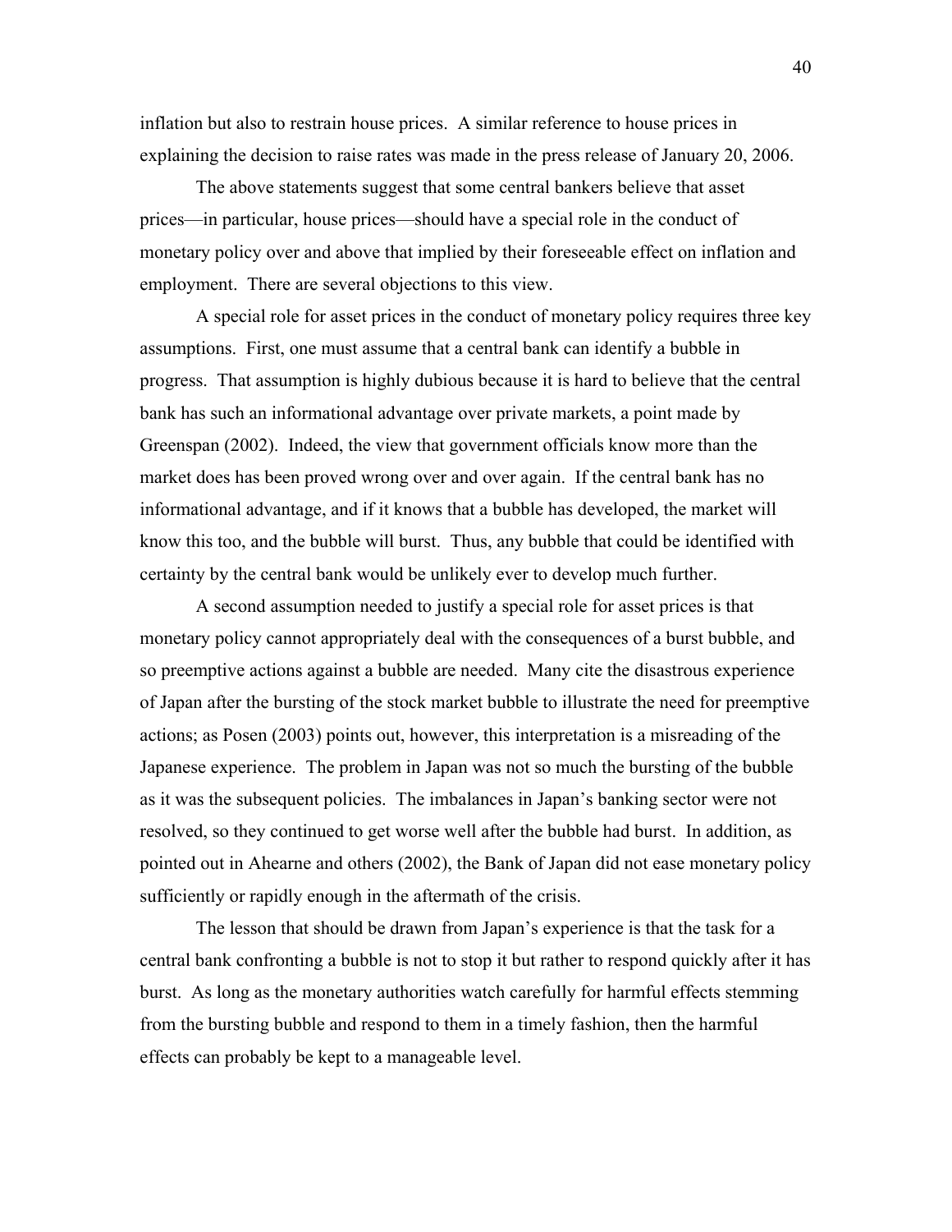inflation but also to restrain house prices. A similar reference to house prices in explaining the decision to raise rates was made in the press release of January 20, 2006.

The above statements suggest that some central bankers believe that asset prices—in particular, house prices—should have a special role in the conduct of monetary policy over and above that implied by their foreseeable effect on inflation and employment. There are several objections to this view.

A special role for asset prices in the conduct of monetary policy requires three key assumptions. First, one must assume that a central bank can identify a bubble in progress. That assumption is highly dubious because it is hard to believe that the central bank has such an informational advantage over private markets, a point made by Greenspan (2002). Indeed, the view that government officials know more than the market does has been proved wrong over and over again. If the central bank has no informational advantage, and if it knows that a bubble has developed, the market will know this too, and the bubble will burst. Thus, any bubble that could be identified with certainty by the central bank would be unlikely ever to develop much further.

A second assumption needed to justify a special role for asset prices is that monetary policy cannot appropriately deal with the consequences of a burst bubble, and so preemptive actions against a bubble are needed. Many cite the disastrous experience of Japan after the bursting of the stock market bubble to illustrate the need for preemptive actions; as Posen (2003) points out, however, this interpretation is a misreading of the Japanese experience. The problem in Japan was not so much the bursting of the bubble as it was the subsequent policies. The imbalances in Japan's banking sector were not resolved, so they continued to get worse well after the bubble had burst. In addition, as pointed out in Ahearne and others (2002), the Bank of Japan did not ease monetary policy sufficiently or rapidly enough in the aftermath of the crisis.

The lesson that should be drawn from Japan's experience is that the task for a central bank confronting a bubble is not to stop it but rather to respond quickly after it has burst. As long as the monetary authorities watch carefully for harmful effects stemming from the bursting bubble and respond to them in a timely fashion, then the harmful effects can probably be kept to a manageable level.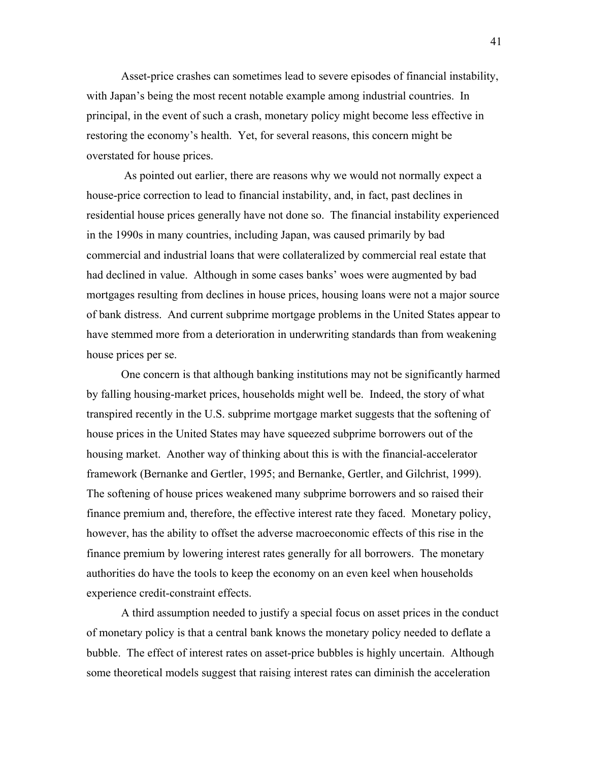Asset-price crashes can sometimes lead to severe episodes of financial instability, with Japan's being the most recent notable example among industrial countries. In principal, in the event of such a crash, monetary policy might become less effective in restoring the economy's health. Yet, for several reasons, this concern might be overstated for house prices.

As pointed out earlier, there are reasons why we would not normally expect a house-price correction to lead to financial instability, and, in fact, past declines in residential house prices generally have not done so. The financial instability experienced in the 1990s in many countries, including Japan, was caused primarily by bad commercial and industrial loans that were collateralized by commercial real estate that had declined in value. Although in some cases banks' woes were augmented by bad mortgages resulting from declines in house prices, housing loans were not a major source of bank distress. And current subprime mortgage problems in the United States appear to have stemmed more from a deterioration in underwriting standards than from weakening house prices per se.

One concern is that although banking institutions may not be significantly harmed by falling housing-market prices, households might well be. Indeed, the story of what transpired recently in the U.S. subprime mortgage market suggests that the softening of house prices in the United States may have squeezed subprime borrowers out of the housing market. Another way of thinking about this is with the financial-accelerator framework (Bernanke and Gertler, 1995; and Bernanke, Gertler, and Gilchrist, 1999). The softening of house prices weakened many subprime borrowers and so raised their finance premium and, therefore, the effective interest rate they faced. Monetary policy, however, has the ability to offset the adverse macroeconomic effects of this rise in the finance premium by lowering interest rates generally for all borrowers. The monetary authorities do have the tools to keep the economy on an even keel when households experience credit-constraint effects.

A third assumption needed to justify a special focus on asset prices in the conduct of monetary policy is that a central bank knows the monetary policy needed to deflate a bubble. The effect of interest rates on asset-price bubbles is highly uncertain. Although some theoretical models suggest that raising interest rates can diminish the acceleration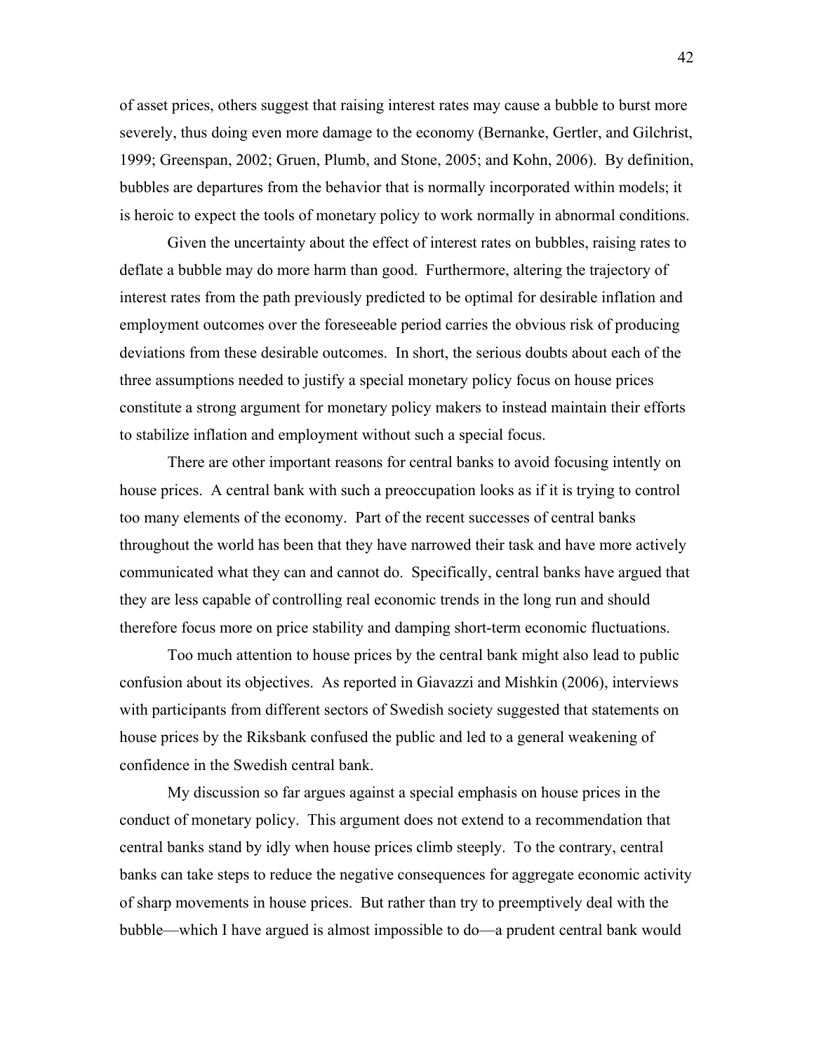of asset prices, others suggest that raising interest rates may cause a bubble to burst more severely, thus doing even more damage to the economy (Bernanke, Gertler, and Gilchrist, 1999; Greenspan, 2002; Gruen, Plumb, and Stone, 2005; and Kohn, 2006). By definition, bubbles are departures from the behavior that is normally incorporated within models; it is heroic to expect the tools of monetary policy to work normally in abnormal conditions.

Given the uncertainty about the effect of interest rates on bubbles, raising rates to deflate a bubble may do more harm than good. Furthermore, altering the trajectory of interest rates from the path previously predicted to be optimal for desirable inflation and employment outcomes over the foreseeable period carries the obvious risk of producing deviations from these desirable outcomes. In short, the serious doubts about each of the three assumptions needed to justify a special monetary policy focus on house prices constitute a strong argument for monetary policy makers to instead maintain their efforts to stabilize inflation and employment without such a special focus.

There are other important reasons for central banks to avoid focusing intently on house prices. A central bank with such a preoccupation looks as if it is trying to control too many elements of the economy. Part of the recent successes of central banks throughout the world has been that they have narrowed their task and have more actively communicated what they can and cannot do. Specifically, central banks have argued that they are less capable of controlling real economic trends in the long run and should therefore focus more on price stability and damping short-term economic fluctuations.

Too much attention to house prices by the central bank might also lead to public confusion about its objectives. As reported in Giavazzi and Mishkin (2006), interviews with participants from different sectors of Swedish society suggested that statements on house prices by the Riksbank confused the public and led to a general weakening of confidence in the Swedish central bank.

My discussion so far argues against a special emphasis on house prices in the conduct of monetary policy. This argument does not extend to a recommendation that central banks stand by idly when house prices climb steeply. To the contrary, central banks can take steps to reduce the negative consequences for aggregate economic activity of sharp movements in house prices. But rather than try to preemptively deal with the bubble—which I have argued is almost impossible to do—a prudent central bank would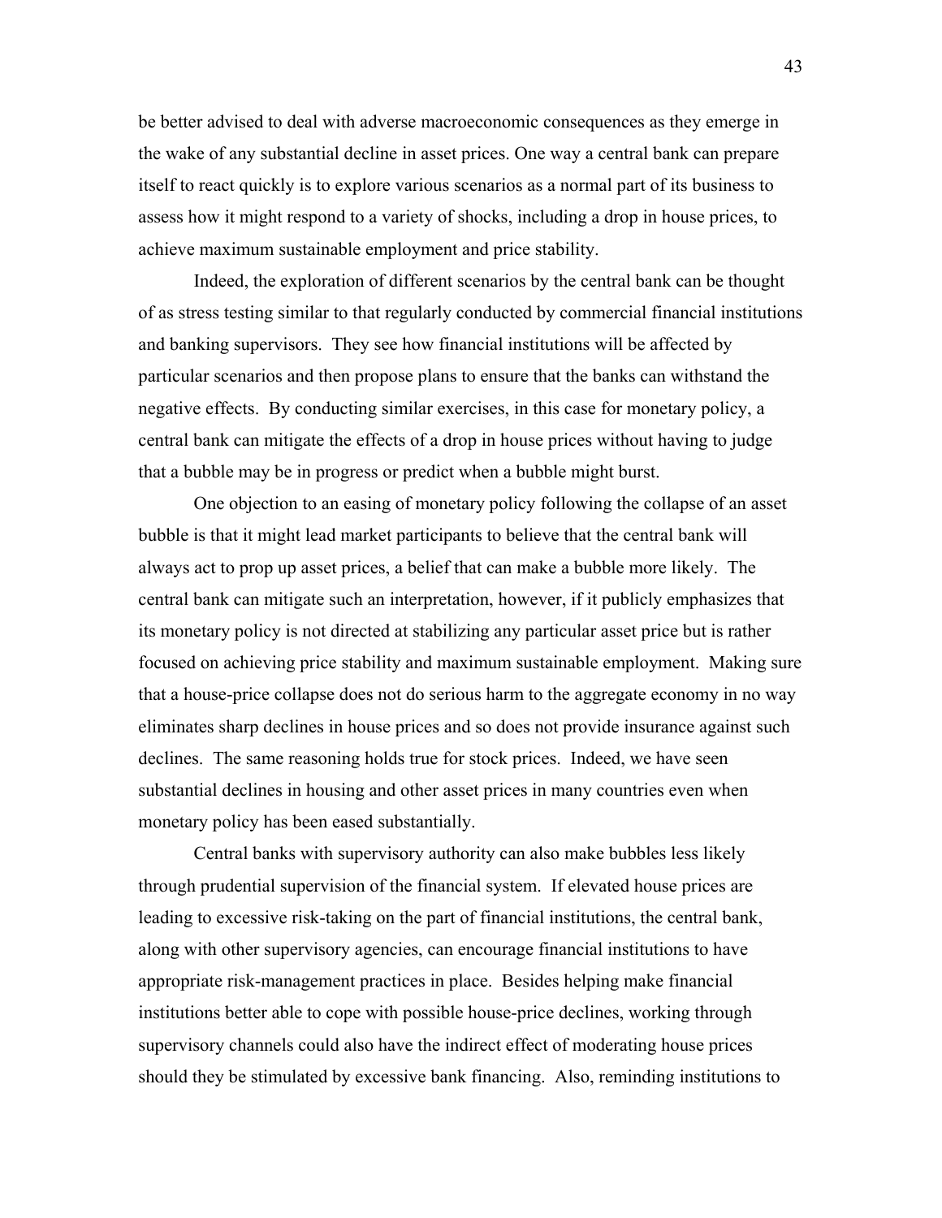be better advised to deal with adverse macroeconomic consequences as they emerge in the wake of any substantial decline in asset prices. One way a central bank can prepare itself to react quickly is to explore various scenarios as a normal part of its business to assess how it might respond to a variety of shocks, including a drop in house prices, to achieve maximum sustainable employment and price stability.

Indeed, the exploration of different scenarios by the central bank can be thought of as stress testing similar to that regularly conducted by commercial financial institutions and banking supervisors. They see how financial institutions will be affected by particular scenarios and then propose plans to ensure that the banks can withstand the negative effects. By conducting similar exercises, in this case for monetary policy, a central bank can mitigate the effects of a drop in house prices without having to judge that a bubble may be in progress or predict when a bubble might burst.

One objection to an easing of monetary policy following the collapse of an asset bubble is that it might lead market participants to believe that the central bank will always act to prop up asset prices, a belief that can make a bubble more likely. The central bank can mitigate such an interpretation, however, if it publicly emphasizes that its monetary policy is not directed at stabilizing any particular asset price but is rather focused on achieving price stability and maximum sustainable employment. Making sure that a house-price collapse does not do serious harm to the aggregate economy in no way eliminates sharp declines in house prices and so does not provide insurance against such declines. The same reasoning holds true for stock prices. Indeed, we have seen substantial declines in housing and other asset prices in many countries even when monetary policy has been eased substantially.

Central banks with supervisory authority can also make bubbles less likely through prudential supervision of the financial system. If elevated house prices are leading to excessive risk-taking on the part of financial institutions, the central bank, along with other supervisory agencies, can encourage financial institutions to have appropriate risk-management practices in place. Besides helping make financial institutions better able to cope with possible house-price declines, working through supervisory channels could also have the indirect effect of moderating house prices should they be stimulated by excessive bank financing. Also, reminding institutions to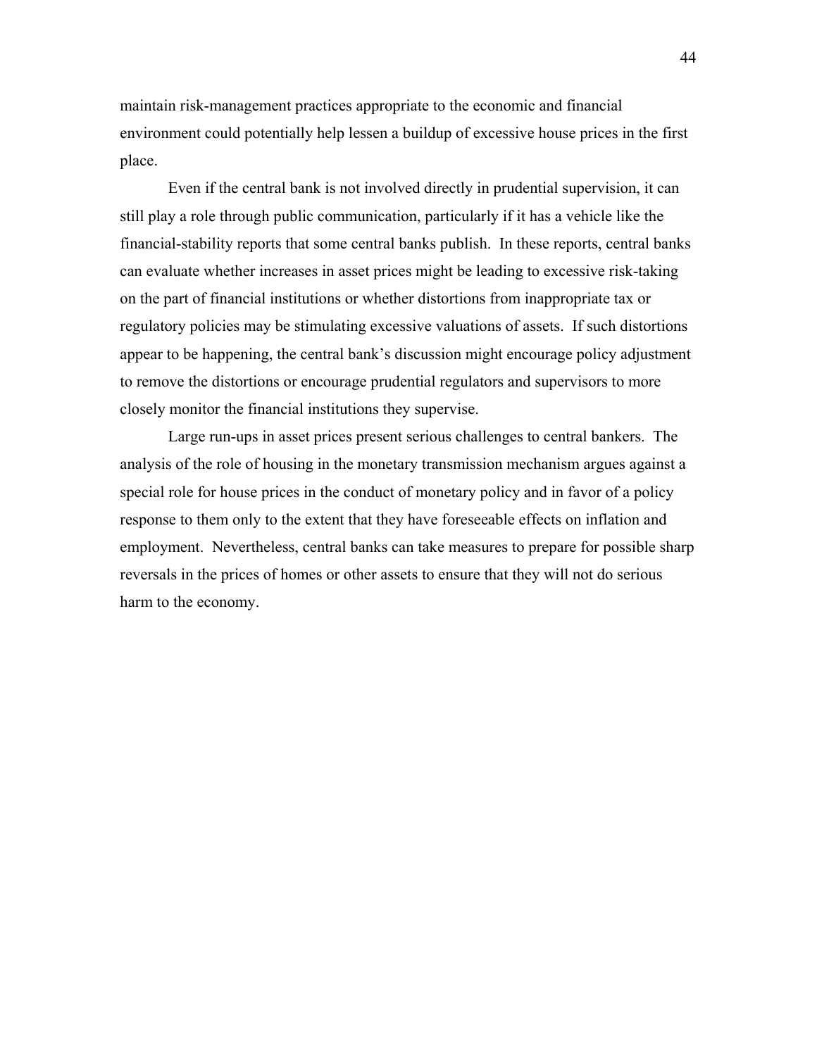maintain risk-management practices appropriate to the economic and financial environment could potentially help lessen a buildup of excessive house prices in the first place.

Even if the central bank is not involved directly in prudential supervision, it can still play a role through public communication, particularly if it has a vehicle like the financial-stability reports that some central banks publish. In these reports, central banks can evaluate whether increases in asset prices might be leading to excessive risk-taking on the part of financial institutions or whether distortions from inappropriate tax or regulatory policies may be stimulating excessive valuations of assets. If such distortions appear to be happening, the central bank's discussion might encourage policy adjustment to remove the distortions or encourage prudential regulators and supervisors to more closely monitor the financial institutions they supervise.

Large run-ups in asset prices present serious challenges to central bankers. The analysis of the role of housing in the monetary transmission mechanism argues against a special role for house prices in the conduct of monetary policy and in favor of a policy response to them only to the extent that they have foreseeable effects on inflation and employment. Nevertheless, central banks can take measures to prepare for possible sharp reversals in the prices of homes or other assets to ensure that they will not do serious harm to the economy.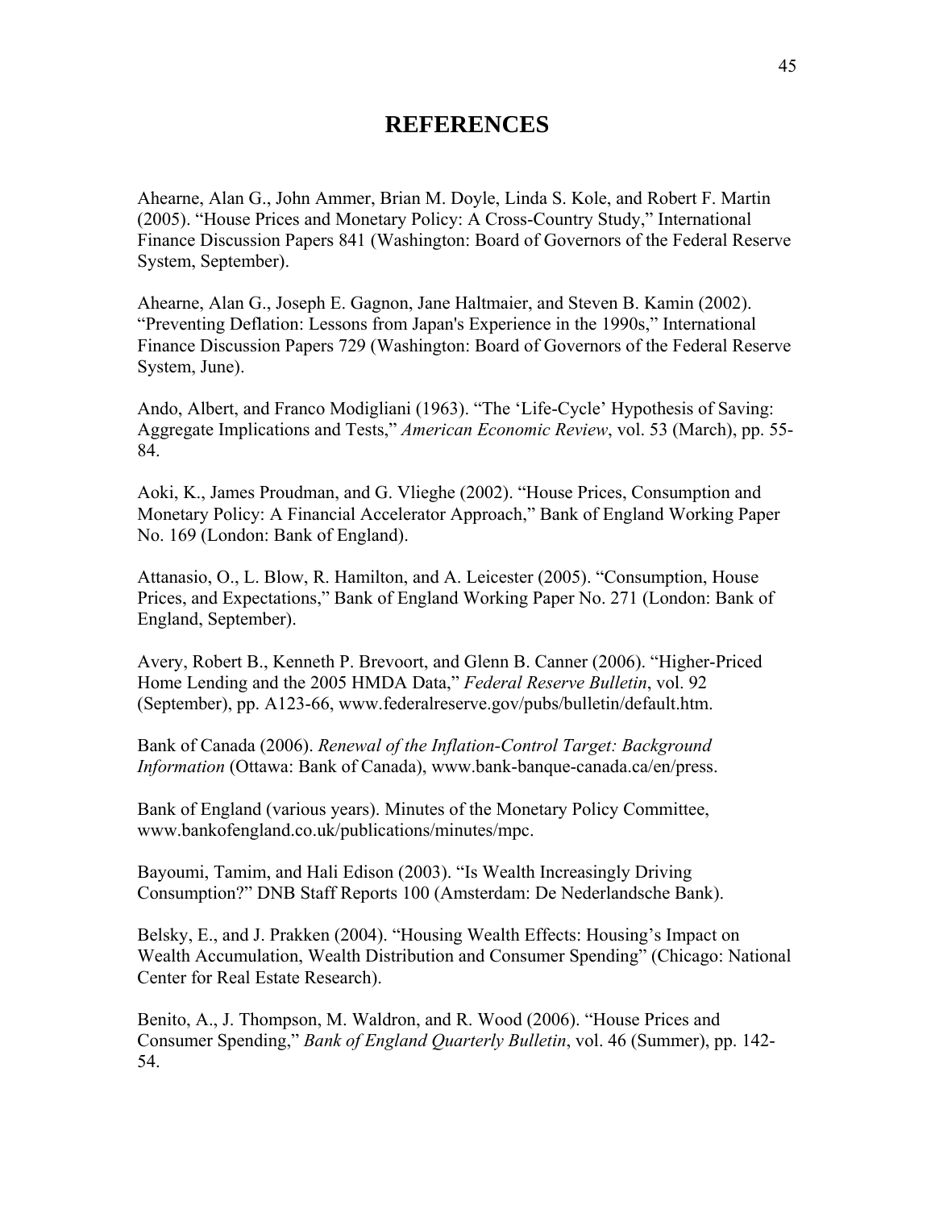# REFERENCES

Ahearne, Alan G., John Ammer, Brian M. Doyle, Linda S. Kole, and Robert F. Martin (2005). "House Prices and Monetary Policy: A Cross-Country Study," International Finance Discussion Papers 841 (Washington: Board of Governors of the Federal Reserve System, September).

Ahearne, Alan G., Joseph E. Gagnon, Jane Haltmaier, and Steven B. Kamin (2002). "Preventing Deflation: Lessons from Japan's Experience in the 1990s," International Finance Discussion Papers 729 (Washington: Board of Governors of the Federal Reserve System, June).

Ando, Albert, and Franco Modigliani (1963). "The 'Life-Cycle' Hypothesis of Saving: Aggregate Implications and Tests," *American Economic Review*, vol. 53 (March), pp. 55-84.

Aoki, K., James Proudman, and G. Vlieghe (2002). "House Prices, Consumption and Monetary Policy: A Financial Accelerator Approach," Bank of England Working Paper No. 169 (London: Bank of England).

Attanasio, O., L. Blow, R. Hamilton, and A. Leicester (2005). "Consumption, House Prices, and Expectations," Bank of England Working Paper No. 271 (London: Bank of England, September).

Avery, Robert B., Kenneth P. Brevoort, and Glenn B. Canner (2006). "Higher-Priced Home Lending and the 2005 HMDA Data," *Federal Reserve Bulletin*, vol. 92 (September), pp. A123-66, www.federalreserve.gov/pubs/bulletin/default.htm.

Bank of Canada (2006). *Renewal of the Inflation-Control Target: Background Information* (Ottawa: Bank of Canada), www.bank-banque-canada.ca/en/press.

Bank of England (various years). Minutes of the Monetary Policy Committee, www.bankofengland.co.uk/publications/minutes/mpc.

Bayoumi, Tamim, and Hali Edison (2003). "Is Wealth Increasingly Driving Consumption?" DNB Staff Reports 100 (Amsterdam: De Nederlandsche Bank).

Belsky, E., and J. Prakken (2004). "Housing Wealth Effects: Housing's Impact on Wealth Accumulation, Wealth Distribution and Consumer Spending" (Chicago: National Center for Real Estate Research).

Benito, A., J. Thompson, M. Waldron, and R. Wood (2006). "House Prices and Consumer Spending," *Bank of England Quarterly Bulletin*, vol. 46 (Summer), pp. 142-54.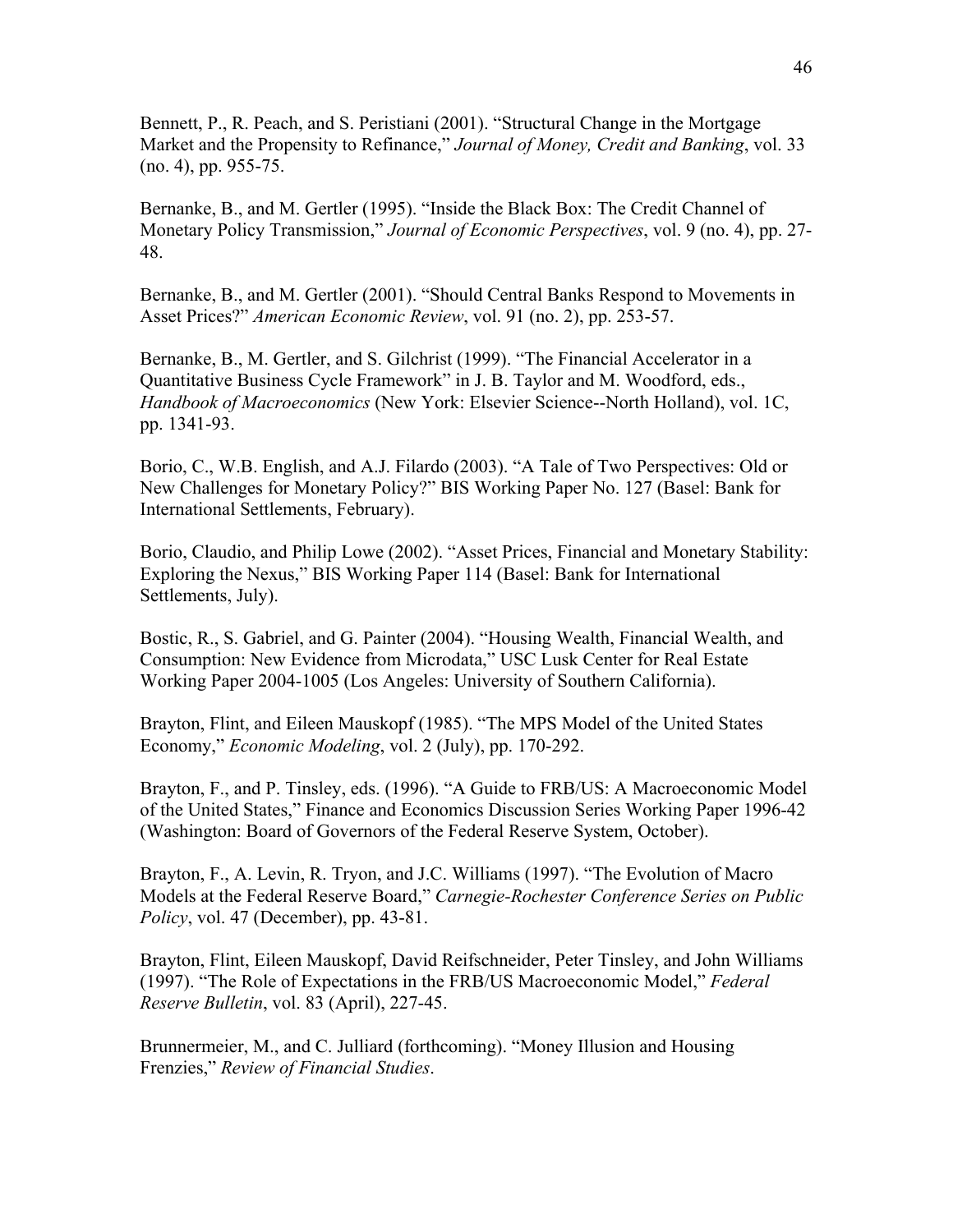Bennett, P., R. Peach, and S. Peristiani (2001). "Structural Change in the Mortgage Market and the Propensity to Refinance," *Journal of Money, Credit and Banking*, vol. 33 (no. 4), pp. 955-75.

Bernanke, B., and M. Gertler (1995). "Inside the Black Box: The Credit Channel of Monetary Policy Transmission," *Journal of Economic Perspectives*, vol. 9 (no. 4), pp. 27-48.

Bernanke, B., and M. Gertler (2001). "Should Central Banks Respond to Movements in Asset Prices?" *American Economic Review*, vol. 91 (no. 2), pp. 253-57.

Bernanke, B., M. Gertler, and S. Gilchrist (1999). "The Financial Accelerator in a Quantitative Business Cycle Framework" in J. B. Taylor and M. Woodford, eds., *Handbook of Macroeconomics* (New York: Elsevier Science--North Holland), vol. 1C, pp. 1341-93.

Borio, C., W.B. English, and A.J. Filardo (2003). "A Tale of Two Perspectives: Old or New Challenges for Monetary Policy?" BIS Working Paper No. 127 (Basel: Bank for International Settlements, February).

Borio, Claudio, and Philip Lowe (2002). "Asset Prices, Financial and Monetary Stability: Exploring the Nexus," BIS Working Paper 114 (Basel: Bank for International Settlements, July).

Bostic, R., S. Gabriel, and G. Painter (2004). "Housing Wealth, Financial Wealth, and Consumption: New Evidence from Microdata," USC Lusk Center for Real Estate Working Paper 2004-1005 (Los Angeles: University of Southern California).

Brayton, Flint, and Eileen Mauskopf (1985). "The MPS Model of the United States Economy," *Economic Modeling*, vol. 2 (July), pp. 170-292.

Brayton, F., and P. Tinsley, eds. (1996). "A Guide to FRB/US: A Macroeconomic Model of the United States," Finance and Economics Discussion Series Working Paper 1996-42 (Washington: Board of Governors of the Federal Reserve System, October).

Brayton, F., A. Levin, R. Tryon, and J.C. Williams (1997). "The Evolution of Macro Models at the Federal Reserve Board," *Carnegie-Rochester Conference Series on Public Policy*, vol. 47 (December), pp. 43-81.

Brayton, Flint, Eileen Mauskopf, David Reifschneider, Peter Tinsley, and John Williams (1997). "The Role of Expectations in the FRB/US Macroeconomic Model," *Federal Reserve Bulletin*, vol. 83 (April), 227-45.

Brunnermeier, M., and C. Julliard (forthcoming). "Money Illusion and Housing Frenzies," *Review of Financial Studies*.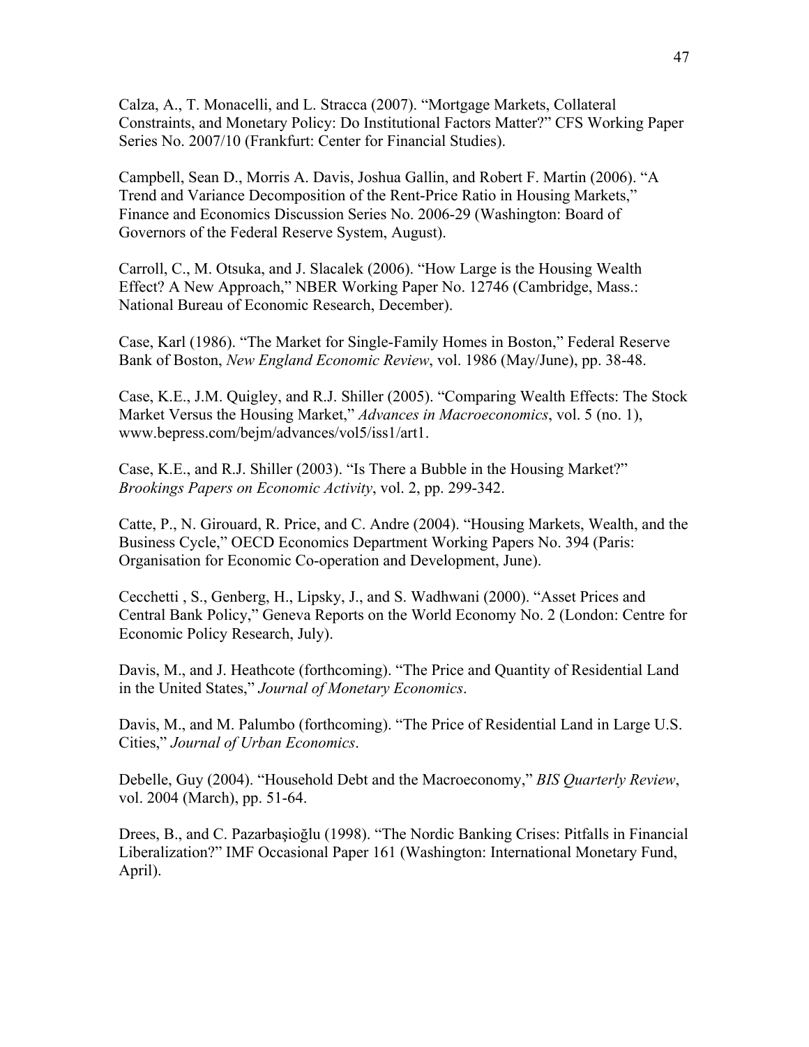Calza, A., T. Monacelli, and L. Stracca (2007). "Mortgage Markets, Collateral Constraints, and Monetary Policy: Do Institutional Factors Matter?" CFS Working Paper Series No. 2007/10 (Frankfurt: Center for Financial Studies).

Campbell, Sean D., Morris A. Davis, Joshua Gallin, and Robert F. Martin (2006). "A Trend and Variance Decomposition of the Rent-Price Ratio in Housing Markets," Finance and Economics Discussion Series No. 2006-29 (Washington: Board of Governors of the Federal Reserve System, August).

Carroll, C., M. Otsuka, and J. Slacalek (2006). "How Large is the Housing Wealth Effect? A New Approach," NBER Working Paper No. 12746 (Cambridge, Mass.: National Bureau of Economic Research, December).

Case, Karl (1986). "The Market for Single-Family Homes in Boston," Federal Reserve Bank of Boston, *New England Economic Review*, vol. 1986 (May/June), pp. 38-48.

Case, K.E., J.M. Quigley, and R.J. Shiller (2005). "Comparing Wealth Effects: The Stock Market Versus the Housing Market," *Advances in Macroeconomics*, vol. 5 (no. 1), www.bepress.com/bejm/advances/vol5/iss1/art1.

Case, K.E., and R.J. Shiller (2003). "Is There a Bubble in the Housing Market?" *Brookings Papers on Economic Activity*, vol. 2, pp. 299-342.

Catte, P., N. Girouard, R. Price, and C. Andre (2004). "Housing Markets, Wealth, and the Business Cycle," OECD Economics Department Working Papers No. 394 (Paris: Organisation for Economic Co-operation and Development, June).

Cecchetti , S., Genberg, H., Lipsky, J., and S. Wadhwani (2000). "Asset Prices and Central Bank Policy," Geneva Reports on the World Economy No. 2 (London: Centre for Economic Policy Research, July).

Davis, M., and J. Heathcote (forthcoming). "The Price and Quantity of Residential Land in the United States," *Journal of Monetary Economics*.

Davis, M., and M. Palumbo (forthcoming). "The Price of Residential Land in Large U.S. Cities," *Journal of Urban Economics*.

Debelle, Guy (2004). "Household Debt and the Macroeconomy," *BIS Quarterly Review*, vol. 2004 (March), pp. 51-64.

Drees, B., and C. Pazarbaşioğlu (1998). "The Nordic Banking Crises: Pitfalls in Financial Liberalization?" IMF Occasional Paper 161 (Washington: International Monetary Fund, April).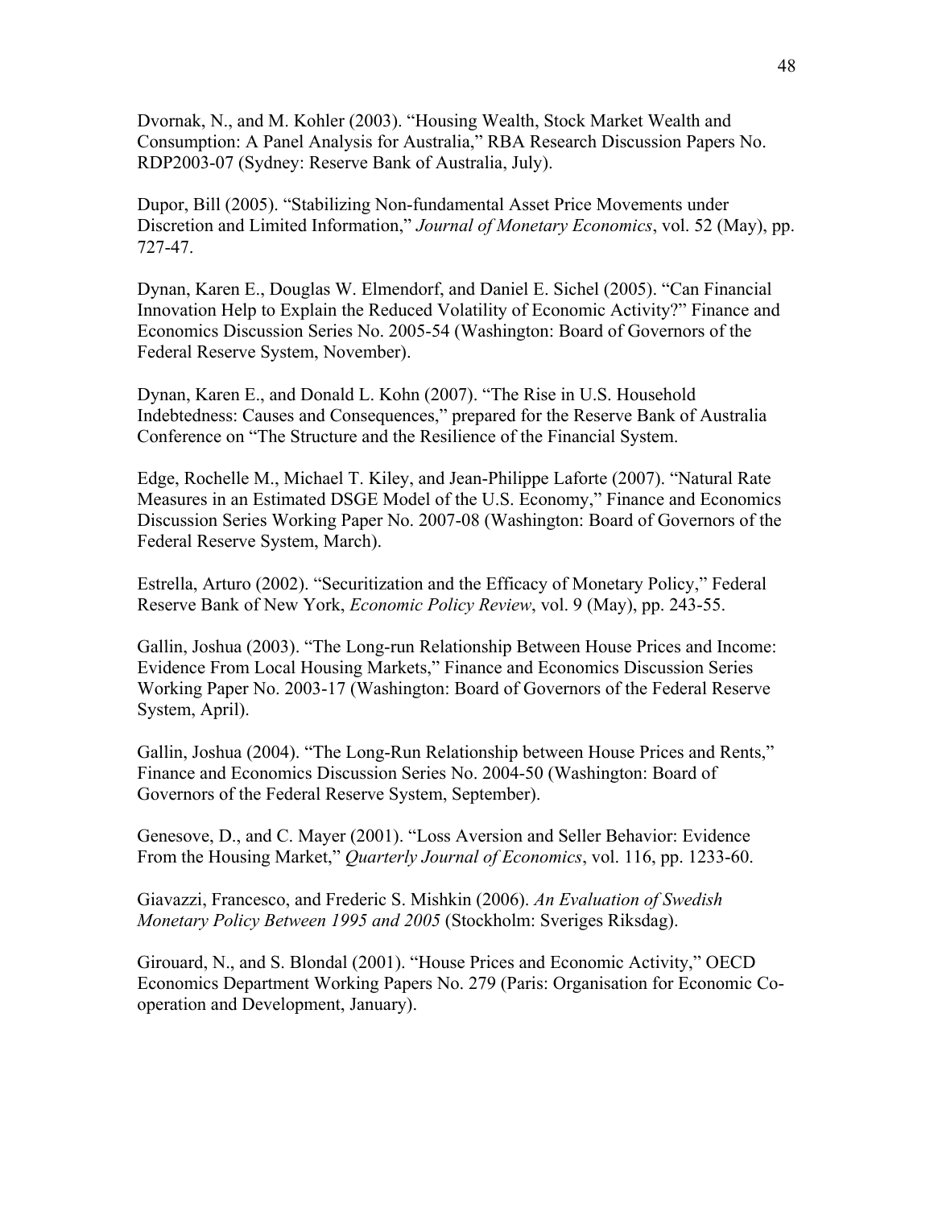Dvornak, N., and M. Kohler (2003). "Housing Wealth, Stock Market Wealth and Consumption: A Panel Analysis for Australia," RBA Research Discussion Papers No. RDP2003-07 (Sydney: Reserve Bank of Australia, July).

Dupor, Bill (2005). "Stabilizing Non-fundamental Asset Price Movements under Discretion and Limited Information," *Journal of Monetary Economics*, vol. 52 (May), pp. 727-47.

Dynan, Karen E., Douglas W. Elmendorf, and Daniel E. Sichel (2005). "Can Financial Innovation Help to Explain the Reduced Volatility of Economic Activity?" Finance and Economics Discussion Series No. 2005-54 (Washington: Board of Governors of the Federal Reserve System, November).

Dynan, Karen E., and Donald L. Kohn (2007). "The Rise in U.S. Household Indebtedness: Causes and Consequences," prepared for the Reserve Bank of Australia Conference on "The Structure and the Resilience of the Financial System.

Edge, Rochelle M., Michael T. Kiley, and Jean-Philippe Laforte (2007). "Natural Rate Measures in an Estimated DSGE Model of the U.S. Economy," Finance and Economics Discussion Series Working Paper No. 2007-08 (Washington: Board of Governors of the Federal Reserve System, March).

Estrella, Arturo (2002). "Securitization and the Efficacy of Monetary Policy," Federal Reserve Bank of New York, *Economic Policy Review*, vol. 9 (May), pp. 243-55.

Gallin, Joshua (2003). "The Long-run Relationship Between House Prices and Income: Evidence From Local Housing Markets," Finance and Economics Discussion Series Working Paper No. 2003-17 (Washington: Board of Governors of the Federal Reserve System, April).

Gallin, Joshua (2004). "The Long-Run Relationship between House Prices and Rents," Finance and Economics Discussion Series No. 2004-50 (Washington: Board of Governors of the Federal Reserve System, September).

Genesove, D., and C. Mayer (2001). "Loss Aversion and Seller Behavior: Evidence From the Housing Market," *Quarterly Journal of Economics*, vol. 116, pp. 1233-60.

Giavazzi, Francesco, and Frederic S. Mishkin (2006). *An Evaluation of Swedish Monetary Policy Between 1995 and 2005* (Stockholm: Sveriges Riksdag).

Girouard, N., and S. Blondal (2001). "House Prices and Economic Activity," OECD Economics Department Working Papers No. 279 (Paris: Organisation for Economic Co-operation and Development, January).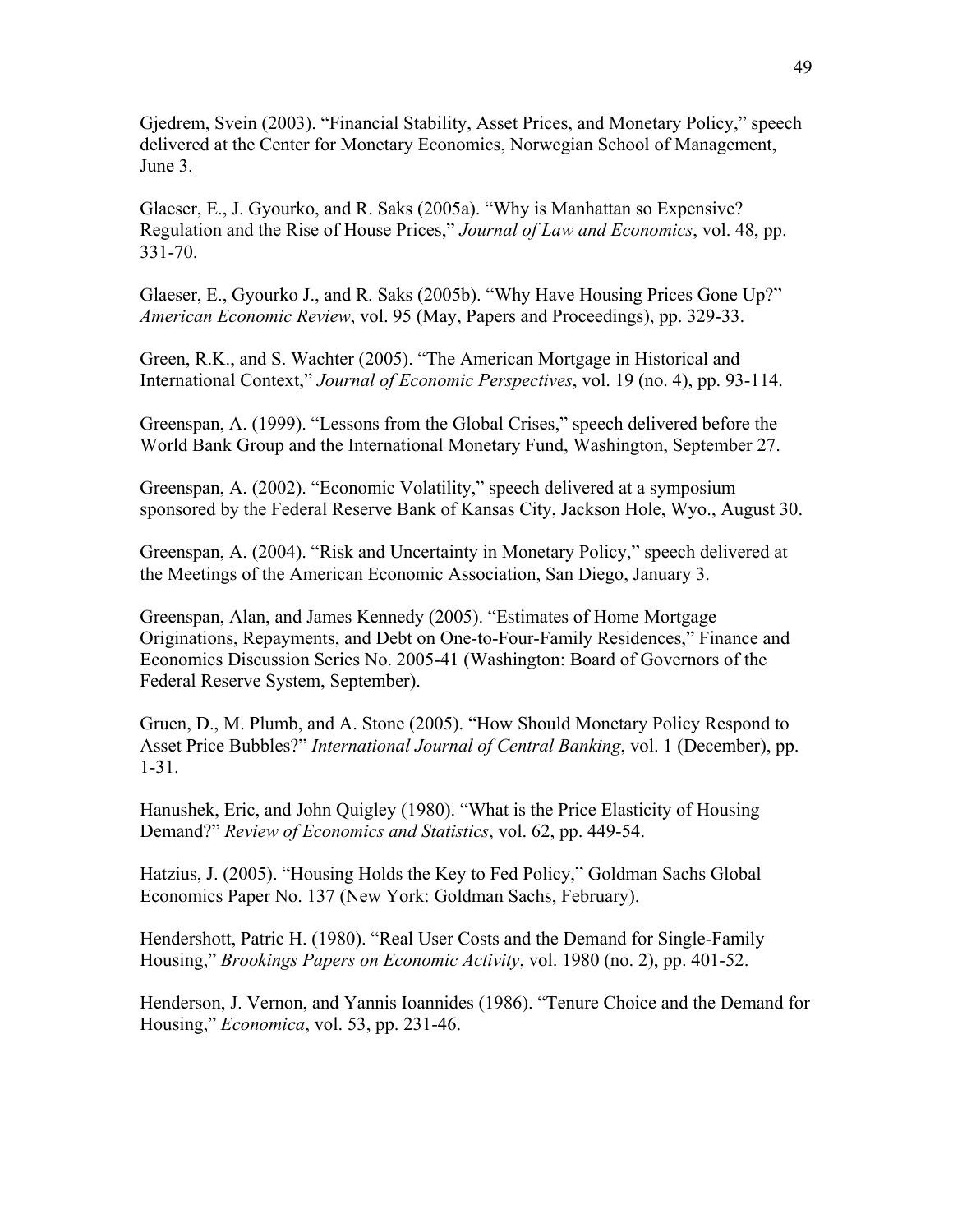Gjedrem, Svein (2003). "Financial Stability, Asset Prices, and Monetary Policy," speech delivered at the Center for Monetary Economics, Norwegian School of Management, June 3.

Glaeser, E., J. Gyourko, and R. Saks (2005a). "Why is Manhattan so Expensive? Regulation and the Rise of House Prices," *Journal of Law and Economics*, vol. 48, pp. 331-70.

Glaeser, E., Gyourko J., and R. Saks (2005b). "Why Have Housing Prices Gone Up?" *American Economic Review*, vol. 95 (May, Papers and Proceedings), pp. 329-33.

Green, R.K., and S. Wachter (2005). "The American Mortgage in Historical and International Context," *Journal of Economic Perspectives*, vol. 19 (no. 4), pp. 93-114.

Greenspan, A. (1999). "Lessons from the Global Crises," speech delivered before the World Bank Group and the International Monetary Fund, Washington, September 27.

Greenspan, A. (2002). "Economic Volatility," speech delivered at a symposium sponsored by the Federal Reserve Bank of Kansas City, Jackson Hole, Wyo., August 30.

Greenspan, A. (2004). "Risk and Uncertainty in Monetary Policy," speech delivered at the Meetings of the American Economic Association, San Diego, January 3.

Greenspan, Alan, and James Kennedy (2005). "Estimates of Home Mortgage Originations, Repayments, and Debt on One-to-Four-Family Residences," Finance and Economics Discussion Series No. 2005-41 (Washington: Board of Governors of the Federal Reserve System, September).

Gruen, D., M. Plumb, and A. Stone (2005). "How Should Monetary Policy Respond to Asset Price Bubbles?" *International Journal of Central Banking*, vol. 1 (December), pp. 1-31.

Hanushek, Eric, and John Quigley (1980). "What is the Price Elasticity of Housing Demand?" *Review of Economics and Statistics*, vol. 62, pp. 449-54.

Hatzius, J. (2005). "Housing Holds the Key to Fed Policy," Goldman Sachs Global Economics Paper No. 137 (New York: Goldman Sachs, February).

Hendershott, Patric H. (1980). "Real User Costs and the Demand for Single-Family Housing," *Brookings Papers on Economic Activity*, vol. 1980 (no. 2), pp. 401-52.

Henderson, J. Vernon, and Yannis Ioannides (1986). "Tenure Choice and the Demand for Housing," *Economica*, vol. 53, pp. 231-46.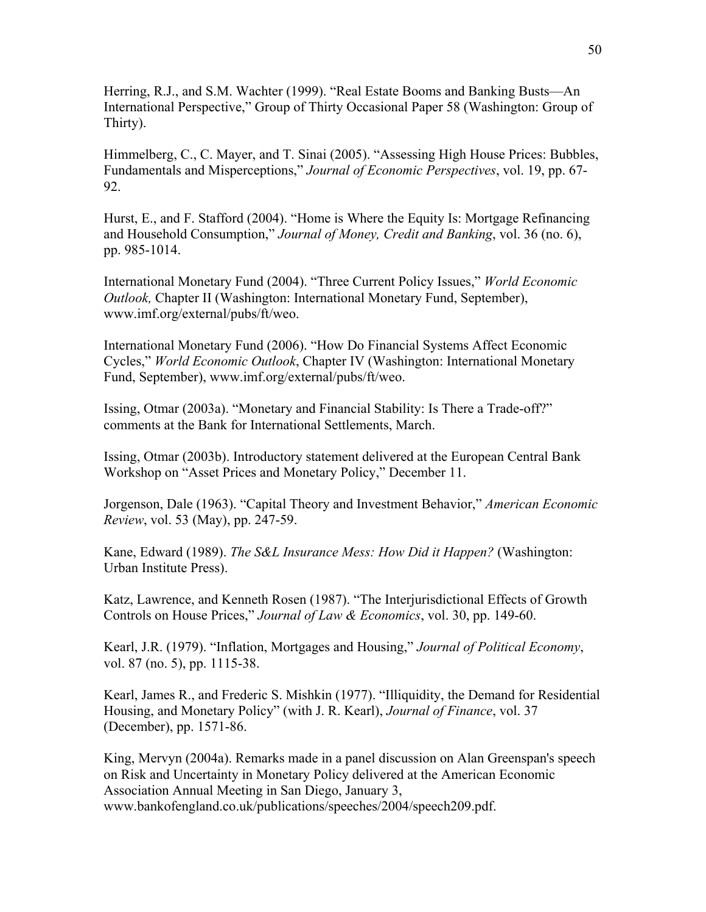Herring, R.J., and S.M. Wachter (1999). "Real Estate Booms and Banking Busts—An International Perspective," Group of Thirty Occasional Paper 58 (Washington: Group of Thirty).

Himmelberg, C., C. Mayer, and T. Sinai (2005). "Assessing High House Prices: Bubbles, Fundamentals and Misperceptions," *Journal of Economic Perspectives*, vol. 19, pp. 67-92.

Hurst, E., and F. Stafford (2004). "Home is Where the Equity Is: Mortgage Refinancing and Household Consumption," *Journal of Money, Credit and Banking*, vol. 36 (no. 6), pp. 985-1014.

International Monetary Fund (2004). "Three Current Policy Issues," *World Economic Outlook,* Chapter II (Washington: International Monetary Fund, September), www.imf.org/external/pubs/ft/weo.

International Monetary Fund (2006). "How Do Financial Systems Affect Economic Cycles," *World Economic Outlook*, Chapter IV (Washington: International Monetary Fund, September), www.imf.org/external/pubs/ft/weo.

Issing, Otmar (2003a). "Monetary and Financial Stability: Is There a Trade-off?" comments at the Bank for International Settlements, March.

Issing, Otmar (2003b). Introductory statement delivered at the European Central Bank Workshop on "Asset Prices and Monetary Policy," December 11.

Jorgenson, Dale (1963). "Capital Theory and Investment Behavior," *American Economic Review*, vol. 53 (May), pp. 247-59.

Kane, Edward (1989). *The S&L Insurance Mess: How Did it Happen?* (Washington: Urban Institute Press).

Katz, Lawrence, and Kenneth Rosen (1987). "The Interjurisdictional Effects of Growth Controls on House Prices," *Journal of Law & Economics*, vol. 30, pp. 149-60.

Kearl, J.R. (1979). "Inflation, Mortgages and Housing," *Journal of Political Economy*, vol. 87 (no. 5), pp. 1115-38.

Kearl, James R., and Frederic S. Mishkin (1977). "Illiquidity, the Demand for Residential Housing, and Monetary Policy" (with J. R. Kearl), *Journal of Finance*, vol. 37 (December), pp. 1571-86.

King, Mervyn (2004a). Remarks made in a panel discussion on Alan Greenspan's speech on Risk and Uncertainty in Monetary Policy delivered at the American Economic Association Annual Meeting in San Diego, January 3, www.bankofengland.co.uk/publications/speeches/2004/speech209.pdf.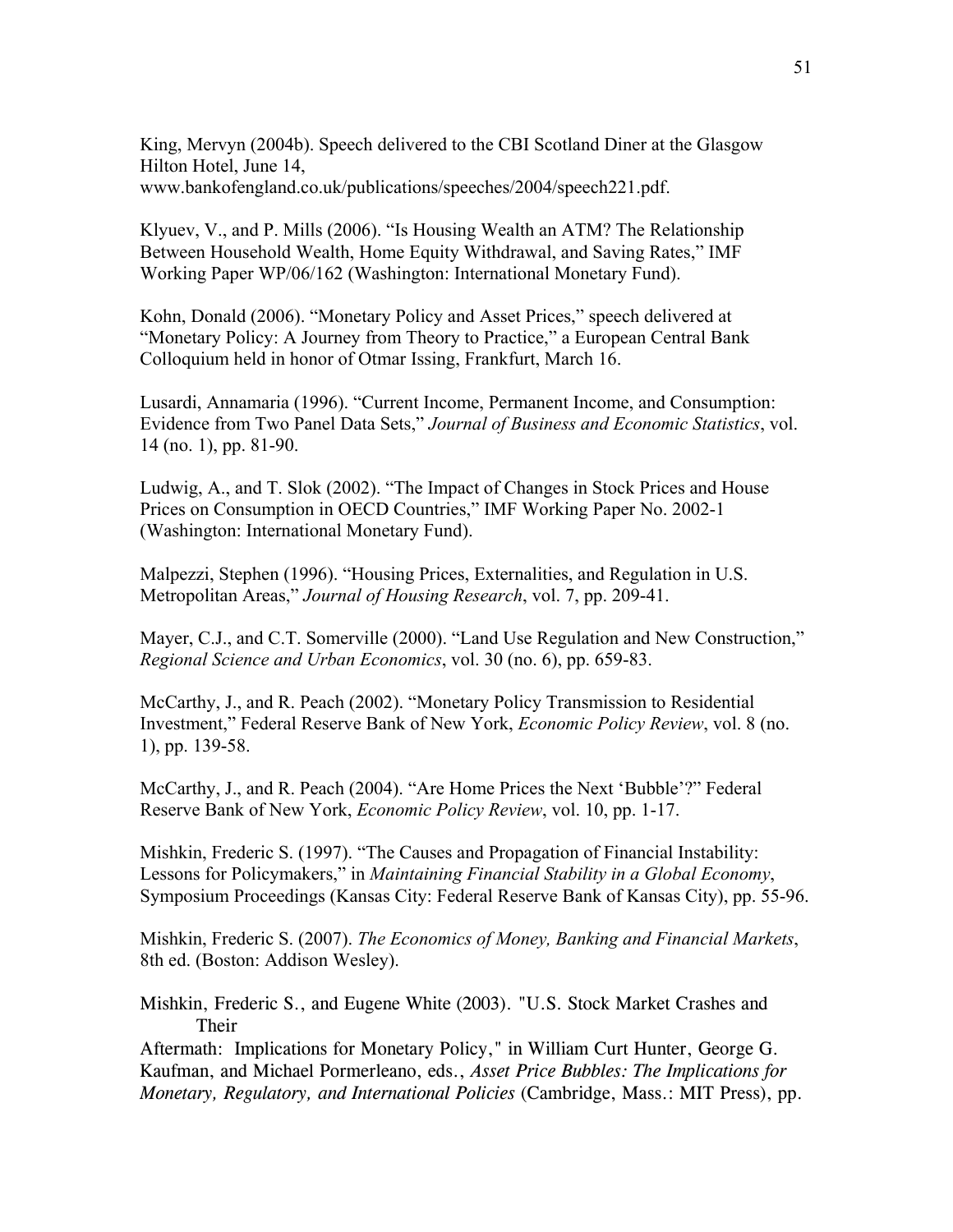King, Mervyn (2004b). Speech delivered to the CBI Scotland Diner at the Glasgow Hilton Hotel, June 14, www.bankofengland.co.uk/publications/speeches/2004/speech221.pdf.

Klyuev, V., and P. Mills (2006). "Is Housing Wealth an ATM? The Relationship Between Household Wealth, Home Equity Withdrawal, and Saving Rates," IMF Working Paper WP/06/162 (Washington: International Monetary Fund).

Kohn, Donald (2006). "Monetary Policy and Asset Prices," speech delivered at "Monetary Policy: A Journey from Theory to Practice," a European Central Bank Colloquium held in honor of Otmar Issing, Frankfurt, March 16.

Lusardi, Annamaria (1996). "Current Income, Permanent Income, and Consumption: Evidence from Two Panel Data Sets," *Journal of Business and Economic Statistics*, vol. 14 (no. 1), pp. 81-90.

Ludwig, A., and T. Slok (2002). "The Impact of Changes in Stock Prices and House Prices on Consumption in OECD Countries," IMF Working Paper No. 2002-1 (Washington: International Monetary Fund).

Malpezzi, Stephen (1996). "Housing Prices, Externalities, and Regulation in U.S. Metropolitan Areas," *Journal of Housing Research*, vol. 7, pp. 209-41.

Mayer, C.J., and C.T. Somerville (2000). "Land Use Regulation and New Construction," *Regional Science and Urban Economics*, vol. 30 (no. 6), pp. 659-83.

McCarthy, J., and R. Peach (2002). "Monetary Policy Transmission to Residential Investment," Federal Reserve Bank of New York, *Economic Policy Review*, vol. 8 (no. 1), pp. 139-58.

McCarthy, J., and R. Peach (2004). "Are Home Prices the Next 'Bubble'?" Federal Reserve Bank of New York, *Economic Policy Review*, vol. 10, pp. 1-17.

Mishkin, Frederic S. (1997). "The Causes and Propagation of Financial Instability: Lessons for Policymakers," in *Maintaining Financial Stability in a Global Economy*, Symposium Proceedings (Kansas City: Federal Reserve Bank of Kansas City), pp. 55-96.

Mishkin, Frederic S. (2007). *The Economics of Money, Banking and Financial Markets*, 8th ed. (Boston: Addison Wesley).

Mishkin, Frederic S., and Eugene White (2003). "U.S. Stock Market Crashes and Their Aftermath: Implications for Monetary Policy," in William Curt Hunter, George G. Kaufman, and Michael Pormerleano, eds., *Asset Price Bubbles: The Implications for Monetary, Regulatory, and International Policies* (Cambridge, Mass.: MIT Press), pp.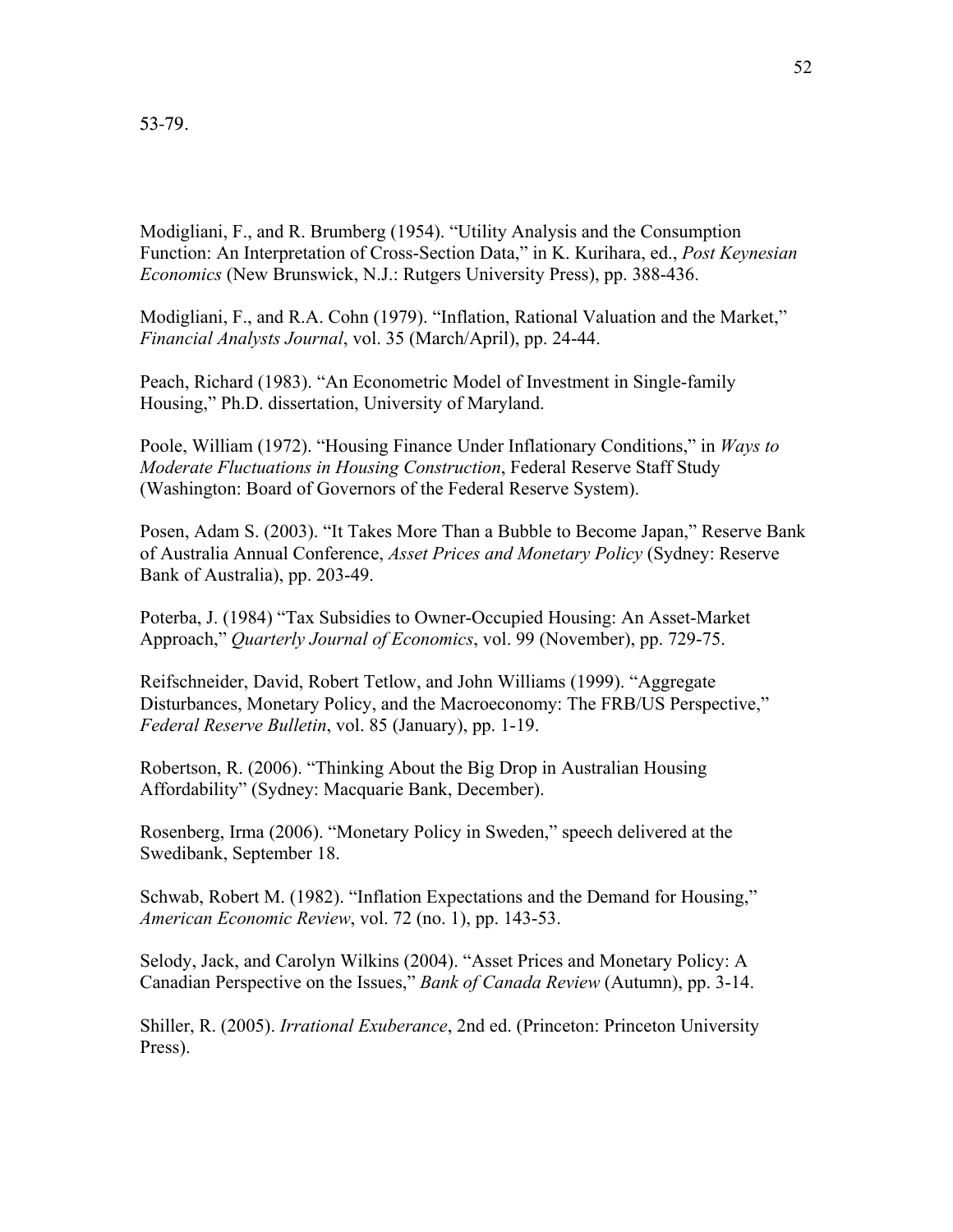53-79.

Modigliani, F., and R. Brumberg (1954). “Utility Analysis and the Consumption Function: An Interpretation of Cross-Section Data,” in K. Kurihara, ed., *Post Keynesian Economics* (New Brunswick, N.J.: Rutgers University Press), pp. 388-436.

Modigliani, F., and R.A. Cohn (1979). “Inflation, Rational Valuation and the Market,” *Financial Analysts Journal*, vol. 35 (March/April), pp. 24-44.

Peach, Richard (1983). “An Econometric Model of Investment in Single-family Housing,” Ph.D. dissertation, University of Maryland.

Poole, William (1972). “Housing Finance Under Inflationary Conditions,” in *Ways to Moderate Fluctuations in Housing Construction*, Federal Reserve Staff Study (Washington: Board of Governors of the Federal Reserve System).

Posen, Adam S. (2003). “It Takes More Than a Bubble to Become Japan,” Reserve Bank of Australia Annual Conference, *Asset Prices and Monetary Policy* (Sydney: Reserve Bank of Australia), pp. 203-49.

Poterba, J. (1984) “Tax Subsidies to Owner-Occupied Housing: An Asset-Market Approach,” *Quarterly Journal of Economics*, vol. 99 (November), pp. 729-75.

Reifschneider, David, Robert Tetlow, and John Williams (1999). “Aggregate Disturbances, Monetary Policy, and the Macroeconomy: The FRB/US Perspective,” *Federal Reserve Bulletin*, vol. 85 (January), pp. 1-19.

Robertson, R. (2006). “Thinking About the Big Drop in Australian Housing Affordability” (Sydney: Macquarie Bank, December).

Rosenberg, Irma (2006). “Monetary Policy in Sweden,” speech delivered at the Swedibank, September 18.

Schwab, Robert M. (1982). “Inflation Expectations and the Demand for Housing,” *American Economic Review*, vol. 72 (no. 1), pp. 143-53.

Selody, Jack, and Carolyn Wilkins (2004). “Asset Prices and Monetary Policy: A Canadian Perspective on the Issues,” *Bank of Canada Review* (Autumn), pp. 3-14.

Shiller, R. (2005). *Irrational Exuberance*, 2nd ed. (Princeton: Princeton University Press).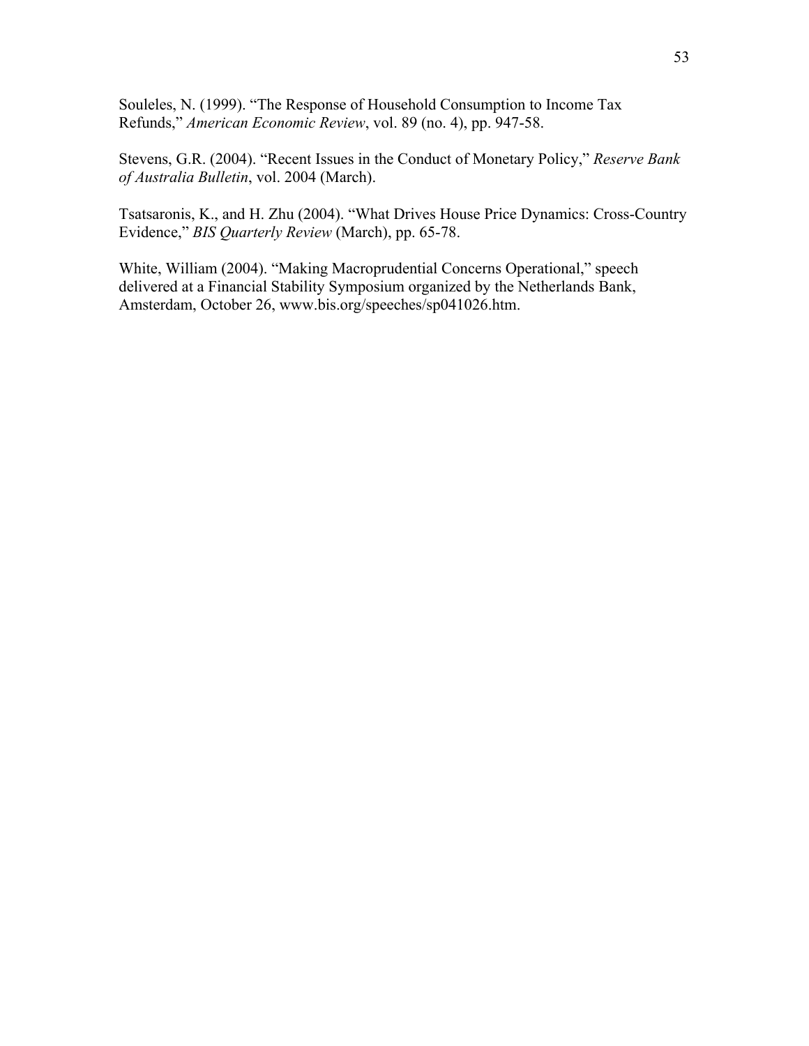Souleles, N. (1999). "The Response of Household Consumption to Income Tax Refunds," *American Economic Review*, vol. 89 (no. 4), pp. 947-58.

Stevens, G.R. (2004). "Recent Issues in the Conduct of Monetary Policy," *Reserve Bank of Australia Bulletin*, vol. 2004 (March).

Tsatsaronis, K., and H. Zhu (2004). "What Drives House Price Dynamics: Cross-Country Evidence," *BIS Quarterly Review* (March), pp. 65-78.

White, William (2004). "Making Macroprudential Concerns Operational," speech delivered at a Financial Stability Symposium organized by the Netherlands Bank, Amsterdam, October 26, www.bis.org/speeches/sp041026.htm.